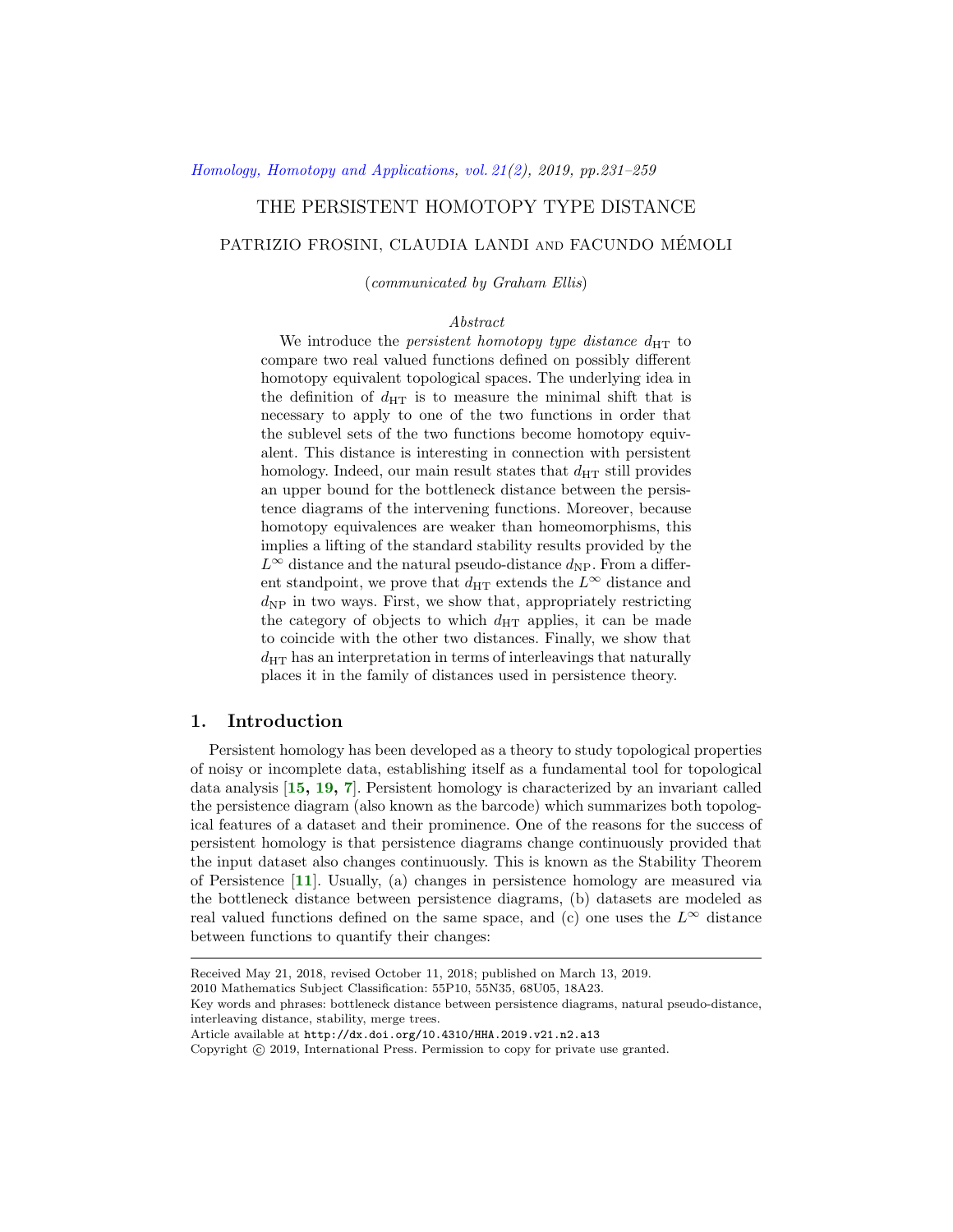# THE PERSISTENT HOMOTOPY TYPE DISTANCE

PATRIZIO FROSINI, CLAUDIA LANDI AND FACUNDO MÉMOLI

(*communicated by Graham Ellis*)

*Abstract*

We introduce the *persistent homotopy type distance* $d_{\mathrm{HT}}$ to compare two real valued functions defined on possibly different homotopy equivalent topological spaces. The underlying idea in the definition of $d_{\mathrm{HT}}$ is to measure the minimal shift that is necessary to apply to one of the two functions in order that the sublevel sets of the two functions become homotopy equivalent. This distance is interesting in connection with persistent homology. Indeed, our main result states that $d_{\mathrm{HT}}$ still provides an upper bound for the bottleneck distance between the persistence diagrams of the intervening functions. Moreover, because homotopy equivalences are weaker than homeomorphisms, this implies a lifting of the standard stability results provided by the $L^\infty$ distance and the natural pseudo-distance $d_{\mathrm{NP}}$. From a different standpoint, we prove that $d_{\mathrm{HT}}$ extends the $L^\infty$ distance and $d_{\mathrm{NP}}$ in two ways. First, we show that, appropriately restricting the category of objects to which $d_{\mathrm{HT}}$ applies, it can be made to coincide with the other two distances. Finally, we show that $d_{\mathrm{HT}}$ has an interpretation in terms of interleavings that naturally places it in the family of distances used in persistence theory.

## 1. Introduction

Persistent homology has been developed as a theory to study topological properties of noisy or incomplete data, establishing itself as a fundamental tool for topological data analysis [15, 19, 7]. Persistent homology is characterized by an invariant called the persistence diagram (also known as the barcode) which summarizes both topological features of a dataset and their prominence. One of the reasons for the success of persistent homology is that persistence diagrams change continuously provided that the input dataset also changes continuously. This is known as the Stability Theorem of Persistence [11]. Usually, (a) changes in persistence homology are measured via the bottleneck distance between persistence diagrams, (b) datasets are modeled as real valued functions defined on the same space, and (c) one uses the $L^\infty$ distance between functions to quantify their changes:

---

Received May 21, 2018, revised October 11, 2018; published on March 13, 2019.

2010 Mathematics Subject Classification: 55P10, 55N35, 68U05, 18A23.

Key words and phrases: bottleneck distance between persistence diagrams, natural pseudo-distance, interleaving distance, stability, merge trees.

Article available at http://dx.doi.org/10.4310/HHA.2019.v21.n2.a13

Copyright © 2019, International Press. Permission to copy for private use granted.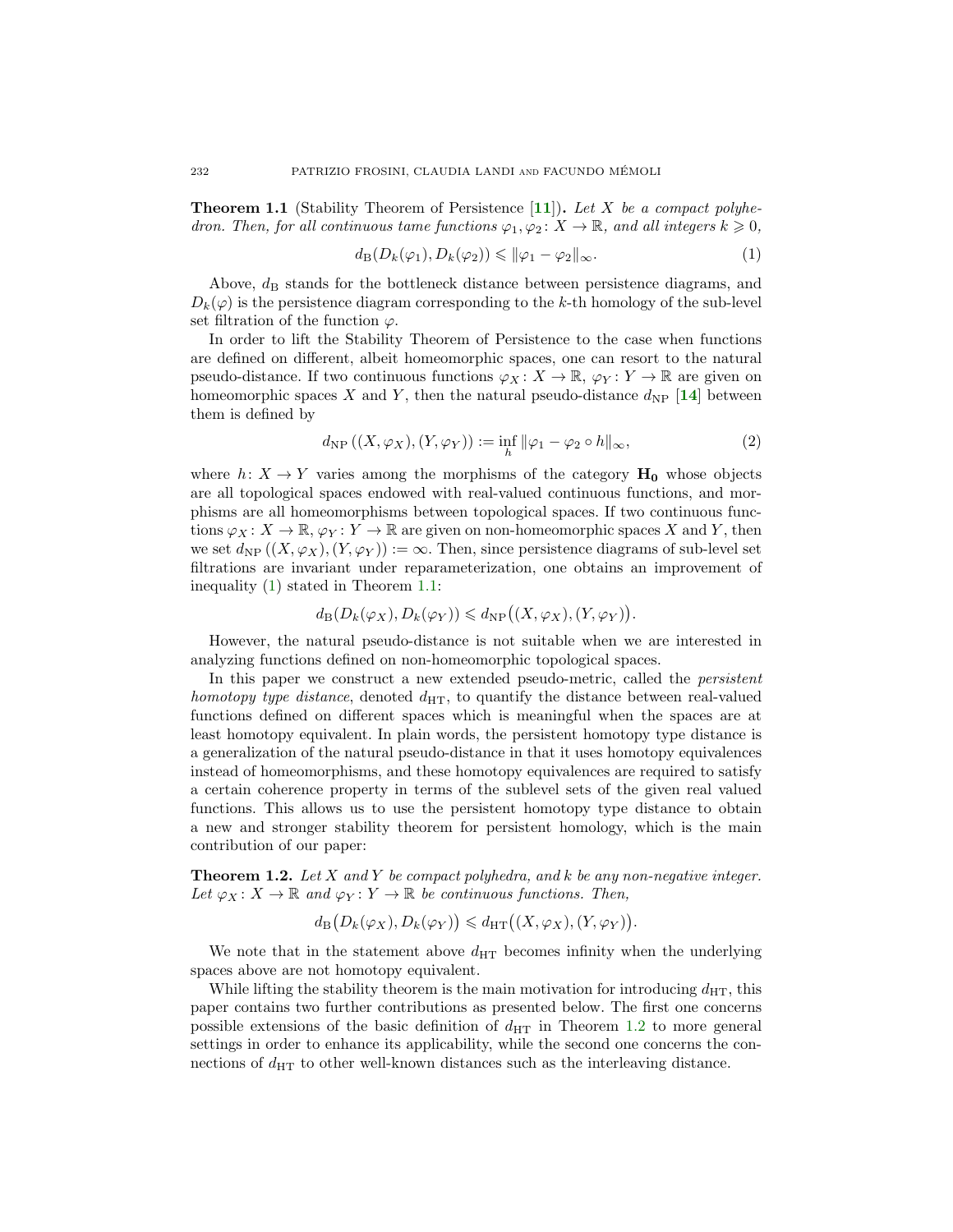**Theorem 1.1** (Stability Theorem of Persistence [11])**.** *Let $X$ be a compact polyhedron. Then, for all continuous tame functions $\varphi_1, \varphi_2 \colon X \to \mathbb{R}$, and all integers $k \geqslant 0$,*

$$d_{\mathrm{B}}(D_k(\varphi_1), D_k(\varphi_2)) \leqslant \|\varphi_1 - \varphi_2\|_\infty. \tag{1}$$

Above, $d_{\mathrm{B}}$ stands for the bottleneck distance between persistence diagrams, and $D_k(\varphi)$ is the persistence diagram corresponding to the $k$-th homology of the sub-level set filtration of the function $\varphi$.

In order to lift the Stability Theorem of Persistence to the case when functions are defined on different, albeit homeomorphic spaces, one can resort to the natural pseudo-distance. If two continuous functions $\varphi_X \colon X \to \mathbb{R}$, $\varphi_Y \colon Y \to \mathbb{R}$ are given on homeomorphic spaces $X$ and $Y$, then the natural pseudo-distance $d_{\mathrm{NP}}$ [**14**] between them is defined by

$$d_{\mathrm{NP}}\left((X, \varphi_X), (Y, \varphi_Y)\right) := \inf_h \|\varphi_1 - \varphi_2 \circ h\|_\infty, \tag{2}$$

where $h \colon X \to Y$ varies among the morphisms of the category $\mathbf{H_0}$ whose objects are all topological spaces endowed with real-valued continuous functions, and morphisms are all homeomorphisms between topological spaces. If two continuous functions $\varphi_X \colon X \to \mathbb{R}$, $\varphi_Y \colon Y \to \mathbb{R}$ are given on non-homeomorphic spaces $X$ and $Y$, then we set $d_{\mathrm{NP}}\left((X, \varphi_X), (Y, \varphi_Y)\right) := \infty$. Then, since persistence diagrams of sub-level set filtrations are invariant under reparameterization, one obtains an improvement of inequality (1) stated in Theorem 1.1:

$$d_{\mathrm{B}}(D_k(\varphi_X), D_k(\varphi_Y)) \leqslant d_{\mathrm{NP}}\big((X, \varphi_X), (Y, \varphi_Y)\big).$$

However, the natural pseudo-distance is not suitable when we are interested in analyzing functions defined on non-homeomorphic topological spaces.

In this paper we construct a new extended pseudo-metric, called the *persistent homotopy type distance*, denoted $d_{\mathrm{HT}}$, to quantify the distance between real-valued functions defined on different spaces which is meaningful when the spaces are at least homotopy equivalent. In plain words, the persistent homotopy type distance is a generalization of the natural pseudo-distance in that it uses homotopy equivalences instead of homeomorphisms, and these homotopy equivalences are required to satisfy a certain coherence property in terms of the sublevel sets of the given real valued functions. This allows us to use the persistent homotopy type distance to obtain a new and stronger stability theorem for persistent homology, which is the main contribution of our paper:

**Theorem 1.2.** *Let $X$ and $Y$ be compact polyhedra, and $k$ be any non-negative integer. Let $\varphi_X \colon X \to \mathbb{R}$ and $\varphi_Y \colon Y \to \mathbb{R}$ be continuous functions. Then,*

$$d_{\mathrm{B}}\big(D_k(\varphi_X), D_k(\varphi_Y)\big) \leqslant d_{\mathrm{HT}}\big((X, \varphi_X), (Y, \varphi_Y)\big).$$

We note that in the statement above $d_{\mathrm{HT}}$ becomes infinity when the underlying spaces above are not homotopy equivalent.

While lifting the stability theorem is the main motivation for introducing $d_{\mathrm{HT}}$, this paper contains two further contributions as presented below. The first one concerns possible extensions of the basic definition of $d_{\mathrm{HT}}$ in Theorem 1.2 to more general settings in order to enhance its applicability, while the second one concerns the connections of $d_{\mathrm{HT}}$ to other well-known distances such as the interleaving distance.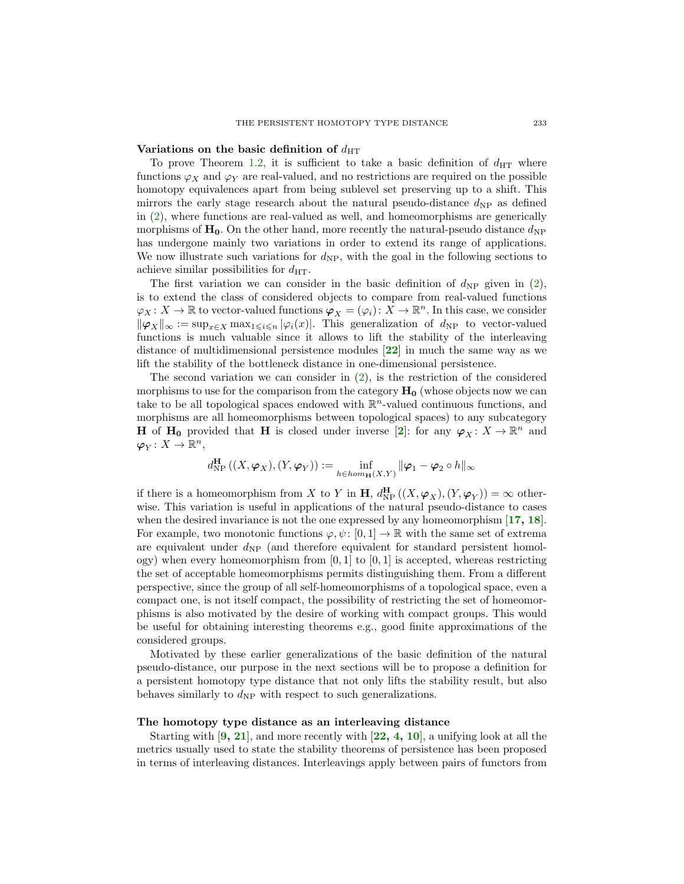**Variations on the basic definition of $d_{\mathrm{HT}}$**

To prove Theorem 1.2, it is sufficient to take a basic definition of $d_{\mathrm{HT}}$ where functions $\varphi_X$ and $\varphi_Y$ are real-valued, and no restrictions are required on the possible homotopy equivalences apart from being sublevel set preserving up to a shift. This mirrors the early stage research about the natural pseudo-distance $d_{\mathrm{NP}}$ as defined in (2), where functions are real-valued as well, and homeomorphisms are generically morphisms of $\mathbf{H_0}$. On the other hand, more recently the natural-pseudo distance $d_{\mathrm{NP}}$ has undergone mainly two variations in order to extend its range of applications. We now illustrate such variations for $d_{\mathrm{NP}}$, with the goal in the following sections to achieve similar possibilities for $d_{\mathrm{HT}}$.

The first variation we can consider in the basic definition of $d_{\mathrm{NP}}$ given in (2), is to extend the class of considered objects to compare from real-valued functions $\varphi_X\colon X \to \mathbb{R}$ to vector-valued functions $\boldsymbol{\varphi}_X = (\varphi_i)\colon X \to \mathbb{R}^n$. In this case, we consider $\|\boldsymbol{\varphi}_X\|_\infty := \sup_{x\in X} \max_{1\leqslant i\leqslant n} |\varphi_i(x)|$. This generalization of $d_{\mathrm{NP}}$ to vector-valued functions is much valuable since it allows to lift the stability of the interleaving distance of multidimensional persistence modules [**22**] in much the same way as we lift the stability of the bottleneck distance in one-dimensional persistence.

The second variation we can consider in (2), is the restriction of the considered morphisms to use for the comparison from the category $\mathbf{H_0}$ (whose objects now we can take to be all topological spaces endowed with $\mathbb{R}^n$-valued continuous functions, and morphisms are all homeomorphisms between topological spaces) to any subcategory $\mathbf{H}$ of $\mathbf{H_0}$ provided that $\mathbf{H}$ is closed under inverse [**2**]: for any $\boldsymbol{\varphi}_X\colon X \to \mathbb{R}^n$ and $\boldsymbol{\varphi}_Y\colon X \to \mathbb{R}^n$,

$$d^{\mathbf{H}}_{\mathrm{NP}}\left((X,\boldsymbol{\varphi}_X),(Y,\boldsymbol{\varphi}_Y)\right) := \inf_{h\in hom_{\mathbf{H}}(X,Y)} \|\boldsymbol{\varphi}_1 - \boldsymbol{\varphi}_2\circ h\|_\infty$$

if there is a homeomorphism from $X$ to $Y$ in $\mathbf{H}$, $d^{\mathbf{H}}_{\mathrm{NP}}\left((X,\boldsymbol{\varphi}_X),(Y,\boldsymbol{\varphi}_Y)\right) = \infty$ otherwise. This variation is useful in applications of the natural pseudo-distance to cases when the desired invariance is not the one expressed by any homeomorphism [**17, 18**]. For example, two monotonic functions $\varphi, \psi\colon [0,1] \to \mathbb{R}$ with the same set of extrema are equivalent under $d_{\mathrm{NP}}$ (and therefore equivalent for standard persistent homology) when every homeomorphism from $[0,1]$ to $[0,1]$ is accepted, whereas restricting the set of acceptable homeomorphisms permits distinguishing them. From a different perspective, since the group of all self-homeomorphisms of a topological space, even a compact one, is not itself compact, the possibility of restricting the set of homeomorphisms is also motivated by the desire of working with compact groups. This would be useful for obtaining interesting theorems e.g., good finite approximations of the considered groups.

Motivated by these earlier generalizations of the basic definition of the natural pseudo-distance, our purpose in the next sections will be to propose a definition for a persistent homotopy type distance that not only lifts the stability result, but also behaves similarly to $d_{\mathrm{NP}}$ with respect to such generalizations.

**The homotopy type distance as an interleaving distance**

Starting with [**9, 21**], and more recently with [**22, 4, 10**], a unifying look at all the metrics usually used to state the stability theorems of persistence has been proposed in terms of interleaving distances. Interleavings apply between pairs of functors from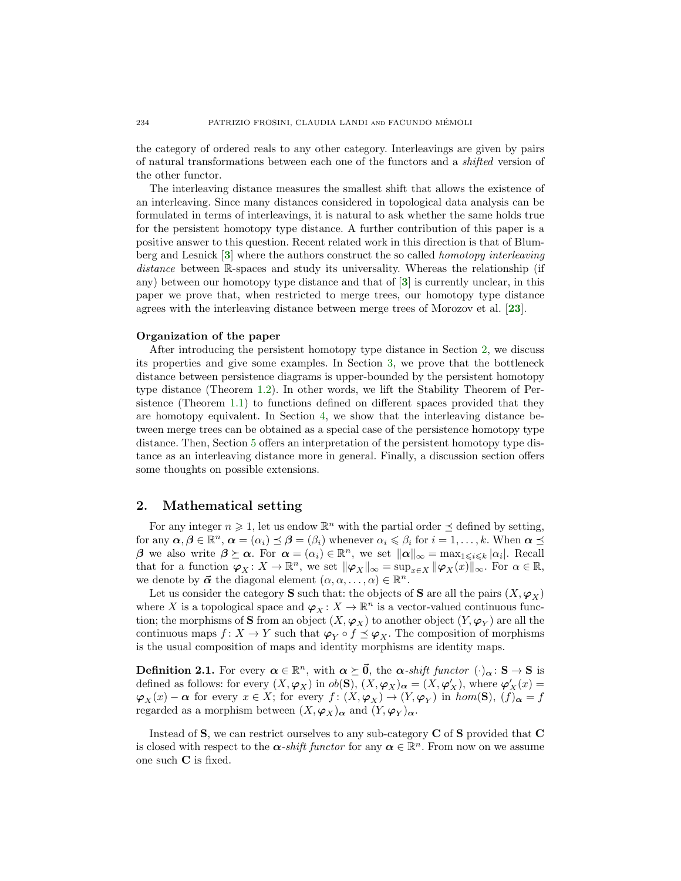the category of ordered reals to any other category. Interleavings are given by pairs of natural transformations between each one of the functors and a *shifted* version of the other functor.

The interleaving distance measures the smallest shift that allows the existence of an interleaving. Since many distances considered in topological data analysis can be formulated in terms of interleavings, it is natural to ask whether the same holds true for the persistent homotopy type distance. A further contribution of this paper is a positive answer to this question. Recent related work in this direction is that of Blumberg and Lesnick [3] where the authors construct the so called *homotopy interleaving distance* between $\mathbb{R}$-spaces and study its universality. Whereas the relationship (if any) between our homotopy type distance and that of [3] is currently unclear, in this paper we prove that, when restricted to merge trees, our homotopy type distance agrees with the interleaving distance between merge trees of Morozov et al. [23].

**Organization of the paper**

After introducing the persistent homotopy type distance in Section 2, we discuss its properties and give some examples. In Section 3, we prove that the bottleneck distance between persistence diagrams is upper-bounded by the persistent homotopy type distance (Theorem 1.2). In other words, we lift the Stability Theorem of Persistence (Theorem 1.1) to functions defined on different spaces provided that they are homotopy equivalent. In Section 4, we show that the interleaving distance between merge trees can be obtained as a special case of the persistence homotopy type distance. Then, Section 5 offers an interpretation of the persistent homotopy type distance as an interleaving distance more in general. Finally, a discussion section offers some thoughts on possible extensions.

## 2. Mathematical setting

For any integer $n \geqslant 1$, let us endow $\mathbb{R}^n$ with the partial order $\preceq$ defined by setting, for any $\boldsymbol{\alpha}, \boldsymbol{\beta} \in \mathbb{R}^n$, $\boldsymbol{\alpha} = (\alpha_i) \preceq \boldsymbol{\beta} = (\beta_i)$ whenever $\alpha_i \leqslant \beta_i$ for $i = 1, \ldots, k$. When $\boldsymbol{\alpha} \preceq \boldsymbol{\beta}$ we also write $\boldsymbol{\beta} \succeq \boldsymbol{\alpha}$. For $\boldsymbol{\alpha} = (\alpha_i) \in \mathbb{R}^n$, we set $\|\boldsymbol{\alpha}\|_\infty = \max_{1 \leqslant i \leqslant k} |\alpha_i|$. Recall that for a function $\boldsymbol{\varphi}_X \colon X \to \mathbb{R}^n$, we set $\|\boldsymbol{\varphi}_X\|_\infty = \sup_{x \in X} \|\boldsymbol{\varphi}_X(x)\|_\infty$. For $\alpha \in \mathbb{R}$, we denote by $\vec{\alpha}$ the diagonal element $(\alpha, \alpha, \ldots, \alpha) \in \mathbb{R}^n$.

Let us consider the category $\mathbf{S}$ such that: the objects of $\mathbf{S}$ are all the pairs $(X, \boldsymbol{\varphi}_X)$ where $X$ is a topological space and $\boldsymbol{\varphi}_X \colon X \to \mathbb{R}^n$ is a vector-valued continuous function; the morphisms of $\mathbf{S}$ from an object $(X, \boldsymbol{\varphi}_X)$ to another object $(Y, \boldsymbol{\varphi}_Y)$ are all the continuous maps $f \colon X \to Y$ such that $\boldsymbol{\varphi}_Y \circ f \preceq \boldsymbol{\varphi}_X$. The composition of morphisms is the usual composition of maps and identity morphisms are identity maps.

**Definition 2.1.** For every $\boldsymbol{\alpha} \in \mathbb{R}^n$, with $\boldsymbol{\alpha} \succeq \vec{0}$, the *$\boldsymbol{\alpha}$-shift functor* $(\cdot)_{\boldsymbol{\alpha}} \colon \mathbf{S} \to \mathbf{S}$ is defined as follows: for every $(X, \boldsymbol{\varphi}_X)$ in $ob(\mathbf{S})$, $(X, \boldsymbol{\varphi}_X)_{\boldsymbol{\alpha}} = (X, \boldsymbol{\varphi}'_X)$, where $\boldsymbol{\varphi}'_X(x) = \boldsymbol{\varphi}_X(x) - \boldsymbol{\alpha}$ for every $x \in X$; for every $f \colon (X, \boldsymbol{\varphi}_X) \to (Y, \boldsymbol{\varphi}_Y)$ in $hom(\mathbf{S})$, $(f)_{\boldsymbol{\alpha}} = f$ regarded as a morphism between $(X, \boldsymbol{\varphi}_X)_{\boldsymbol{\alpha}}$ and $(Y, \boldsymbol{\varphi}_Y)_{\boldsymbol{\alpha}}$.

Instead of $\mathbf{S}$, we can restrict ourselves to any sub-category $\mathbf{C}$ of $\mathbf{S}$ provided that $\mathbf{C}$ is closed with respect to the *$\boldsymbol{\alpha}$-shift functor* for any $\boldsymbol{\alpha} \in \mathbb{R}^n$. From now on we assume one such $\mathbf{C}$ is fixed.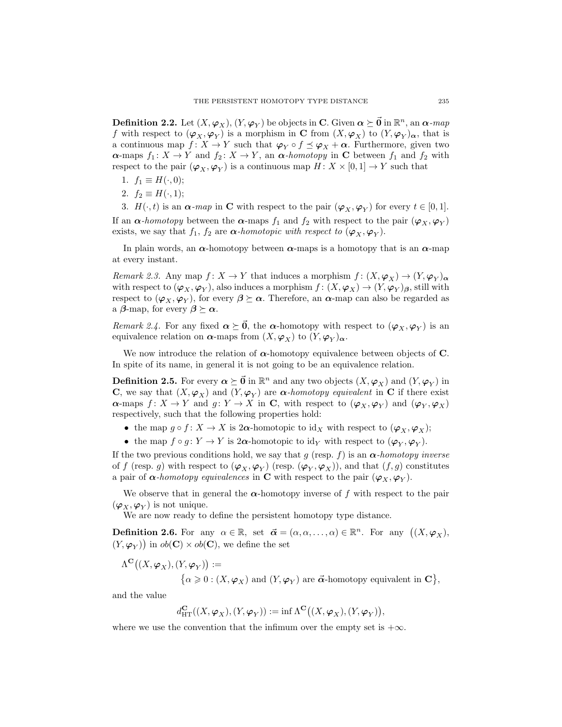**Definition 2.2.** Let $(X, \boldsymbol{\varphi}_X)$, $(Y, \boldsymbol{\varphi}_Y)$ be objects in $\mathbf{C}$. Given $\boldsymbol{\alpha} \succeq \vec{\mathbf{0}}$ in $\mathbb{R}^n$, an *$\boldsymbol{\alpha}$-map* $f$ with respect to $(\boldsymbol{\varphi}_X, \boldsymbol{\varphi}_Y)$ is a morphism in $\mathbf{C}$ from $(X, \boldsymbol{\varphi}_X)$ to $(Y, \boldsymbol{\varphi}_Y)_{\boldsymbol{\alpha}}$, that is a continuous map $f\colon X \to Y$ such that $\boldsymbol{\varphi}_Y \circ f \preceq \boldsymbol{\varphi}_X + \boldsymbol{\alpha}$. Furthermore, given two $\boldsymbol{\alpha}$-maps $f_1\colon X \to Y$ and $f_2\colon X \to Y$, an *$\boldsymbol{\alpha}$-homotopy* in $\mathbf{C}$ between $f_1$ and $f_2$ with respect to the pair $(\boldsymbol{\varphi}_X, \boldsymbol{\varphi}_Y)$ is a continuous map $H\colon X \times [0, 1] \to Y$ such that

1. $f_1 \equiv H(\cdot, 0)$;
2. $f_2 \equiv H(\cdot, 1)$;
3. $H(\cdot, t)$ is an *$\boldsymbol{\alpha}$-map* in $\mathbf{C}$ with respect to the pair $(\boldsymbol{\varphi}_X, \boldsymbol{\varphi}_Y)$ for every $t \in [0, 1]$.

If an *$\boldsymbol{\alpha}$-homotopy* between the $\boldsymbol{\alpha}$-maps $f_1$ and $f_2$ with respect to the pair $(\boldsymbol{\varphi}_X, \boldsymbol{\varphi}_Y)$ exists, we say that $f_1$, $f_2$ are *$\boldsymbol{\alpha}$-homotopic with respect to* $(\boldsymbol{\varphi}_X, \boldsymbol{\varphi}_Y)$.

In plain words, an $\boldsymbol{\alpha}$-homotopy between $\boldsymbol{\alpha}$-maps is a homotopy that is an $\boldsymbol{\alpha}$-map at every instant.

*Remark 2.3.* Any map $f\colon X \to Y$ that induces a morphism $f\colon (X, \boldsymbol{\varphi}_X) \to (Y, \boldsymbol{\varphi}_Y)_{\boldsymbol{\alpha}}$ with respect to $(\boldsymbol{\varphi}_X, \boldsymbol{\varphi}_Y)$, also induces a morphism $f\colon (X, \boldsymbol{\varphi}_X) \to (Y, \boldsymbol{\varphi}_Y)_{\boldsymbol{\beta}}$, still with respect to $(\boldsymbol{\varphi}_X, \boldsymbol{\varphi}_Y)$, for every $\boldsymbol{\beta} \succeq \boldsymbol{\alpha}$. Therefore, an $\boldsymbol{\alpha}$-map can also be regarded as a $\boldsymbol{\beta}$-map, for every $\boldsymbol{\beta} \succeq \boldsymbol{\alpha}$.

*Remark 2.4.* For any fixed $\boldsymbol{\alpha} \succeq \vec{\mathbf{0}}$, the $\boldsymbol{\alpha}$-homotopy with respect to $(\boldsymbol{\varphi}_X, \boldsymbol{\varphi}_Y)$ is an equivalence relation on $\boldsymbol{\alpha}$-maps from $(X, \boldsymbol{\varphi}_X)$ to $(Y, \boldsymbol{\varphi}_Y)_{\boldsymbol{\alpha}}$.

We now introduce the relation of $\boldsymbol{\alpha}$-homotopy equivalence between objects of $\mathbf{C}$. In spite of its name, in general it is not going to be an equivalence relation.

**Definition 2.5.** For every $\boldsymbol{\alpha} \succeq \vec{\mathbf{0}}$ in $\mathbb{R}^n$ and any two objects $(X, \boldsymbol{\varphi}_X)$ and $(Y, \boldsymbol{\varphi}_Y)$ in $\mathbf{C}$, we say that $(X, \boldsymbol{\varphi}_X)$ and $(Y, \boldsymbol{\varphi}_Y)$ are *$\boldsymbol{\alpha}$-homotopy equivalent* in $\mathbf{C}$ if there exist $\boldsymbol{\alpha}$-maps $f\colon X \to Y$ and $g\colon Y \to X$ in $\mathbf{C}$, with respect to $(\boldsymbol{\varphi}_X, \boldsymbol{\varphi}_Y)$ and $(\boldsymbol{\varphi}_Y, \boldsymbol{\varphi}_X)$ respectively, such that the following properties hold:

- the map $g \circ f\colon X \to X$ is $2\boldsymbol{\alpha}$-homotopic to $\mathrm{id}_X$ with respect to $(\boldsymbol{\varphi}_X, \boldsymbol{\varphi}_X)$;
- the map $f \circ g\colon Y \to Y$ is $2\boldsymbol{\alpha}$-homotopic to $\mathrm{id}_Y$ with respect to $(\boldsymbol{\varphi}_Y, \boldsymbol{\varphi}_Y)$.

If the two previous conditions hold, we say that $g$ (resp. $f$) is an *$\boldsymbol{\alpha}$-homotopy inverse* of $f$ (resp. $g$) with respect to $(\boldsymbol{\varphi}_X, \boldsymbol{\varphi}_Y)$ (resp. $(\boldsymbol{\varphi}_Y, \boldsymbol{\varphi}_X)$), and that $(f, g)$ constitutes a pair of *$\boldsymbol{\alpha}$-homotopy equivalences* in $\mathbf{C}$ with respect to the pair $(\boldsymbol{\varphi}_X, \boldsymbol{\varphi}_Y)$.

We observe that in general the $\boldsymbol{\alpha}$-homotopy inverse of $f$ with respect to the pair $(\boldsymbol{\varphi}_X, \boldsymbol{\varphi}_Y)$ is not unique.

We are now ready to define the persistent homotopy type distance.

**Definition 2.6.** For any $\alpha \in \mathbb{R}$, set $\vec{\boldsymbol{\alpha}} = (\alpha, \alpha, \ldots, \alpha) \in \mathbb{R}^n$. For any $\big((X, \boldsymbol{\varphi}_X), (Y, \boldsymbol{\varphi}_Y)\big)$ in $ob(\mathbf{C}) \times ob(\mathbf{C})$, we define the set

$$\Lambda^{\mathbf{C}}\big((X, \boldsymbol{\varphi}_X), (Y, \boldsymbol{\varphi}_Y)\big) := \big\{\alpha \geqslant 0 : (X, \boldsymbol{\varphi}_X) \text{ and } (Y, \boldsymbol{\varphi}_Y) \text{ are } \vec{\boldsymbol{\alpha}}\text{-homotopy equivalent in } \mathbf{C}\big\},$$

and the value

$$d^{\mathbf{C}}_{\mathrm{HT}}((X, \boldsymbol{\varphi}_X), (Y, \boldsymbol{\varphi}_Y)) := \inf \Lambda^{\mathbf{C}}\big((X, \boldsymbol{\varphi}_X), (Y, \boldsymbol{\varphi}_Y)\big),$$

where we use the convention that the infimum over the empty set is $+\infty$.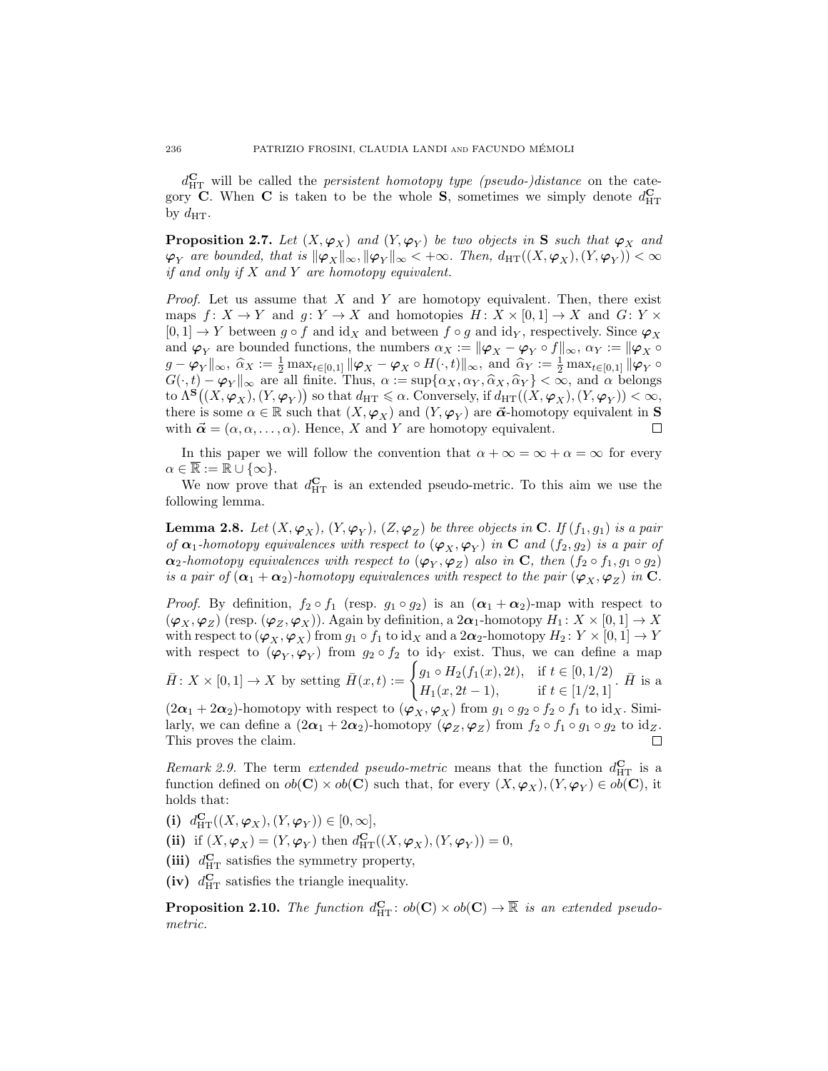$d_{\mathrm{HT}}^{\mathbf{C}}$ will be called the *persistent homotopy type (pseudo-)distance* on the category $\mathbf{C}$. When $\mathbf{C}$ is taken to be the whole $\mathbf{S}$, sometimes we simply denote $d_{\mathrm{HT}}^{\mathbf{C}}$ by $d_{\mathrm{HT}}$.

**Proposition 2.7.** *Let $(X, \boldsymbol{\varphi}_X)$ and $(Y, \boldsymbol{\varphi}_Y)$ be two objects in $\mathbf{S}$ such that $\boldsymbol{\varphi}_X$ and $\boldsymbol{\varphi}_Y$ are bounded, that is $\|\boldsymbol{\varphi}_X\|_\infty, \|\boldsymbol{\varphi}_Y\|_\infty < +\infty$. Then, $d_{\mathrm{HT}}((X, \boldsymbol{\varphi}_X), (Y, \boldsymbol{\varphi}_Y)) < \infty$ if and only if $X$ and $Y$ are homotopy equivalent.*

*Proof.* Let us assume that $X$ and $Y$ are homotopy equivalent. Then, there exist maps $f\colon X \to Y$ and $g\colon Y \to X$ and homotopies $H\colon X \times [0,1] \to X$ and $G\colon Y \times [0,1] \to Y$ between $g \circ f$ and $\mathrm{id}_X$ and between $f \circ g$ and $\mathrm{id}_Y$, respectively. Since $\boldsymbol{\varphi}_X$ and $\boldsymbol{\varphi}_Y$ are bounded functions, the numbers $\alpha_X := \|\boldsymbol{\varphi}_X - \boldsymbol{\varphi}_Y \circ f\|_\infty$, $\alpha_Y := \|\boldsymbol{\varphi}_X \circ g - \boldsymbol{\varphi}_Y\|_\infty$, $\widehat{\alpha}_X := \frac{1}{2}\max_{t\in[0,1]} \|\boldsymbol{\varphi}_X - \boldsymbol{\varphi}_X \circ H(\cdot, t)\|_\infty$, and $\widehat{\alpha}_Y := \frac{1}{2}\max_{t\in[0,1]} \|\boldsymbol{\varphi}_Y \circ G(\cdot, t) - \boldsymbol{\varphi}_Y\|_\infty$ are all finite. Thus, $\alpha := \sup\{\alpha_X, \alpha_Y, \widehat{\alpha}_X, \widehat{\alpha}_Y\} < \infty$, and $\alpha$ belongs to $\Lambda^{\mathbf{S}}\big((X, \boldsymbol{\varphi}_X), (Y, \boldsymbol{\varphi}_Y)\big)$ so that $d_{\mathrm{HT}} \leqslant \alpha$. Conversely, if $d_{\mathrm{HT}}((X, \boldsymbol{\varphi}_X), (Y, \boldsymbol{\varphi}_Y)) < \infty$, there is some $\alpha \in \mathbb{R}$ such that $(X, \boldsymbol{\varphi}_X)$ and $(Y, \boldsymbol{\varphi}_Y)$ are $\vec{\boldsymbol{\alpha}}$-homotopy equivalent in $\mathbf{S}$ with $\vec{\boldsymbol{\alpha}} = (\alpha, \alpha, \ldots, \alpha)$. Hence, $X$ and $Y$ are homotopy equivalent. $\square$

In this paper we will follow the convention that $\alpha + \infty = \infty + \alpha = \infty$ for every $\alpha \in \overline{\mathbb{R}} := \mathbb{R} \cup \{\infty\}$.

We now prove that $d_{\mathrm{HT}}^{\mathbf{C}}$ is an extended pseudo-metric. To this aim we use the following lemma.

**Lemma 2.8.** *Let $(X, \boldsymbol{\varphi}_X)$, $(Y, \boldsymbol{\varphi}_Y)$, $(Z, \boldsymbol{\varphi}_Z)$ be three objects in $\mathbf{C}$. If $(f_1, g_1)$ is a pair of $\boldsymbol{\alpha}_1$-homotopy equivalences with respect to $(\boldsymbol{\varphi}_X, \boldsymbol{\varphi}_Y)$ in $\mathbf{C}$ and $(f_2, g_2)$ is a pair of $\boldsymbol{\alpha}_2$-homotopy equivalences with respect to $(\boldsymbol{\varphi}_Y, \boldsymbol{\varphi}_Z)$ also in $\mathbf{C}$, then $(f_2 \circ f_1, g_1 \circ g_2)$ is a pair of $(\boldsymbol{\alpha}_1 + \boldsymbol{\alpha}_2)$-homotopy equivalences with respect to the pair $(\boldsymbol{\varphi}_X, \boldsymbol{\varphi}_Z)$ in $\mathbf{C}$.*

*Proof.* By definition, $f_2 \circ f_1$ (resp. $g_1 \circ g_2$) is an $(\boldsymbol{\alpha}_1 + \boldsymbol{\alpha}_2)$-map with respect to $(\boldsymbol{\varphi}_X, \boldsymbol{\varphi}_Z)$ (resp. $(\boldsymbol{\varphi}_Z, \boldsymbol{\varphi}_X)$). Again by definition, a $2\boldsymbol{\alpha}_1$-homotopy $H_1\colon X \times [0,1] \to X$ with respect to $(\boldsymbol{\varphi}_X, \boldsymbol{\varphi}_X)$ from $g_1 \circ f_1$ to $\mathrm{id}_X$ and a $2\boldsymbol{\alpha}_2$-homotopy $H_2\colon Y \times [0,1] \to Y$ with respect to $(\boldsymbol{\varphi}_Y, \boldsymbol{\varphi}_Y)$ from $g_2 \circ f_2$ to $\mathrm{id}_Y$ exist. Thus, we can define a map $\bar{H}\colon X \times [0,1] \to X$ by setting $\bar{H}(x,t) := \begin{cases} g_1 \circ H_2(f_1(x), 2t), & \text{if } t \in [0, 1/2) \\ H_1(x, 2t-1), & \text{if } t \in [1/2, 1] \end{cases}$. $\bar{H}$ is a $(2\boldsymbol{\alpha}_1 + 2\boldsymbol{\alpha}_2)$-homotopy with respect to $(\boldsymbol{\varphi}_X, \boldsymbol{\varphi}_X)$ from $g_1 \circ g_2 \circ f_2 \circ f_1$ to $\mathrm{id}_X$. Similarly, we can define a $(2\boldsymbol{\alpha}_1 + 2\boldsymbol{\alpha}_2)$-homotopy $(\boldsymbol{\varphi}_Z, \boldsymbol{\varphi}_Z)$ from $f_2 \circ f_1 \circ g_1 \circ g_2$ to $\mathrm{id}_Z$. This proves the claim. $\square$

*Remark 2.9.* The term *extended pseudo-metric* means that the function $d_{\mathrm{HT}}^{\mathbf{C}}$ is a function defined on $ob(\mathbf{C}) \times ob(\mathbf{C})$ such that, for every $(X, \boldsymbol{\varphi}_X), (Y, \boldsymbol{\varphi}_Y) \in ob(\mathbf{C})$, it holds that:

**(i)** $d_{\mathrm{HT}}^{\mathbf{C}}((X, \boldsymbol{\varphi}_X), (Y, \boldsymbol{\varphi}_Y)) \in [0, \infty]$,

**(ii)** if $(X, \boldsymbol{\varphi}_X) = (Y, \boldsymbol{\varphi}_Y)$ then $d_{\mathrm{HT}}^{\mathbf{C}}((X, \boldsymbol{\varphi}_X), (Y, \boldsymbol{\varphi}_Y)) = 0$,

**(iii)** $d_{\mathrm{HT}}^{\mathbf{C}}$ satisfies the symmetry property,

**(iv)** $d_{\mathrm{HT}}^{\mathbf{C}}$ satisfies the triangle inequality.

**Proposition 2.10.** *The function $d_{\mathrm{HT}}^{\mathbf{C}}\colon ob(\mathbf{C}) \times ob(\mathbf{C}) \to \overline{\mathbb{R}}$ is an extended pseudo-metric.*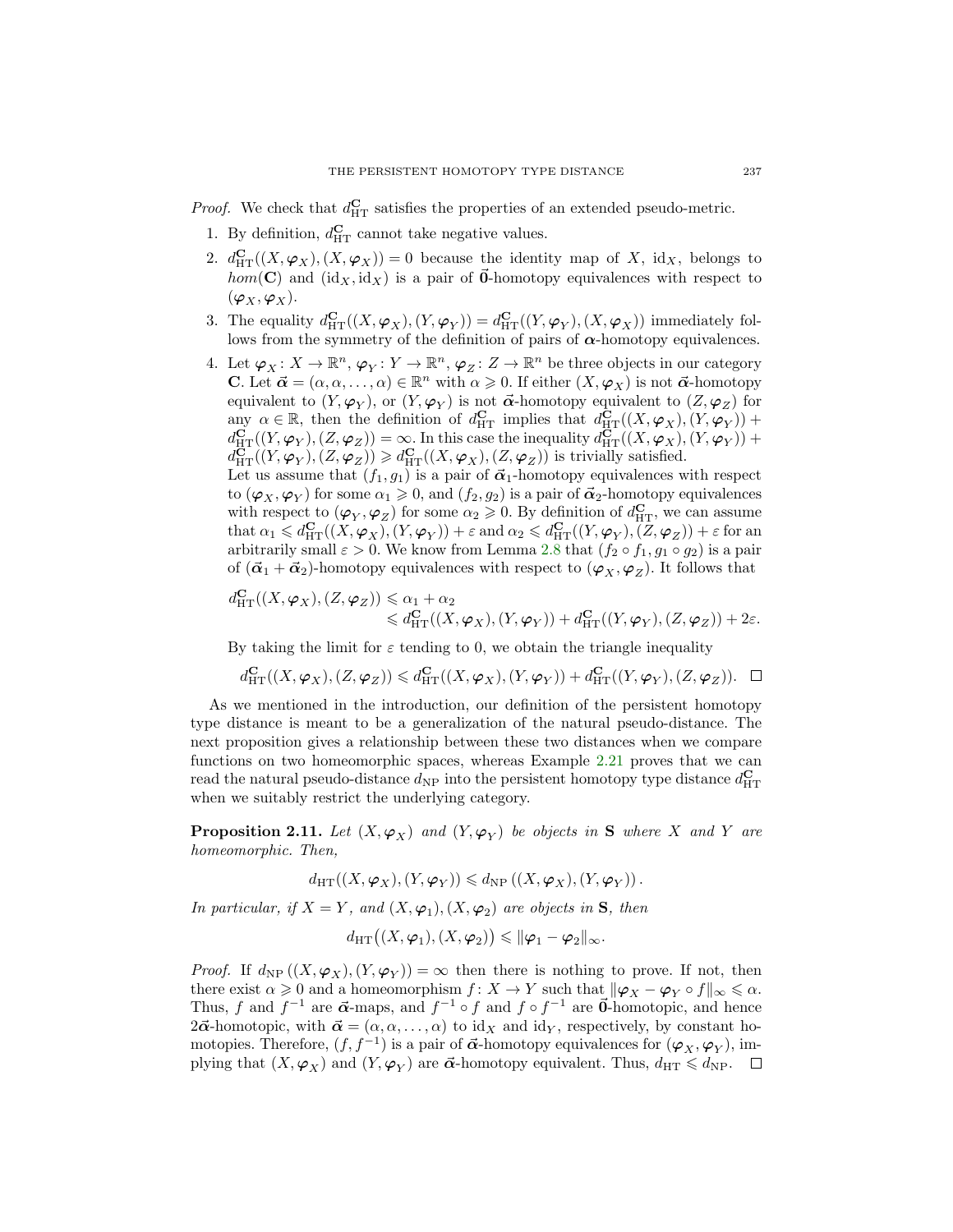*Proof.* We check that $d_{\mathrm{HT}}^{\mathbf{C}}$ satisfies the properties of an extended pseudo-metric.

1. By definition, $d_{\mathrm{HT}}^{\mathbf{C}}$ cannot take negative values.
2. $d_{\mathrm{HT}}^{\mathbf{C}}((X,\boldsymbol{\varphi}_X),(X,\boldsymbol{\varphi}_X)) = 0$ because the identity map of $X$, $\mathrm{id}_X$, belongs to $hom(\mathbf{C})$ and $(\mathrm{id}_X, \mathrm{id}_X)$ is a pair of $\vec{\mathbf{0}}$-homotopy equivalences with respect to $(\boldsymbol{\varphi}_X, \boldsymbol{\varphi}_X)$.
3. The equality $d_{\mathrm{HT}}^{\mathbf{C}}((X,\boldsymbol{\varphi}_X),(Y,\boldsymbol{\varphi}_Y)) = d_{\mathrm{HT}}^{\mathbf{C}}((Y,\boldsymbol{\varphi}_Y),(X,\boldsymbol{\varphi}_X))$ immediately follows from the symmetry of the definition of pairs of $\boldsymbol{\alpha}$-homotopy equivalences.
4. Let $\boldsymbol{\varphi}_X\colon X \to \mathbb{R}^n$, $\boldsymbol{\varphi}_Y\colon Y \to \mathbb{R}^n$, $\boldsymbol{\varphi}_Z\colon Z \to \mathbb{R}^n$ be three objects in our category $\mathbf{C}$. Let $\vec{\boldsymbol{\alpha}} = (\alpha, \alpha, \dots, \alpha) \in \mathbb{R}^n$ with $\alpha \geqslant 0$. If either $(X,\boldsymbol{\varphi}_X)$ is not $\vec{\boldsymbol{\alpha}}$-homotopy equivalent to $(Y,\boldsymbol{\varphi}_Y)$, or $(Y,\boldsymbol{\varphi}_Y)$ is not $\vec{\boldsymbol{\alpha}}$-homotopy equivalent to $(Z,\boldsymbol{\varphi}_Z)$ for any $\alpha \in \mathbb{R}$, then the definition of $d_{\mathrm{HT}}^{\mathbf{C}}$ implies that $d_{\mathrm{HT}}^{\mathbf{C}}((X,\boldsymbol{\varphi}_X),(Y,\boldsymbol{\varphi}_Y)) + d_{\mathrm{HT}}^{\mathbf{C}}((Y,\boldsymbol{\varphi}_Y),(Z,\boldsymbol{\varphi}_Z)) = \infty$. In this case the inequality $d_{\mathrm{HT}}^{\mathbf{C}}((X,\boldsymbol{\varphi}_X),(Y,\boldsymbol{\varphi}_Y)) + d_{\mathrm{HT}}^{\mathbf{C}}((Y,\boldsymbol{\varphi}_Y),(Z,\boldsymbol{\varphi}_Z)) \geqslant d_{\mathrm{HT}}^{\mathbf{C}}((X,\boldsymbol{\varphi}_X),(Z,\boldsymbol{\varphi}_Z))$ is trivially satisfied.
   Let us assume that $(f_1, g_1)$ is a pair of $\vec{\boldsymbol{\alpha}}_1$-homotopy equivalences with respect to $(\boldsymbol{\varphi}_X, \boldsymbol{\varphi}_Y)$ for some $\alpha_1 \geqslant 0$, and $(f_2, g_2)$ is a pair of $\vec{\boldsymbol{\alpha}}_2$-homotopy equivalences with respect to $(\boldsymbol{\varphi}_Y, \boldsymbol{\varphi}_Z)$ for some $\alpha_2 \geqslant 0$. By definition of $d_{\mathrm{HT}}^{\mathbf{C}}$, we can assume that $\alpha_1 \leqslant d_{\mathrm{HT}}^{\mathbf{C}}((X,\boldsymbol{\varphi}_X),(Y,\boldsymbol{\varphi}_Y)) + \varepsilon$ and $\alpha_2 \leqslant d_{\mathrm{HT}}^{\mathbf{C}}((Y,\boldsymbol{\varphi}_Y),(Z,\boldsymbol{\varphi}_Z)) + \varepsilon$ for an arbitrarily small $\varepsilon > 0$. We know from Lemma 2.8 that $(f_2 \circ f_1, g_1 \circ g_2)$ is a pair of $(\vec{\boldsymbol{\alpha}}_1 + \vec{\boldsymbol{\alpha}}_2)$-homotopy equivalences with respect to $(\boldsymbol{\varphi}_X, \boldsymbol{\varphi}_Z)$. It follows that
   $$\begin{aligned} d_{\mathrm{HT}}^{\mathbf{C}}((X,\boldsymbol{\varphi}_X),(Z,\boldsymbol{\varphi}_Z)) &\leqslant \alpha_1 + \alpha_2 \\ &\leqslant d_{\mathrm{HT}}^{\mathbf{C}}((X,\boldsymbol{\varphi}_X),(Y,\boldsymbol{\varphi}_Y)) + d_{\mathrm{HT}}^{\mathbf{C}}((Y,\boldsymbol{\varphi}_Y),(Z,\boldsymbol{\varphi}_Z)) + 2\varepsilon. \end{aligned}$$
   By taking the limit for $\varepsilon$ tending to 0, we obtain the triangle inequality
   $$d_{\mathrm{HT}}^{\mathbf{C}}((X,\boldsymbol{\varphi}_X),(Z,\boldsymbol{\varphi}_Z)) \leqslant d_{\mathrm{HT}}^{\mathbf{C}}((X,\boldsymbol{\varphi}_X),(Y,\boldsymbol{\varphi}_Y)) + d_{\mathrm{HT}}^{\mathbf{C}}((Y,\boldsymbol{\varphi}_Y),(Z,\boldsymbol{\varphi}_Z)). \quad \square$$

As we mentioned in the introduction, our definition of the persistent homotopy type distance is meant to be a generalization of the natural pseudo-distance. The next proposition gives a relationship between these two distances when we compare functions on two homeomorphic spaces, whereas Example 2.21 proves that we can read the natural pseudo-distance $d_{\mathrm{NP}}$ into the persistent homotopy type distance $d_{\mathrm{HT}}^{\mathbf{C}}$ when we suitably restrict the underlying category.

**Proposition 2.11.** *Let $(X,\boldsymbol{\varphi}_X)$ and $(Y,\boldsymbol{\varphi}_Y)$ be objects in $\mathbf{S}$ where $X$ and $Y$ are homeomorphic. Then,*

$$d_{\mathrm{HT}}((X,\boldsymbol{\varphi}_X),(Y,\boldsymbol{\varphi}_Y)) \leqslant d_{\mathrm{NP}}\left((X,\boldsymbol{\varphi}_X),(Y,\boldsymbol{\varphi}_Y)\right).$$

*In particular, if $X = Y$, and $(X,\boldsymbol{\varphi}_1),(X,\boldsymbol{\varphi}_2)$ are objects in $\mathbf{S}$, then*

$$d_{\mathrm{HT}}\big((X,\boldsymbol{\varphi}_1),(X,\boldsymbol{\varphi}_2)\big) \leqslant \|\boldsymbol{\varphi}_1 - \boldsymbol{\varphi}_2\|_\infty.$$

*Proof.* If $d_{\mathrm{NP}}\left((X,\boldsymbol{\varphi}_X),(Y,\boldsymbol{\varphi}_Y)\right) = \infty$ then there is nothing to prove. If not, then there exist $\alpha \geqslant 0$ and a homeomorphism $f\colon X \to Y$ such that $\|\boldsymbol{\varphi}_X - \boldsymbol{\varphi}_Y \circ f\|_\infty \leqslant \alpha$. Thus, $f$ and $f^{-1}$ are $\vec{\boldsymbol{\alpha}}$-maps, and $f^{-1} \circ f$ and $f \circ f^{-1}$ are $\vec{\mathbf{0}}$-homotopic, and hence $2\vec{\boldsymbol{\alpha}}$-homotopic, with $\vec{\boldsymbol{\alpha}} = (\alpha, \alpha, \dots, \alpha)$ to $\mathrm{id}_X$ and $\mathrm{id}_Y$, respectively, by constant homotopies. Therefore, $(f, f^{-1})$ is a pair of $\vec{\boldsymbol{\alpha}}$-homotopy equivalences for $(\boldsymbol{\varphi}_X, \boldsymbol{\varphi}_Y)$, implying that $(X,\boldsymbol{\varphi}_X)$ and $(Y,\boldsymbol{\varphi}_Y)$ are $\vec{\boldsymbol{\alpha}}$-homotopy equivalent. Thus, $d_{\mathrm{HT}} \leqslant d_{\mathrm{NP}}$. $\square$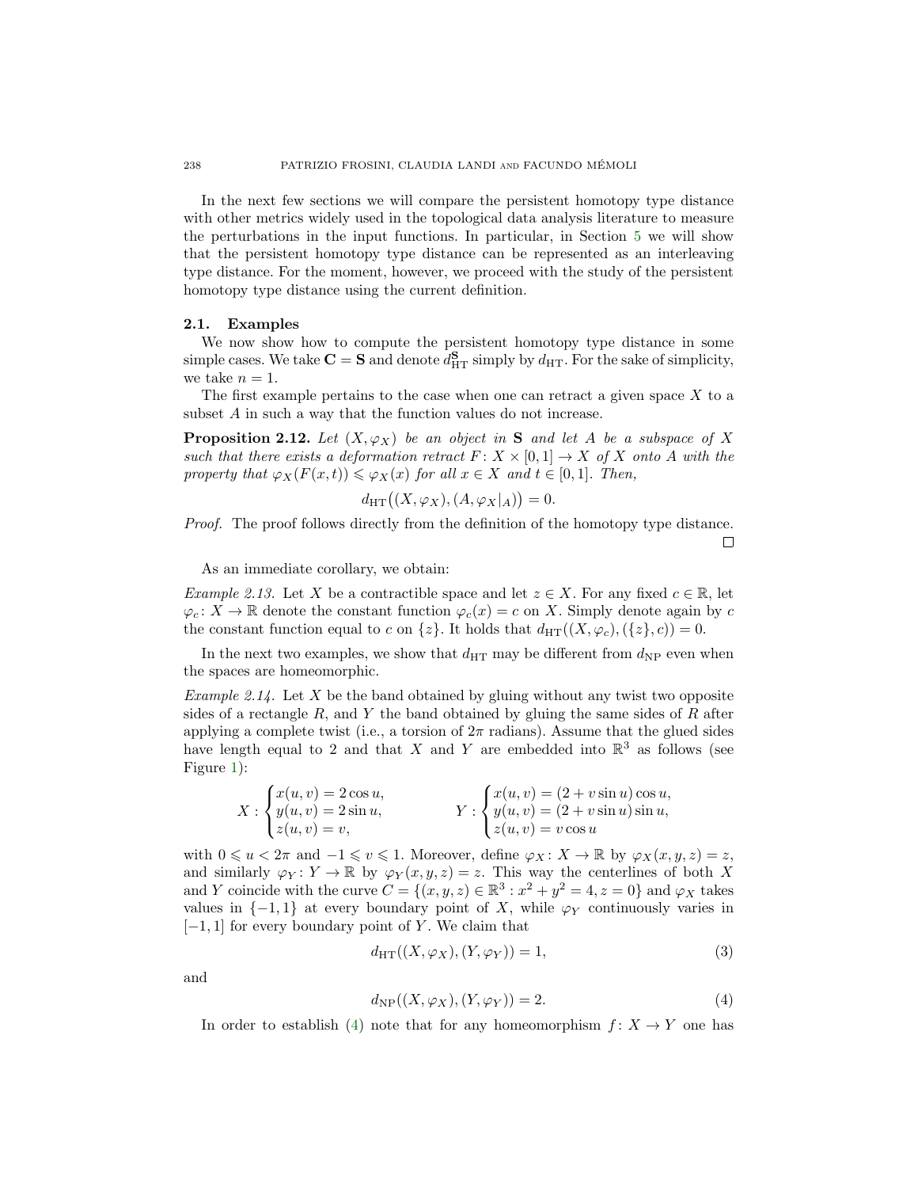In the next few sections we will compare the persistent homotopy type distance with other metrics widely used in the topological data analysis literature to measure the perturbations in the input functions. In particular, in Section 5 we will show that the persistent homotopy type distance can be represented as an interleaving type distance. For the moment, however, we proceed with the study of the persistent homotopy type distance using the current definition.

### 2.1. Examples

We now show how to compute the persistent homotopy type distance in some simple cases. We take $\mathbf{C} = \mathbf{S}$ and denote $d_{\mathrm{HT}}^{\mathbf{S}}$ simply by $d_{\mathrm{HT}}$. For the sake of simplicity, we take $n = 1$.

The first example pertains to the case when one can retract a given space $X$ to a subset $A$ in such a way that the function values do not increase.

**Proposition 2.12.** *Let $(X, \varphi_X)$ be an object in $\mathbf{S}$ and let $A$ be a subspace of $X$ such that there exists a deformation retract $F\colon X \times [0,1] \to X$ of $X$ onto $A$ with the property that $\varphi_X(F(x,t)) \leqslant \varphi_X(x)$ for all $x \in X$ and $t \in [0,1]$. Then,*

$$d_{\mathrm{HT}}\big((X, \varphi_X), (A, \varphi_X|_A)\big) = 0.$$

*Proof.* The proof follows directly from the definition of the homotopy type distance. □

As an immediate corollary, we obtain:

*Example 2.13.* Let $X$ be a contractible space and let $z \in X$. For any fixed $c \in \mathbb{R}$, let $\varphi_c\colon X \to \mathbb{R}$ denote the constant function $\varphi_c(x) = c$ on $X$. Simply denote again by $c$ the constant function equal to $c$ on $\{z\}$. It holds that $d_{\mathrm{HT}}((X, \varphi_c), (\{z\}, c)) = 0$.

In the next two examples, we show that $d_{\mathrm{HT}}$ may be different from $d_{\mathrm{NP}}$ even when the spaces are homeomorphic.

*Example 2.14.* Let $X$ be the band obtained by gluing without any twist two opposite sides of a rectangle $R$, and $Y$ the band obtained by gluing the same sides of $R$ after applying a complete twist (i.e., a torsion of $2\pi$ radians). Assume that the glued sides have length equal to 2 and that $X$ and $Y$ are embedded into $\mathbb{R}^3$ as follows (see Figure 1):

$$X : \begin{cases} x(u,v) = 2\cos u, \\ y(u,v) = 2\sin u, \\ z(u,v) = v, \end{cases} \qquad Y : \begin{cases} x(u,v) = (2 + v\sin u)\cos u, \\ y(u,v) = (2 + v\sin u)\sin u, \\ z(u,v) = v\cos u \end{cases}$$

with $0 \leqslant u < 2\pi$ and $-1 \leqslant v \leqslant 1$. Moreover, define $\varphi_X\colon X \to \mathbb{R}$ by $\varphi_X(x,y,z) = z$, and similarly $\varphi_Y\colon Y \to \mathbb{R}$ by $\varphi_Y(x,y,z) = z$. This way the centerlines of both $X$ and $Y$ coincide with the curve $C = \{(x,y,z) \in \mathbb{R}^3 : x^2 + y^2 = 4, z = 0\}$ and $\varphi_X$ takes values in $\{-1, 1\}$ at every boundary point of $X$, while $\varphi_Y$ continuously varies in $[-1, 1]$ for every boundary point of $Y$. We claim that

$$d_{\mathrm{HT}}((X, \varphi_X), (Y, \varphi_Y)) = 1, \tag{3}$$

and

$$d_{\mathrm{NP}}((X, \varphi_X), (Y, \varphi_Y)) = 2. \tag{4}$$

In order to establish (4) note that for any homeomorphism $f\colon X \to Y$ one has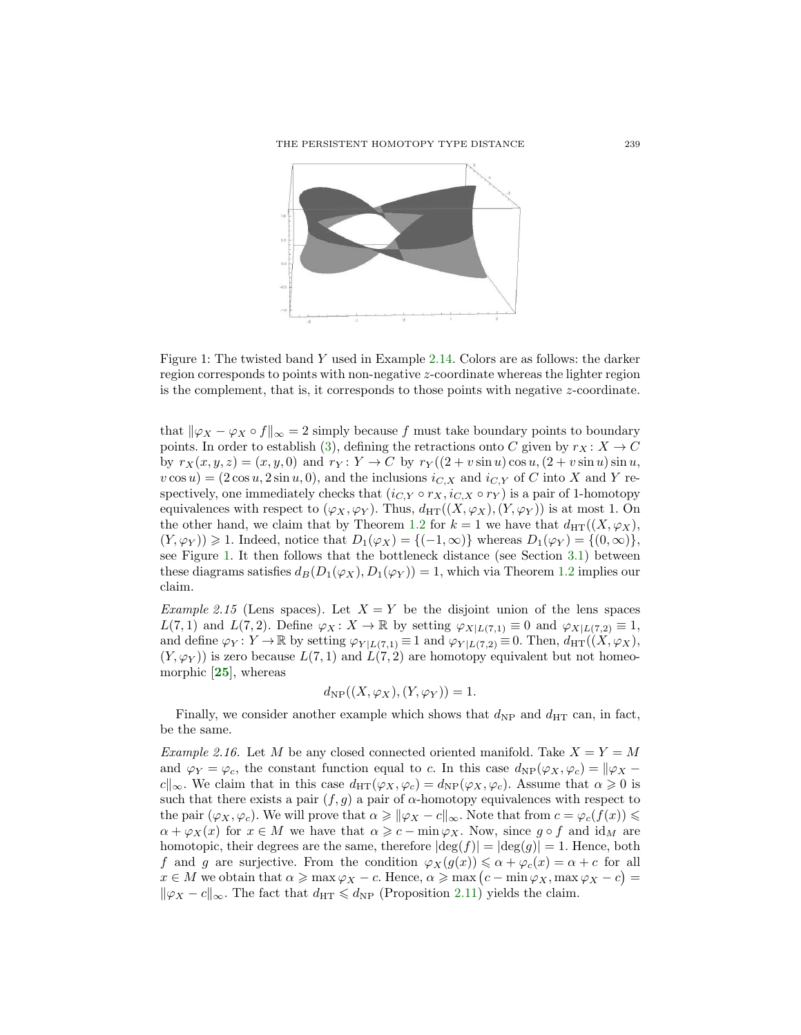Figure 1: The twisted band $Y$ used in Example 2.14. Colors are as follows: the darker region corresponds to points with non-negative $z$-coordinate whereas the lighter region is the complement, that is, it corresponds to those points with negative $z$-coordinate.

that $\|\varphi_X - \varphi_X \circ f\|_\infty = 2$ simply because $f$ must take boundary points to boundary points. In order to establish (3), defining the retractions onto $C$ given by $r_X : X \to C$ by $r_X(x, y, z) = (x, y, 0)$ and $r_Y : Y \to C$ by $r_Y((2 + v \sin u)\cos u, (2 + v \sin u)\sin u, v \cos u) = (2 \cos u, 2 \sin u, 0)$, and the inclusions $i_{C,X}$ and $i_{C,Y}$ of $C$ into $X$ and $Y$ respectively, one immediately checks that $(i_{C,Y} \circ r_X, i_{C,X} \circ r_Y)$ is a pair of 1-homotopy equivalences with respect to $(\varphi_X, \varphi_Y)$. Thus, $d_{\mathrm{HT}}((X, \varphi_X), (Y, \varphi_Y))$ is at most 1. On the other hand, we claim that by Theorem 1.2 for $k = 1$ we have that $d_{\mathrm{HT}}((X, \varphi_X), (Y, \varphi_Y)) \geqslant 1$. Indeed, notice that $D_1(\varphi_X) = \{(-1, \infty)\}$ whereas $D_1(\varphi_Y) = \{(0, \infty)\}$, see Figure 1. It then follows that the bottleneck distance (see Section 3.1) between these diagrams satisfies $d_B(D_1(\varphi_X), D_1(\varphi_Y)) = 1$, which via Theorem 1.2 implies our claim.

*Example 2.15* (Lens spaces). Let $X = Y$ be the disjoint union of the lens spaces $L(7, 1)$ and $L(7, 2)$. Define $\varphi_X : X \to \mathbb{R}$ by setting $\varphi_{X|L(7,1)} \equiv 0$ and $\varphi_{X|L(7,2)} \equiv 1$, and define $\varphi_Y : Y \to \mathbb{R}$ by setting $\varphi_{Y|L(7,1)} \equiv 1$ and $\varphi_{Y|L(7,2)} \equiv 0$. Then, $d_{\mathrm{HT}}((X, \varphi_X), (Y, \varphi_Y))$ is zero because $L(7, 1)$ and $L(7, 2)$ are homotopy equivalent but not homeomorphic [25], whereas

$$d_{\mathrm{NP}}((X, \varphi_X), (Y, \varphi_Y)) = 1.$$

Finally, we consider another example which shows that $d_{\mathrm{NP}}$ and $d_{\mathrm{HT}}$ can, in fact, be the same.

*Example 2.16.* Let $M$ be any closed connected oriented manifold. Take $X = Y = M$ and $\varphi_Y = \varphi_c$, the constant function equal to $c$. In this case $d_{\mathrm{NP}}(\varphi_X, \varphi_c) = \|\varphi_X - c\|_\infty$. We claim that in this case $d_{\mathrm{HT}}(\varphi_X, \varphi_c) = d_{\mathrm{NP}}(\varphi_X, \varphi_c)$. Assume that $\alpha \geqslant 0$ is such that there exists a pair $(f, g)$ a pair of $\alpha$-homotopy equivalences with respect to the pair $(\varphi_X, \varphi_c)$. We will prove that $\alpha \geqslant \|\varphi_X - c\|_\infty$. Note that from $c = \varphi_c(f(x)) \leqslant \alpha + \varphi_X(x)$ for $x \in M$ we have that $\alpha \geqslant c - \min \varphi_X$. Now, since $g \circ f$ and $\mathrm{id}_M$ are homotopic, their degrees are the same, therefore $|\deg(f)| = |\deg(g)| = 1$. Hence, both $f$ and $g$ are surjective. From the condition $\varphi_X(g(x)) \leqslant \alpha + \varphi_c(x) = \alpha + c$ for all $x \in M$ we obtain that $\alpha \geqslant \max \varphi_X - c$. Hence, $\alpha \geqslant \max\big(c - \min \varphi_X, \max \varphi_X - c\big) = \|\varphi_X - c\|_\infty$. The fact that $d_{\mathrm{HT}} \leqslant d_{\mathrm{NP}}$ (Proposition 2.11) yields the claim.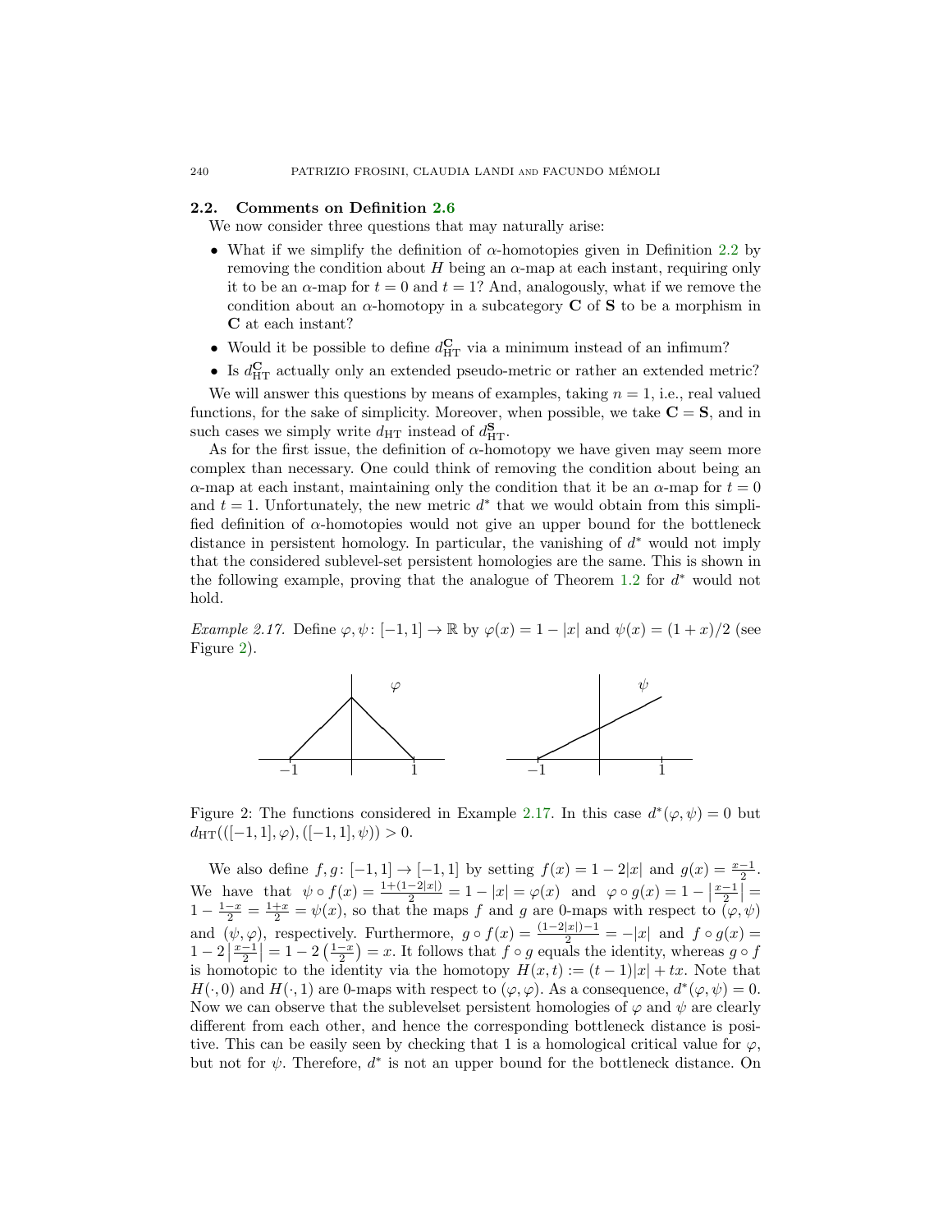### 2.2. Comments on Definition 2.6

We now consider three questions that may naturally arise:

- What if we simplify the definition of $\alpha$-homotopies given in Definition 2.2 by removing the condition about $H$ being an $\alpha$-map at each instant, requiring only it to be an $\alpha$-map for $t = 0$ and $t = 1$? And, analogously, what if we remove the condition about an $\alpha$-homotopy in a subcategory $\mathbf{C}$ of $\mathbf{S}$ to be a morphism in $\mathbf{C}$ at each instant?
- Would it be possible to define $d_{\mathrm{HT}}^{\mathbf{C}}$ via a minimum instead of an infimum?
- Is $d_{\mathrm{HT}}^{\mathbf{C}}$ actually only an extended pseudo-metric or rather an extended metric?

We will answer this questions by means of examples, taking $n = 1$, i.e., real valued functions, for the sake of simplicity. Moreover, when possible, we take $\mathbf{C} = \mathbf{S}$, and in such cases we simply write $d_{\mathrm{HT}}$ instead of $d_{\mathrm{HT}}^{\mathbf{S}}$.

As for the first issue, the definition of $\alpha$-homotopy we have given may seem more complex than necessary. One could think of removing the condition about being an $\alpha$-map at each instant, maintaining only the condition that it be an $\alpha$-map for $t = 0$ and $t = 1$. Unfortunately, the new metric $d^*$ that we would obtain from this simplified definition of $\alpha$-homotopies would not give an upper bound for the bottleneck distance in persistent homology. In particular, the vanishing of $d^*$ would not imply that the considered sublevel-set persistent homologies are the same. This is shown in the following example, proving that the analogue of Theorem 1.2 for $d^*$ would not hold.

*Example 2.17.* Define $\varphi, \psi \colon [-1, 1] \to \mathbb{R}$ by $\varphi(x) = 1 - |x|$ and $\psi(x) = (1 + x)/2$ (see Figure 2).

Figure 2: The functions considered in Example 2.17. In this case $d^*(\varphi, \psi) = 0$ but $d_{\mathrm{HT}}(([-1, 1], \varphi), ([-1, 1], \psi)) > 0$.

We also define $f, g \colon [-1, 1] \to [-1, 1]$ by setting $f(x) = 1 - 2|x|$ and $g(x) = \frac{x-1}{2}$. We have that $\psi \circ f(x) = \frac{1+(1-2|x|)}{2} = 1 - |x| = \varphi(x)$ and $\varphi \circ g(x) = 1 - \left|\frac{x-1}{2}\right| = 1 - \frac{1-x}{2} = \frac{1+x}{2} = \psi(x)$, so that the maps $f$ and $g$ are 0-maps with respect to $(\varphi, \psi)$ and $(\psi, \varphi)$, respectively. Furthermore, $g \circ f(x) = \frac{(1-2|x|)-1}{2} = -|x|$ and $f \circ g(x) = 1 - 2\left|\frac{x-1}{2}\right| = 1 - 2\left(\frac{1-x}{2}\right) = x$. It follows that $f \circ g$ equals the identity, whereas $g \circ f$ is homotopic to the identity via the homotopy $H(x, t) := (t - 1)|x| + tx$. Note that $H(\cdot, 0)$ and $H(\cdot, 1)$ are 0-maps with respect to $(\varphi, \varphi)$. As a consequence, $d^*(\varphi, \psi) = 0$. Now we can observe that the sublevelset persistent homologies of $\varphi$ and $\psi$ are clearly different from each other, and hence the corresponding bottleneck distance is positive. This can be easily seen by checking that 1 is a homological critical value for $\varphi$, but not for $\psi$. Therefore, $d^*$ is not an upper bound for the bottleneck distance. On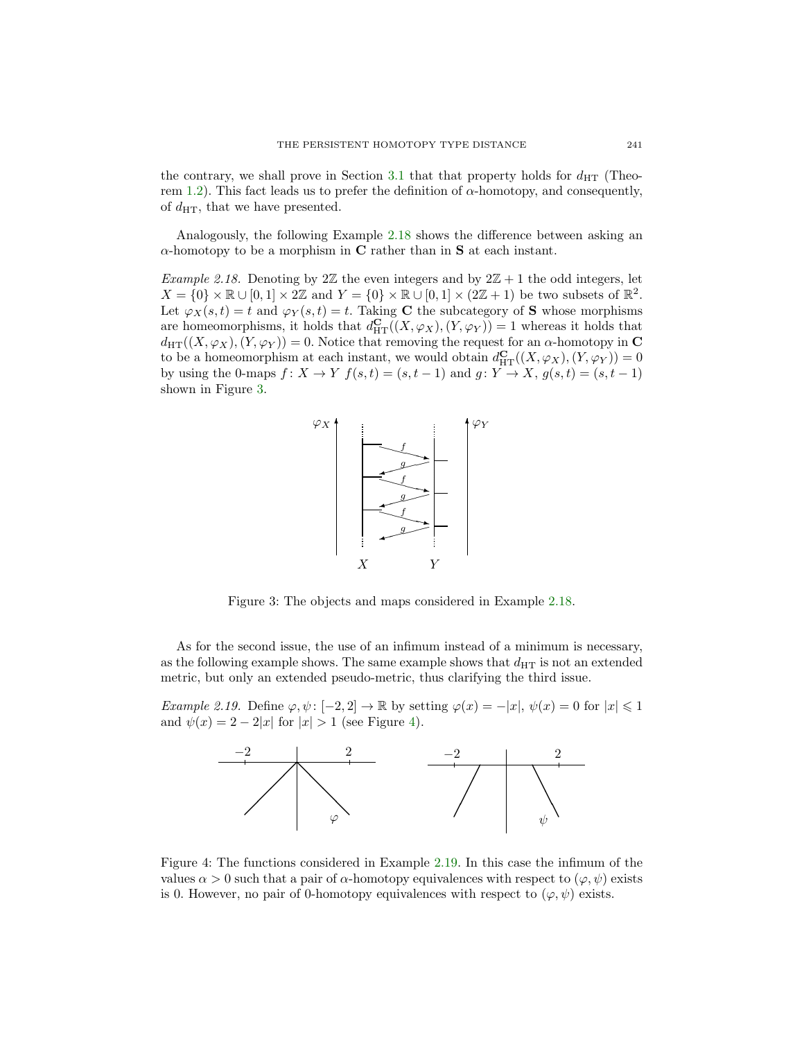the contrary, we shall prove in Section 3.1 that that property holds for $d_{\mathrm{HT}}$ (Theorem 1.2). This fact leads us to prefer the definition of $\alpha$-homotopy, and consequently, of $d_{\mathrm{HT}}$, that we have presented.

Analogously, the following Example 2.18 shows the difference between asking an $\alpha$-homotopy to be a morphism in $\mathbf{C}$ rather than in $\mathbf{S}$ at each instant.

*Example 2.18.* Denoting by $2\mathbb{Z}$ the even integers and by $2\mathbb{Z}+1$ the odd integers, let $X = \{0\} \times \mathbb{R} \cup [0,1] \times 2\mathbb{Z}$ and $Y = \{0\} \times \mathbb{R} \cup [0,1] \times (2\mathbb{Z}+1)$ be two subsets of $\mathbb{R}^2$. Let $\varphi_X(s,t) = t$ and $\varphi_Y(s,t) = t$. Taking $\mathbf{C}$ the subcategory of $\mathbf{S}$ whose morphisms are homeomorphisms, it holds that $d_{\mathrm{HT}}^{\mathbf{C}}((X,\varphi_X),(Y,\varphi_Y)) = 1$ whereas it holds that $d_{\mathrm{HT}}((X,\varphi_X),(Y,\varphi_Y)) = 0$. Notice that removing the request for an $\alpha$-homotopy in $\mathbf{C}$ to be a homeomorphism at each instant, we would obtain $d_{\mathrm{HT}}^{\mathbf{C}}((X,\varphi_X),(Y,\varphi_Y)) = 0$ by using the 0-maps $f\colon X \to Y$ $f(s,t) = (s,t-1)$ and $g\colon Y \to X$, $g(s,t) = (s,t-1)$ shown in Figure 3.

Figure 3: The objects and maps considered in Example 2.18.

As for the second issue, the use of an infimum instead of a minimum is necessary, as the following example shows. The same example shows that $d_{\mathrm{HT}}$ is not an extended metric, but only an extended pseudo-metric, thus clarifying the third issue.

*Example 2.19.* Define $\varphi, \psi\colon [-2,2] \to \mathbb{R}$ by setting $\varphi(x) = -|x|$, $\psi(x) = 0$ for $|x| \leqslant 1$ and $\psi(x) = 2 - 2|x|$ for $|x| > 1$ (see Figure 4).

Figure 4: The functions considered in Example 2.19. In this case the infimum of the values $\alpha > 0$ such that a pair of $\alpha$-homotopy equivalences with respect to $(\varphi,\psi)$ exists is 0. However, no pair of 0-homotopy equivalences with respect to $(\varphi,\psi)$ exists.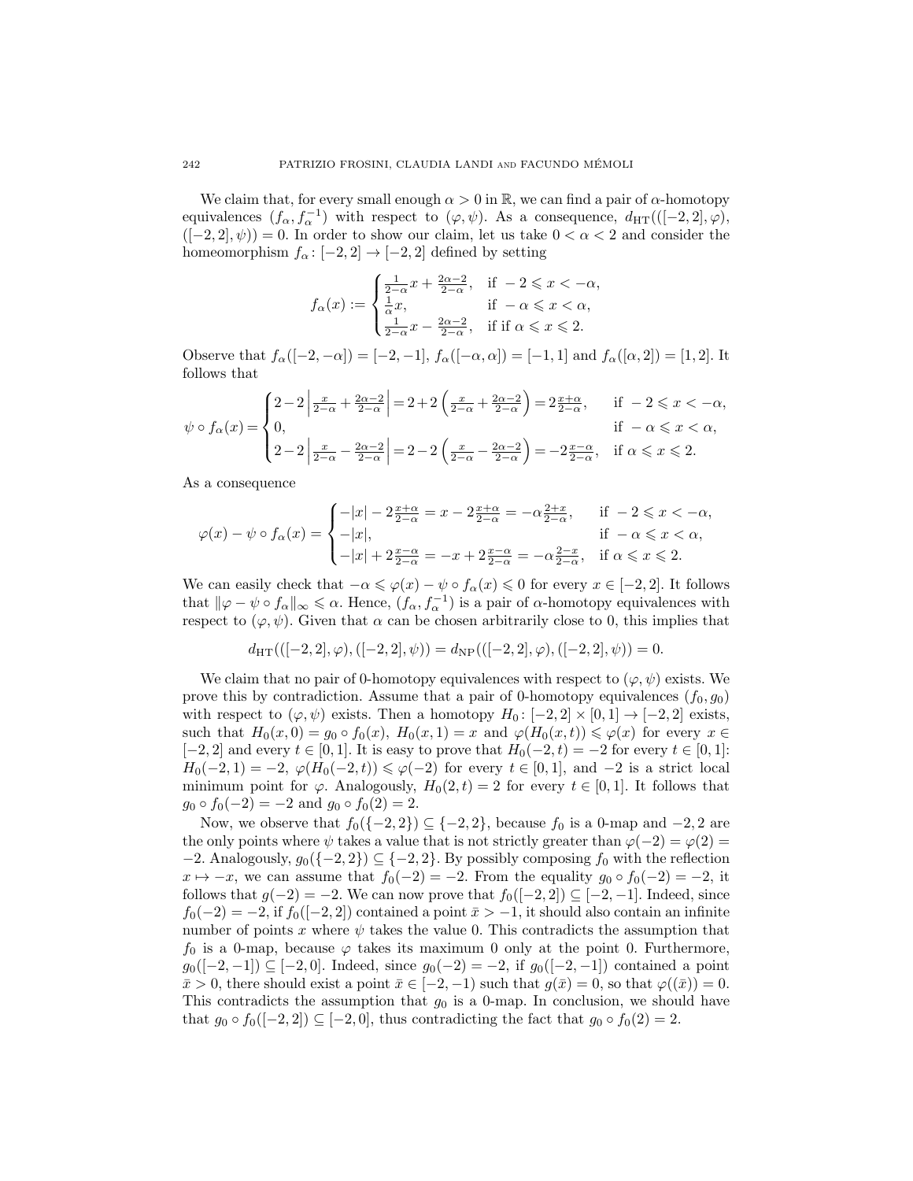We claim that, for every small enough $\alpha > 0$ in $\mathbb{R}$, we can find a pair of $\alpha$-homotopy equivalences $(f_\alpha, f_\alpha^{-1})$ with respect to $(\varphi, \psi)$. As a consequence, $d_{\mathrm{HT}}(([-2,2],\varphi),([-2,2],\psi)) = 0$. In order to show our claim, let us take $0 < \alpha < 2$ and consider the homeomorphism $f_\alpha \colon [-2,2] \to [-2,2]$ defined by setting

$$f_\alpha(x) := \begin{cases} \frac{1}{2-\alpha}x + \frac{2\alpha-2}{2-\alpha}, & \text{if } -2 \leqslant x < -\alpha, \\ \frac{1}{\alpha}x, & \text{if } -\alpha \leqslant x < \alpha, \\ \frac{1}{2-\alpha}x - \frac{2\alpha-2}{2-\alpha}, & \text{if if } \alpha \leqslant x \leqslant 2. \end{cases}$$

Observe that $f_\alpha([-2,-\alpha]) = [-2,-1]$, $f_\alpha([-\alpha,\alpha]) = [-1,1]$ and $f_\alpha([\alpha,2]) = [1,2]$. It follows that

$$\psi \circ f_\alpha(x) = \begin{cases} 2-2\left|\frac{x}{2-\alpha}+\frac{2\alpha-2}{2-\alpha}\right| = 2+2\left(\frac{x}{2-\alpha}+\frac{2\alpha-2}{2-\alpha}\right) = 2\frac{x+\alpha}{2-\alpha}, & \text{if } -2 \leqslant x < -\alpha, \\ 0, & \text{if } -\alpha \leqslant x < \alpha, \\ 2-2\left|\frac{x}{2-\alpha}-\frac{2\alpha-2}{2-\alpha}\right| = 2-2\left(\frac{x}{2-\alpha}-\frac{2\alpha-2}{2-\alpha}\right) = -2\frac{x-\alpha}{2-\alpha}, & \text{if } \alpha \leqslant x \leqslant 2. \end{cases}$$

As a consequence

$$\varphi(x) - \psi \circ f_\alpha(x) = \begin{cases} -|x| - 2\frac{x+\alpha}{2-\alpha} = x - 2\frac{x+\alpha}{2-\alpha} = -\alpha\frac{2+x}{2-\alpha}, & \text{if } -2 \leqslant x < -\alpha, \\ -|x|, & \text{if } -\alpha \leqslant x < \alpha, \\ -|x| + 2\frac{x-\alpha}{2-\alpha} = -x + 2\frac{x-\alpha}{2-\alpha} = -\alpha\frac{2-x}{2-\alpha}, & \text{if } \alpha \leqslant x \leqslant 2. \end{cases}$$

We can easily check that $-\alpha \leqslant \varphi(x) - \psi \circ f_\alpha(x) \leqslant 0$ for every $x \in [-2,2]$. It follows that $\|\varphi - \psi \circ f_\alpha\|_\infty \leqslant \alpha$. Hence, $(f_\alpha, f_\alpha^{-1})$ is a pair of $\alpha$-homotopy equivalences with respect to $(\varphi, \psi)$. Given that $\alpha$ can be chosen arbitrarily close to 0, this implies that

$$d_{\mathrm{HT}}(([-2,2],\varphi),([-2,2],\psi)) = d_{\mathrm{NP}}(([-2,2],\varphi),([-2,2],\psi)) = 0.$$

We claim that no pair of 0-homotopy equivalences with respect to $(\varphi, \psi)$ exists. We prove this by contradiction. Assume that a pair of 0-homotopy equivalences $(f_0, g_0)$ with respect to $(\varphi, \psi)$ exists. Then a homotopy $H_0 \colon [-2,2] \times [0,1] \to [-2,2]$ exists, such that $H_0(x,0) = g_0 \circ f_0(x)$, $H_0(x,1) = x$ and $\varphi(H_0(x,t)) \leqslant \varphi(x)$ for every $x \in [-2,2]$ and every $t \in [0,1]$. It is easy to prove that $H_0(-2,t) = -2$ for every $t \in [0,1]$: $H_0(-2,1) = -2$, $\varphi(H_0(-2,t)) \leqslant \varphi(-2)$ for every $t \in [0,1]$, and $-2$ is a strict local minimum point for $\varphi$. Analogously, $H_0(2,t) = 2$ for every $t \in [0,1]$. It follows that $g_0 \circ f_0(-2) = -2$ and $g_0 \circ f_0(2) = 2$.

Now, we observe that $f_0(\{-2,2\}) \subseteq \{-2,2\}$, because $f_0$ is a 0-map and $-2, 2$ are the only points where $\psi$ takes a value that is not strictly greater than $\varphi(-2) = \varphi(2) = -2$. Analogously, $g_0(\{-2,2\}) \subseteq \{-2,2\}$. By possibly composing $f_0$ with the reflection $x \mapsto -x$, we can assume that $f_0(-2) = -2$. From the equality $g_0 \circ f_0(-2) = -2$, it follows that $g(-2) = -2$. We can now prove that $f_0([-2,2]) \subseteq [-2,-1]$. Indeed, since $f_0(-2) = -2$, if $f_0([-2,2])$ contained a point $\bar{x} > -1$, it should also contain an infinite number of points $x$ where $\psi$ takes the value 0. This contradicts the assumption that $f_0$ is a 0-map, because $\varphi$ takes its maximum 0 only at the point 0. Furthermore, $g_0([-2,-1]) \subseteq [-2,0]$. Indeed, since $g_0(-2) = -2$, if $g_0([-2,-1])$ contained a point $\bar{x} > 0$, there should exist a point $\bar{x} \in [-2,-1)$ such that $g(\bar{x}) = 0$, so that $\varphi((\bar{x})) = 0$. This contradicts the assumption that $g_0$ is a 0-map. In conclusion, we should have that $g_0 \circ f_0([-2,2]) \subseteq [-2,0]$, thus contradicting the fact that $g_0 \circ f_0(2) = 2$.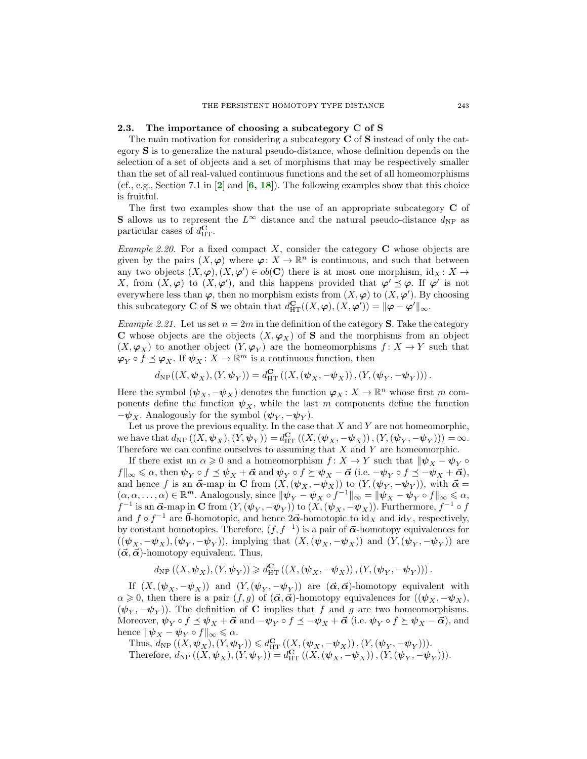### 2.3. The importance of choosing a subcategory $\mathbf{C}$ of $\mathbf{S}$

The main motivation for considering a subcategory $\mathbf{C}$ of $\mathbf{S}$ instead of only the category $\mathbf{S}$ is to generalize the natural pseudo-distance, whose definition depends on the selection of a set of objects and a set of morphisms that may be respectively smaller than the set of all real-valued continuous functions and the set of all homeomorphisms (cf., e.g., Section 7.1 in [**2**] and [**6, 18**]). The following examples show that this choice is fruitful.

The first two examples show that the use of an appropriate subcategory $\mathbf{C}$ of $\mathbf{S}$ allows us to represent the $L^\infty$ distance and the natural pseudo-distance $d_{\mathrm{NP}}$ as particular cases of $d_{\mathrm{HT}}^{\mathbf{C}}$.

*Example 2.20.* For a fixed compact $X$, consider the category $\mathbf{C}$ whose objects are given by the pairs $(X, \boldsymbol{\varphi})$ where $\boldsymbol{\varphi}\colon X \to \mathbb{R}^n$ is continuous, and such that between any two objects $(X, \boldsymbol{\varphi}), (X, \boldsymbol{\varphi}') \in ob(\mathbf{C})$ there is at most one morphism, $\mathrm{id}_X\colon X \to X$, from $(X, \boldsymbol{\varphi})$ to $(X, \boldsymbol{\varphi}')$, and this happens provided that $\boldsymbol{\varphi}' \preceq \boldsymbol{\varphi}$. If $\boldsymbol{\varphi}'$ is not everywhere less than $\boldsymbol{\varphi}$, then no morphism exists from $(X, \boldsymbol{\varphi})$ to $(X, \boldsymbol{\varphi}')$. By choosing this subcategory $\mathbf{C}$ of $\mathbf{S}$ we obtain that $d_{\mathrm{HT}}^{\mathbf{C}}((X, \boldsymbol{\varphi}), (X, \boldsymbol{\varphi}')) = \|\boldsymbol{\varphi} - \boldsymbol{\varphi}'\|_\infty$.

*Example 2.21.* Let us set $n = 2m$ in the definition of the category $\mathbf{S}$. Take the category $\mathbf{C}$ whose objects are the objects $(X, \boldsymbol{\varphi}_X)$ of $\mathbf{S}$ and the morphisms from an object $(X, \boldsymbol{\varphi}_X)$ to another object $(Y, \boldsymbol{\varphi}_Y)$ are the homeomorphisms $f\colon X \to Y$ such that $\boldsymbol{\varphi}_Y \circ f \preceq \boldsymbol{\varphi}_X$. If $\boldsymbol{\psi}_X\colon X \to \mathbb{R}^m$ is a continuous function, then

$$d_{\mathrm{NP}}((X, \boldsymbol{\psi}_X), (Y, \boldsymbol{\psi}_Y)) = d_{\mathrm{HT}}^{\mathbf{C}}\left((X, (\boldsymbol{\psi}_X, -\boldsymbol{\psi}_X)), (Y, (\boldsymbol{\psi}_Y, -\boldsymbol{\psi}_Y))\right).$$

Here the symbol $(\boldsymbol{\psi}_X, -\boldsymbol{\psi}_X)$ denotes the function $\boldsymbol{\varphi}_X\colon X \to \mathbb{R}^n$ whose first $m$ components define the function $\boldsymbol{\psi}_X$, while the last $m$ components define the function $-\boldsymbol{\psi}_X$. Analogously for the symbol $(\boldsymbol{\psi}_Y, -\boldsymbol{\psi}_Y)$.

Let us prove the previous equality. In the case that $X$ and $Y$ are not homeomorphic, we have that $d_{\mathrm{NP}}((X, \boldsymbol{\psi}_X), (Y, \boldsymbol{\psi}_Y)) = d_{\mathrm{HT}}^{\mathbf{C}}\left((X, (\boldsymbol{\psi}_X, -\boldsymbol{\psi}_X)), (Y, (\boldsymbol{\psi}_Y, -\boldsymbol{\psi}_Y))\right) = \infty$. Therefore we can confine ourselves to assuming that $X$ and $Y$ are homeomorphic.

If there exist an $\alpha \geqslant 0$ and a homeomorphism $f\colon X \to Y$ such that $\|\boldsymbol{\psi}_X - \boldsymbol{\psi}_Y \circ f\|_\infty \leqslant \alpha$, then $\boldsymbol{\psi}_Y \circ f \preceq \boldsymbol{\psi}_X + \vec{\boldsymbol{\alpha}}$ and $\boldsymbol{\psi}_Y \circ f \succeq \boldsymbol{\psi}_X - \vec{\boldsymbol{\alpha}}$ (i.e. $-\boldsymbol{\psi}_Y \circ f \preceq -\boldsymbol{\psi}_X + \vec{\boldsymbol{\alpha}}$), and hence $f$ is an $\vec{\boldsymbol{\alpha}}$-map in $\mathbf{C}$ from $(X, (\boldsymbol{\psi}_X, -\boldsymbol{\psi}_X))$ to $(Y, (\boldsymbol{\psi}_Y, -\boldsymbol{\psi}_Y))$, with $\vec{\boldsymbol{\alpha}} = (\alpha, \alpha, \ldots, \alpha) \in \mathbb{R}^m$. Analogously, since $\|\boldsymbol{\psi}_Y - \boldsymbol{\psi}_X \circ f^{-1}\|_\infty = \|\boldsymbol{\psi}_X - \boldsymbol{\psi}_Y \circ f\|_\infty \leqslant \alpha$, $f^{-1}$ is an $\vec{\boldsymbol{\alpha}}$-map in $\mathbf{C}$ from $(Y, (\boldsymbol{\psi}_Y, -\boldsymbol{\psi}_Y))$ to $(X, (\boldsymbol{\psi}_X, -\boldsymbol{\psi}_X))$. Furthermore, $f^{-1} \circ f$ and $f \circ f^{-1}$ are $\vec{\mathbf{0}}$-homotopic, and hence $2\vec{\boldsymbol{\alpha}}$-homotopic to $\mathrm{id}_X$ and $\mathrm{id}_Y$, respectively, by constant homotopies. Therefore, $(f, f^{-1})$ is a pair of $\vec{\boldsymbol{\alpha}}$-homotopy equivalences for $((\boldsymbol{\psi}_X, -\boldsymbol{\psi}_X), (\boldsymbol{\psi}_Y, -\boldsymbol{\psi}_Y))$, implying that $(X, (\boldsymbol{\psi}_X, -\boldsymbol{\psi}_X))$ and $(Y, (\boldsymbol{\psi}_Y, -\boldsymbol{\psi}_Y))$ are $(\vec{\boldsymbol{\alpha}}, \vec{\boldsymbol{\alpha}})$-homotopy equivalent. Thus,

$$d_{\mathrm{NP}}\left((X, \boldsymbol{\psi}_X), (Y, \boldsymbol{\psi}_Y)\right) \geqslant d_{\mathrm{HT}}^{\mathbf{C}}\left((X, (\boldsymbol{\psi}_X, -\boldsymbol{\psi}_X)), (Y, (\boldsymbol{\psi}_Y, -\boldsymbol{\psi}_Y))\right).$$

If $(X, (\boldsymbol{\psi}_X, -\boldsymbol{\psi}_X))$ and $(Y, (\boldsymbol{\psi}_Y, -\boldsymbol{\psi}_Y))$ are $(\vec{\boldsymbol{\alpha}}, \vec{\boldsymbol{\alpha}})$-homotopy equivalent with $\alpha \geqslant 0$, then there is a pair $(f, g)$ of $(\vec{\boldsymbol{\alpha}}, \vec{\boldsymbol{\alpha}})$-homotopy equivalences for $((\boldsymbol{\psi}_X, -\boldsymbol{\psi}_X), (\boldsymbol{\psi}_Y, -\boldsymbol{\psi}_Y))$. The definition of $\mathbf{C}$ implies that $f$ and $g$ are two homeomorphisms. Moreover, $\boldsymbol{\psi}_Y \circ f \preceq \boldsymbol{\psi}_X + \vec{\boldsymbol{\alpha}}$ and $-\boldsymbol{\psi}_Y \circ f \preceq -\boldsymbol{\psi}_X + \vec{\boldsymbol{\alpha}}$ (i.e. $\boldsymbol{\psi}_Y \circ f \succeq \boldsymbol{\psi}_X - \vec{\boldsymbol{\alpha}}$), and hence $\|\boldsymbol{\psi}_X - \boldsymbol{\psi}_Y \circ f\|_\infty \leqslant \alpha$.

Thus, $d_{\mathrm{NP}}\left((X, \boldsymbol{\psi}_X), (Y, \boldsymbol{\psi}_Y)\right) \leqslant d_{\mathrm{HT}}^{\mathbf{C}}\left((X, (\boldsymbol{\psi}_X, -\boldsymbol{\psi}_X)), (Y, (\boldsymbol{\psi}_Y, -\boldsymbol{\psi}_Y))\right)$.

Therefore, $d_{\mathrm{NP}}\left((X, \boldsymbol{\psi}_X), (Y, \boldsymbol{\psi}_Y)\right) = d_{\mathrm{HT}}^{\mathbf{C}}\left((X, (\boldsymbol{\psi}_X, -\boldsymbol{\psi}_X)), (Y, (\boldsymbol{\psi}_Y, -\boldsymbol{\psi}_Y))\right)$.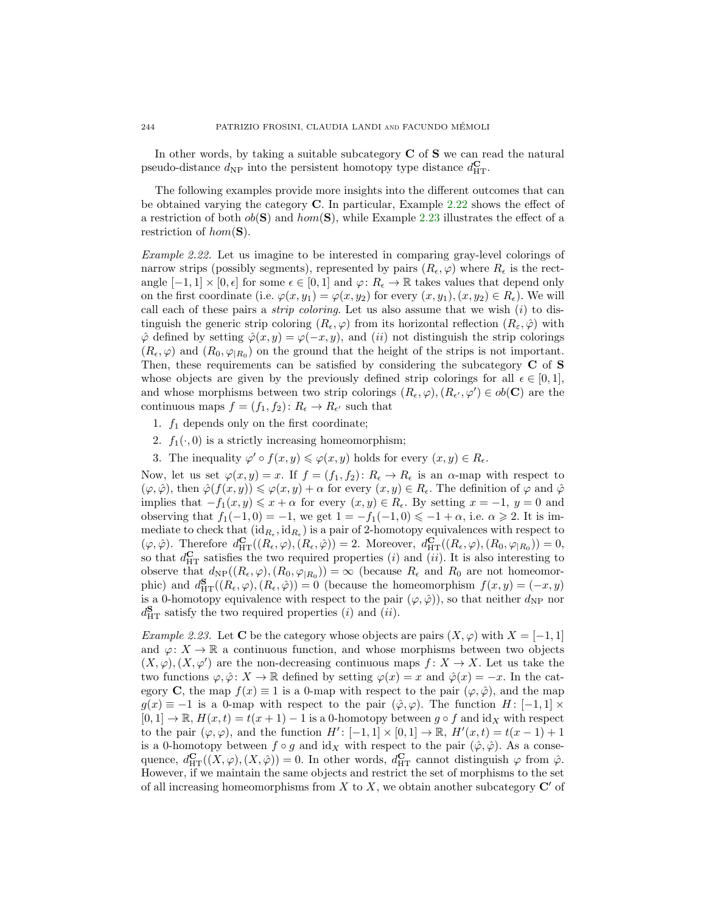In other words, by taking a suitable subcategory $\mathbf{C}$ of $\mathbf{S}$ we can read the natural pseudo-distance $d_{\mathrm{NP}}$ into the persistent homotopy type distance $d_{\mathrm{HT}}^{\mathbf{C}}$.

The following examples provide more insights into the different outcomes that can be obtained varying the category $\mathbf{C}$. In particular, Example 2.22 shows the effect of a restriction of both $ob(\mathbf{S})$ and $hom(\mathbf{S})$, while Example 2.23 illustrates the effect of a restriction of $hom(\mathbf{S})$.

*Example 2.22.* Let us imagine to be interested in comparing gray-level colorings of narrow strips (possibly segments), represented by pairs $(R_\epsilon, \varphi)$ where $R_\epsilon$ is the rectangle $[-1,1] \times [0,\epsilon]$ for some $\epsilon \in [0,1]$ and $\varphi\colon R_\epsilon \to \mathbb{R}$ takes values that depend only on the first coordinate (i.e. $\varphi(x, y_1) = \varphi(x, y_2)$ for every $(x, y_1), (x, y_2) \in R_\epsilon$). We will call each of these pairs a *strip coloring*. Let us also assume that we wish $(i)$ to distinguish the generic strip coloring $(R_\epsilon, \varphi)$ from its horizontal reflection $(R_\varepsilon, \hat{\varphi})$ with $\hat{\varphi}$ defined by setting $\hat{\varphi}(x, y) = \varphi(-x, y)$, and $(ii)$ not distinguish the strip colorings $(R_\epsilon, \varphi)$ and $(R_0, \varphi_{|R_0})$ on the ground that the height of the strips is not important. Then, these requirements can be satisfied by considering the subcategory $\mathbf{C}$ of $\mathbf{S}$ whose objects are given by the previously defined strip colorings for all $\epsilon \in [0,1]$, and whose morphisms between two strip colorings $(R_\epsilon, \varphi), (R_{\epsilon'}, \varphi') \in ob(\mathbf{C})$ are the continuous maps $f = (f_1, f_2)\colon R_\epsilon \to R_{\epsilon'}$ such that

1. $f_1$ depends only on the first coordinate;
2. $f_1(\cdot, 0)$ is a strictly increasing homeomorphism;
3. The inequality $\varphi' \circ f(x, y) \leqslant \varphi(x, y)$ holds for every $(x, y) \in R_\epsilon$.

Now, let us set $\varphi(x, y) = x$. If $f = (f_1, f_2)\colon R_\epsilon \to R_\epsilon$ is an $\alpha$-map with respect to $(\varphi, \hat{\varphi})$, then $\hat{\varphi}(f(x, y)) \leqslant \varphi(x, y) + \alpha$ for every $(x, y) \in R_\epsilon$. The definition of $\varphi$ and $\hat{\varphi}$ implies that $-f_1(x, y) \leqslant x + \alpha$ for every $(x, y) \in R_\epsilon$. By setting $x = -1$, $y = 0$ and observing that $f_1(-1, 0) = -1$, we get $1 = -f_1(-1, 0) \leqslant -1 + \alpha$, i.e. $\alpha \geqslant 2$. It is immediate to check that $(\mathrm{id}_{R_\epsilon}, \mathrm{id}_{R_\epsilon})$ is a pair of 2-homotopy equivalences with respect to $(\varphi, \hat{\varphi})$. Therefore $d_{\mathrm{HT}}^{\mathbf{C}}((R_\epsilon, \varphi), (R_\epsilon, \hat{\varphi})) = 2$. Moreover, $d_{\mathrm{HT}}^{\mathbf{C}}((R_\epsilon, \varphi), (R_0, \varphi_{|R_0})) = 0$, so that $d_{\mathrm{HT}}^{\mathbf{C}}$ satisfies the two required properties $(i)$ and $(ii)$. It is also interesting to observe that $d_{\mathrm{NP}}((R_\epsilon, \varphi), (R_0, \varphi_{|R_0})) = \infty$ (because $R_\epsilon$ and $R_0$ are not homeomorphic) and $d_{\mathrm{HT}}^{\mathbf{S}}((R_\epsilon, \varphi), (R_\epsilon, \hat{\varphi})) = 0$ (because the homeomorphism $f(x, y) = (-x, y)$ is a 0-homotopy equivalence with respect to the pair $(\varphi, \hat{\varphi})$), so that neither $d_{\mathrm{NP}}$ nor $d_{\mathrm{HT}}^{\mathbf{S}}$ satisfy the two required properties $(i)$ and $(ii)$.

*Example 2.23.* Let $\mathbf{C}$ be the category whose objects are pairs $(X, \varphi)$ with $X = [-1, 1]$ and $\varphi\colon X \to \mathbb{R}$ a continuous function, and whose morphisms between two objects $(X, \varphi), (X, \varphi')$ are the non-decreasing continuous maps $f\colon X \to X$. Let us take the two functions $\varphi, \hat{\varphi}\colon X \to \mathbb{R}$ defined by setting $\varphi(x) = x$ and $\hat{\varphi}(x) = -x$. In the category $\mathbf{C}$, the map $f(x) \equiv 1$ is a 0-map with respect to the pair $(\varphi, \hat{\varphi})$, and the map $g(x) \equiv -1$ is a 0-map with respect to the pair $(\hat{\varphi}, \varphi)$. The function $H\colon [-1,1] \times [0,1] \to \mathbb{R}$, $H(x, t) = t(x+1) - 1$ is a 0-homotopy between $g \circ f$ and $\mathrm{id}_X$ with respect to the pair $(\varphi, \varphi)$, and the function $H'\colon [-1,1] \times [0,1] \to \mathbb{R}$, $H'(x, t) = t(x-1) + 1$ is a 0-homotopy between $f \circ g$ and $\mathrm{id}_X$ with respect to the pair $(\hat{\varphi}, \hat{\varphi})$. As a consequence, $d_{\mathrm{HT}}^{\mathbf{C}}((X, \varphi), (X, \hat{\varphi})) = 0$. In other words, $d_{\mathrm{HT}}^{\mathbf{C}}$ cannot distinguish $\varphi$ from $\hat{\varphi}$. However, if we maintain the same objects and restrict the set of morphisms to the set of all increasing homeomorphisms from $X$ to $X$, we obtain another subcategory $\mathbf{C}'$ of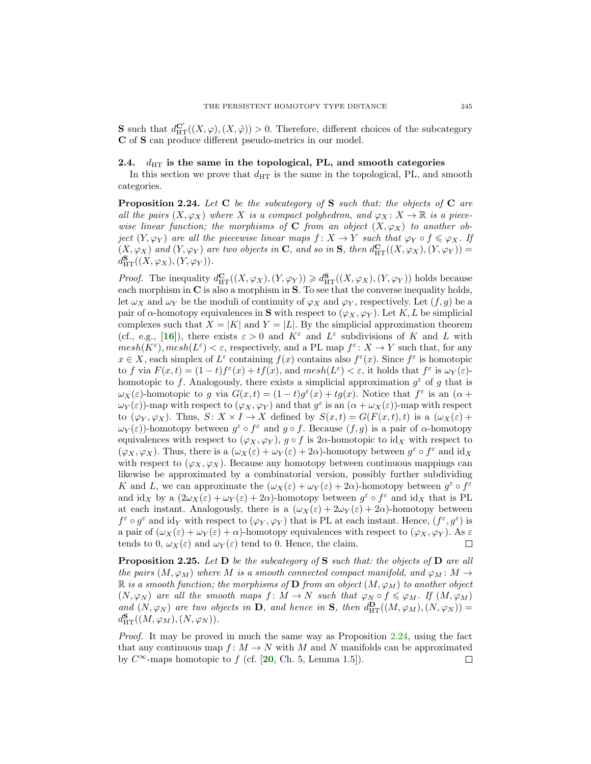**S** such that $d_{\mathrm{HT}}^{\mathbf{C}'}((X,\varphi),(X,\hat{\varphi})) > 0$. Therefore, different choices of the subcategory **C** of **S** can produce different pseudo-metrics in our model.

### 2.4. $d_{\mathrm{HT}}$ is the same in the topological, PL, and smooth categories

In this section we prove that $d_{\mathrm{HT}}$ is the same in the topological, PL, and smooth categories.

**Proposition 2.24.** *Let* **C** *be the subcategory of* **S** *such that: the objects of* **C** *are all the pairs* $(X,\varphi_X)$ *where* $X$ *is a compact polyhedron, and* $\varphi_X\colon X \to \mathbb{R}$ *is a piecewise linear function; the morphisms of* **C** *from an object* $(X,\varphi_X)$ *to another object* $(Y,\varphi_Y)$ *are all the piecewise linear maps* $f\colon X \to Y$ *such that* $\varphi_Y \circ f \leqslant \varphi_X$*. If* $(X,\varphi_X)$ *and* $(Y,\varphi_Y)$ *are two objects in* **C***, and so in* **S***, then* $d_{\mathrm{HT}}^{\mathbf{C}}((X,\varphi_X),(Y,\varphi_Y)) = d_{\mathrm{HT}}^{\mathbf{S}}((X,\varphi_X),(Y,\varphi_Y))$*.*

*Proof.* The inequality $d_{\mathrm{HT}}^{\mathbf{C}}((X,\varphi_X),(Y,\varphi_Y)) \geqslant d_{\mathrm{HT}}^{\mathbf{S}}((X,\varphi_X),(Y,\varphi_Y))$ holds because each morphism in **C** is also a morphism in **S**. To see that the converse inequality holds, let $\omega_X$ and $\omega_Y$ be the moduli of continuity of $\varphi_X$ and $\varphi_Y$, respectively. Let $(f,g)$ be a pair of $\alpha$-homotopy equivalences in **S** with respect to $(\varphi_X,\varphi_Y)$. Let $K, L$ be simplicial complexes such that $X = |K|$ and $Y = |L|$. By the simplicial approximation theorem (cf., e.g., [16]), there exists $\varepsilon > 0$ and $K^\varepsilon$ and $L^\varepsilon$ subdivisions of $K$ and $L$ with $mesh(K^\varepsilon), mesh(L^\varepsilon) < \varepsilon$, respectively, and a PL map $f^\varepsilon\colon X \to Y$ such that, for any $x \in X$, each simplex of $L^\varepsilon$ containing $f(x)$ contains also $f^\varepsilon(x)$. Since $f^\varepsilon$ is homotopic to $f$ via $F(x,t) = (1-t)f^\varepsilon(x) + tf(x)$, and $mesh(L^\varepsilon) < \varepsilon$, it holds that $f^\varepsilon$ is $\omega_Y(\varepsilon)$-homotopic to $f$. Analogously, there exists a simplicial approximation $g^\varepsilon$ of $g$ that is $\omega_X(\varepsilon)$-homotopic to $g$ via $G(x,t) = (1-t)g^\varepsilon(x) + tg(x)$. Notice that $f^\varepsilon$ is an $(\alpha + \omega_Y(\varepsilon))$-map with respect to $(\varphi_X,\varphi_Y)$ and that $g^\varepsilon$ is an $(\alpha + \omega_X(\varepsilon))$-map with respect to $(\varphi_Y,\varphi_X)$. Thus, $S\colon X \times I \to X$ defined by $S(x,t) = G(F(x,t),t)$ is a $(\omega_X(\varepsilon) + \omega_Y(\varepsilon))$-homotopy between $g^\varepsilon \circ f^\varepsilon$ and $g \circ f$. Because $(f,g)$ is a pair of $\alpha$-homotopy equivalences with respect to $(\varphi_X,\varphi_Y)$, $g \circ f$ is $2\alpha$-homotopic to $\mathrm{id}_X$ with respect to $(\varphi_X,\varphi_X)$. Thus, there is a $(\omega_X(\varepsilon) + \omega_Y(\varepsilon) + 2\alpha)$-homotopy between $g^\varepsilon \circ f^\varepsilon$ and $\mathrm{id}_X$ with respect to $(\varphi_X,\varphi_X)$. Because any homotopy between continuous mappings can likewise be approximated by a combinatorial version, possibly further subdividing $K$ and $L$, we can approximate the $(\omega_X(\varepsilon) + \omega_Y(\varepsilon) + 2\alpha)$-homotopy between $g^\varepsilon \circ f^\varepsilon$ and $\mathrm{id}_X$ by a $(2\omega_X(\varepsilon) + \omega_Y(\varepsilon) + 2\alpha)$-homotopy between $g^\varepsilon \circ f^\varepsilon$ and $\mathrm{id}_X$ that is PL at each instant. Analogously, there is a $(\omega_X(\varepsilon) + 2\omega_Y(\varepsilon) + 2\alpha)$-homotopy between $f^\varepsilon \circ g^\varepsilon$ and $\mathrm{id}_Y$ with respect to $(\varphi_Y,\varphi_Y)$ that is PL at each instant. Hence, $(f^\varepsilon, g^\varepsilon)$ is a pair of $(\omega_X(\varepsilon) + \omega_Y(\varepsilon) + \alpha)$-homotopy equivalences with respect to $(\varphi_X,\varphi_Y)$. As $\varepsilon$ tends to 0, $\omega_X(\varepsilon)$ and $\omega_Y(\varepsilon)$ tend to 0. Hence, the claim. □

**Proposition 2.25.** *Let* **D** *be the subcategory of* **S** *such that: the objects of* **D** *are all the pairs* $(M,\varphi_M)$ *where* $M$ *is a smooth connected compact manifold, and* $\varphi_M\colon M \to \mathbb{R}$ *is a smooth function; the morphisms of* **D** *from an object* $(M,\varphi_M)$ *to another object* $(N,\varphi_N)$ *are all the smooth maps* $f\colon M \to N$ *such that* $\varphi_N \circ f \leqslant \varphi_M$*. If* $(M,\varphi_M)$ *and* $(N,\varphi_N)$ *are two objects in* **D***, and hence in* **S***, then* $d_{\mathrm{HT}}^{\mathbf{D}}((M,\varphi_M),(N,\varphi_N)) = d_{\mathrm{HT}}^{\mathbf{S}}((M,\varphi_M),(N,\varphi_N))$*.*

*Proof.* It may be proved in much the same way as Proposition 2.24, using the fact that any continuous map $f\colon M \to N$ with $M$ and $N$ manifolds can be approximated by $C^\infty$-maps homotopic to $f$ (cf. [20, Ch. 5, Lemma 1.5]). □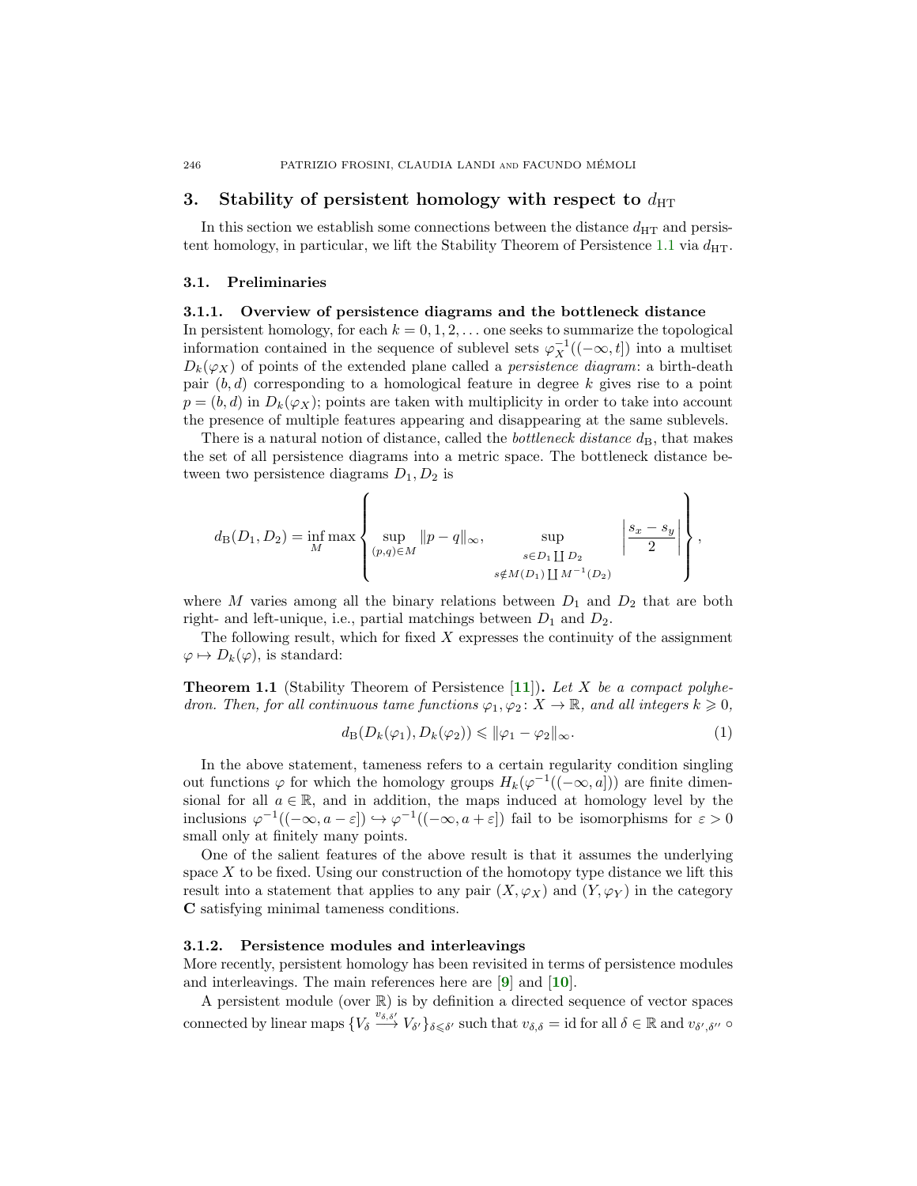## 3. Stability of persistent homology with respect to $d_{\mathrm{HT}}$

In this section we establish some connections between the distance $d_{\mathrm{HT}}$ and persistent homology, in particular, we lift the Stability Theorem of Persistence 1.1 via $d_{\mathrm{HT}}$.

### 3.1. Preliminaries

#### 3.1.1. Overview of persistence diagrams and the bottleneck distance

In persistent homology, for each $k = 0, 1, 2, \ldots$ one seeks to summarize the topological information contained in the sequence of sublevel sets $\varphi_X^{-1}((-\infty, t])$ into a multiset $D_k(\varphi_X)$ of points of the extended plane called a *persistence diagram*: a birth-death pair $(b, d)$ corresponding to a homological feature in degree $k$ gives rise to a point $p = (b, d)$ in $D_k(\varphi_X)$; points are taken with multiplicity in order to take into account the presence of multiple features appearing and disappearing at the same sublevels.

There is a natural notion of distance, called the *bottleneck distance* $d_{\mathrm{B}}$, that makes the set of all persistence diagrams into a metric space. The bottleneck distance between two persistence diagrams $D_1, D_2$ is

$$d_{\mathrm{B}}(D_1, D_2) = \inf_M \max \left\{ \sup_{(p,q)\in M} \|p - q\|_\infty, \quad \sup_{\substack{s \in D_1 \coprod D_2 \\ s \notin M(D_1) \coprod M^{-1}(D_2)}} \left| \frac{s_x - s_y}{2} \right| \right\},$$

where $M$ varies among all the binary relations between $D_1$ and $D_2$ that are both right- and left-unique, i.e., partial matchings between $D_1$ and $D_2$.

The following result, which for fixed $X$ expresses the continuity of the assignment $\varphi \mapsto D_k(\varphi)$, is standard:

**Theorem 1.1** (Stability Theorem of Persistence [**11**]). *Let $X$ be a compact polyhedron. Then, for all continuous tame functions $\varphi_1, \varphi_2 \colon X \to \mathbb{R}$, and all integers $k \geqslant 0$,*

$$d_{\mathrm{B}}(D_k(\varphi_1), D_k(\varphi_2)) \leqslant \|\varphi_1 - \varphi_2\|_\infty. \tag{1}$$

In the above statement, tameness refers to a certain regularity condition singling out functions $\varphi$ for which the homology groups $H_k(\varphi^{-1}((-\infty, a]))$ are finite dimensional for all $a \in \mathbb{R}$, and in addition, the maps induced at homology level by the inclusions $\varphi^{-1}((-\infty, a - \varepsilon]) \hookrightarrow \varphi^{-1}((-\infty, a + \varepsilon])$ fail to be isomorphisms for $\varepsilon > 0$ small only at finitely many points.

One of the salient features of the above result is that it assumes the underlying space $X$ to be fixed. Using our construction of the homotopy type distance we lift this result into a statement that applies to any pair $(X, \varphi_X)$ and $(Y, \varphi_Y)$ in the category **C** satisfying minimal tameness conditions.

#### 3.1.2. Persistence modules and interleavings

More recently, persistent homology has been revisited in terms of persistence modules and interleavings. The main references here are [**9**] and [**10**].

A persistent module (over $\mathbb{R}$) is by definition a directed sequence of vector spaces connected by linear maps $\{V_\delta \xrightarrow{v_{\delta,\delta'}} V_{\delta'}\}_{\delta \leqslant \delta'}$ such that $v_{\delta,\delta} = \mathrm{id}$ for all $\delta \in \mathbb{R}$ and $v_{\delta',\delta''} \circ$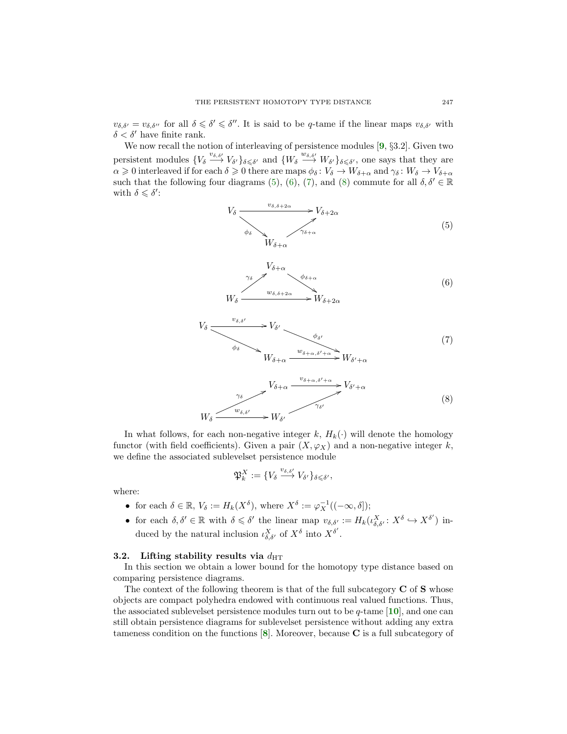$v_{\delta,\delta'} = v_{\delta,\delta''}$ for all $\delta \leqslant \delta' \leqslant \delta''$. It is said to be $q$-tame if the linear maps $v_{\delta,\delta'}$ with $\delta < \delta'$ have finite rank.

We now recall the notion of interleaving of persistence modules [**9**, §3.2]. Given two persistent modules $\{V_\delta \xrightarrow{v_{\delta,\delta'}} V_{\delta'}\}_{\delta \leqslant \delta'}$ and $\{W_\delta \xrightarrow{w_{\delta,\delta'}} W_{\delta'}\}_{\delta \leqslant \delta'}$, one says that they are $\alpha \geqslant 0$ interleaved if for each $\delta \geqslant 0$ there are maps $\phi_\delta \colon V_\delta \to W_{\delta+\alpha}$ and $\gamma_\delta \colon W_\delta \to V_{\delta+\alpha}$ such that the following four diagrams (5), (6), (7), and (8) commute for all $\delta, \delta' \in \mathbb{R}$ with $\delta \leqslant \delta'$:

$$\begin{array}{ccc} V_\delta & \xrightarrow{v_{\delta,\delta+2\alpha}} & V_{\delta+2\alpha} \\ & {\searrow^{\phi_\delta}} \quad W_{\delta+\alpha} \quad {\nearrow_{\gamma_{\delta+\alpha}}} & \end{array} \tag{5}$$

$$\begin{array}{ccc} & V_{\delta+\alpha} & \\ {\nearrow^{\gamma_\delta}} & & {\searrow^{\phi_{\delta+\alpha}}} \\ W_\delta & \xrightarrow{w_{\delta,\delta+2\alpha}} & W_{\delta+2\alpha} \end{array} \tag{6}$$

$$\begin{array}{ccccc} V_\delta & \xrightarrow{v_{\delta,\delta'}} & V_{\delta'} & & \\ & {\searrow^{\phi_\delta}} & & {\searrow^{\phi_{\delta'}}} & \\ & & W_{\delta+\alpha} & \xrightarrow{w_{\delta+\alpha,\delta'+\alpha}} & W_{\delta'+\alpha} \end{array} \tag{7}$$

$$\begin{array}{ccccc} & & V_{\delta+\alpha} & \xrightarrow{v_{\delta+\alpha,\delta'+\alpha}} & V_{\delta'+\alpha} \\ & {\nearrow^{\gamma_\delta}} & & {\nearrow_{\gamma_{\delta'}}} & \\ W_\delta & \xrightarrow{w_{\delta,\delta'}} & W_{\delta'} & & \end{array} \tag{8}$$

In what follows, for each non-negative integer $k$, $H_k(\cdot)$ will denote the homology functor (with field coefficients). Given a pair $(X, \varphi_X)$ and a non-negative integer $k$, we define the associated sublevelset persistence module

$$\mathfrak{P}_k^X := \{V_\delta \xrightarrow{v_{\delta,\delta'}} V_{\delta'}\}_{\delta \leqslant \delta'},$$

where:

- for each $\delta \in \mathbb{R}$, $V_\delta := H_k(X^\delta)$, where $X^\delta := \varphi_X^{-1}((-\infty, \delta])$;
- for each $\delta, \delta' \in \mathbb{R}$ with $\delta \leqslant \delta'$ the linear map $v_{\delta,\delta'} := H_k(\iota^X_{\delta,\delta'} \colon X^\delta \hookrightarrow X^{\delta'})$ induced by the natural inclusion $\iota^X_{\delta,\delta'}$ of $X^\delta$ into $X^{\delta'}$.

### 3.2. Lifting stability results via $d_{\mathrm{HT}}$

In this section we obtain a lower bound for the homotopy type distance based on comparing persistence diagrams.

The context of the following theorem is that of the full subcategory **C** of **S** whose objects are compact polyhedra endowed with continuous real valued functions. Thus, the associated sublevelset persistence modules turn out to be $q$-tame [**10**], and one can still obtain persistence diagrams for sublevelset persistence without adding any extra tameness condition on the functions [**8**]. Moreover, because **C** is a full subcategory of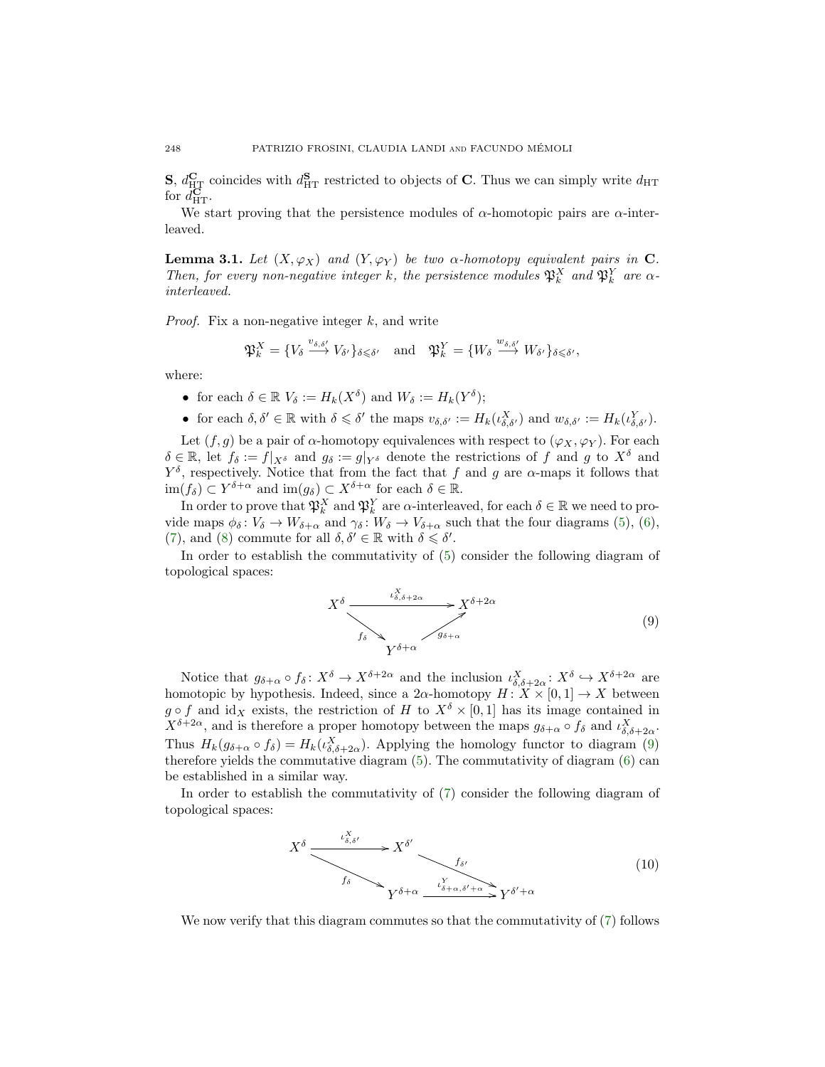$\mathbf{S}$, $d_{\mathrm{HT}}^{\mathbf{C}}$ coincides with $d_{\mathrm{HT}}^{\mathbf{S}}$ restricted to objects of $\mathbf{C}$. Thus we can simply write $d_{\mathrm{HT}}$ for $d_{\mathrm{HT}}^{\mathbf{C}}$.

We start proving that the persistence modules of $\alpha$-homotopic pairs are $\alpha$-interleaved.

**Lemma 3.1.** *Let $(X, \varphi_X)$ and $(Y, \varphi_Y)$ be two $\alpha$-homotopy equivalent pairs in $\mathbf{C}$. Then, for every non-negative integer $k$, the persistence modules $\mathfrak{P}_k^X$ and $\mathfrak{P}_k^Y$ are $\alpha$-interleaved.*

*Proof.* Fix a non-negative integer $k$, and write

$$\mathfrak{P}_k^X = \{V_\delta \xrightarrow{v_{\delta,\delta'}} V_{\delta'}\}_{\delta \leqslant \delta'} \quad \text{and} \quad \mathfrak{P}_k^Y = \{W_\delta \xrightarrow{w_{\delta,\delta'}} W_{\delta'}\}_{\delta \leqslant \delta'},$$

where:

- for each $\delta \in \mathbb{R}$ $V_\delta := H_k(X^\delta)$ and $W_\delta := H_k(Y^\delta)$;
- for each $\delta, \delta' \in \mathbb{R}$ with $\delta \leqslant \delta'$ the maps $v_{\delta,\delta'} := H_k(\iota_{\delta,\delta'}^X)$ and $w_{\delta,\delta'} := H_k(\iota_{\delta,\delta'}^Y)$.

Let $(f, g)$ be a pair of $\alpha$-homotopy equivalences with respect to $(\varphi_X, \varphi_Y)$. For each $\delta \in \mathbb{R}$, let $f_\delta := f|_{X^\delta}$ and $g_\delta := g|_{Y^\delta}$ denote the restrictions of $f$ and $g$ to $X^\delta$ and $Y^\delta$, respectively. Notice that from the fact that $f$ and $g$ are $\alpha$-maps it follows that $\mathrm{im}(f_\delta) \subset Y^{\delta+\alpha}$ and $\mathrm{im}(g_\delta) \subset X^{\delta+\alpha}$ for each $\delta \in \mathbb{R}$.

In order to prove that $\mathfrak{P}_k^X$ and $\mathfrak{P}_k^Y$ are $\alpha$-interleaved, for each $\delta \in \mathbb{R}$ we need to provide maps $\phi_\delta \colon V_\delta \to W_{\delta+\alpha}$ and $\gamma_\delta \colon W_\delta \to V_{\delta+\alpha}$ such that the four diagrams (5), (6), (7), and (8) commute for all $\delta, \delta' \in \mathbb{R}$ with $\delta \leqslant \delta'$.

In order to establish the commutativity of (5) consider the following diagram of topological spaces:

$$\begin{array}{ccc} X^\delta & \xrightarrow{\iota_{\delta,\delta+2\alpha}^X} & X^{\delta+2\alpha} \\ & {\scriptstyle f_\delta} \searrow \quad \nearrow {\scriptstyle g_{\delta+\alpha}} & \\ & Y^{\delta+\alpha} & \end{array} \tag{9}$$

Notice that $g_{\delta+\alpha} \circ f_\delta \colon X^\delta \to X^{\delta+2\alpha}$ and the inclusion $\iota_{\delta,\delta+2\alpha}^X \colon X^\delta \hookrightarrow X^{\delta+2\alpha}$ are homotopic by hypothesis. Indeed, since a $2\alpha$-homotopy $H \colon X \times [0,1] \to X$ between $g \circ f$ and $\mathrm{id}_X$ exists, the restriction of $H$ to $X^\delta \times [0,1]$ has its image contained in $X^{\delta+2\alpha}$, and is therefore a proper homotopy between the maps $g_{\delta+\alpha} \circ f_\delta$ and $\iota_{\delta,\delta+2\alpha}^X$. Thus $H_k(g_{\delta+\alpha} \circ f_\delta) = H_k(\iota_{\delta,\delta+2\alpha}^X)$. Applying the homology functor to diagram (9) therefore yields the commutative diagram (5). The commutativity of diagram (6) can be established in a similar way.

In order to establish the commutativity of (7) consider the following diagram of topological spaces:

$$\begin{array}{ccccc} X^\delta & \xrightarrow{\iota_{\delta,\delta'}^X} & X^{\delta'} & & \\ & {\scriptstyle f_\delta} \searrow & & \searrow {\scriptstyle f_{\delta'}} & \\ & & Y^{\delta+\alpha} & \xrightarrow{\iota_{\delta+\alpha,\delta'+\alpha}^Y} & Y^{\delta'+\alpha} \end{array} \tag{10}$$

We now verify that this diagram commutes so that the commutativity of (7) follows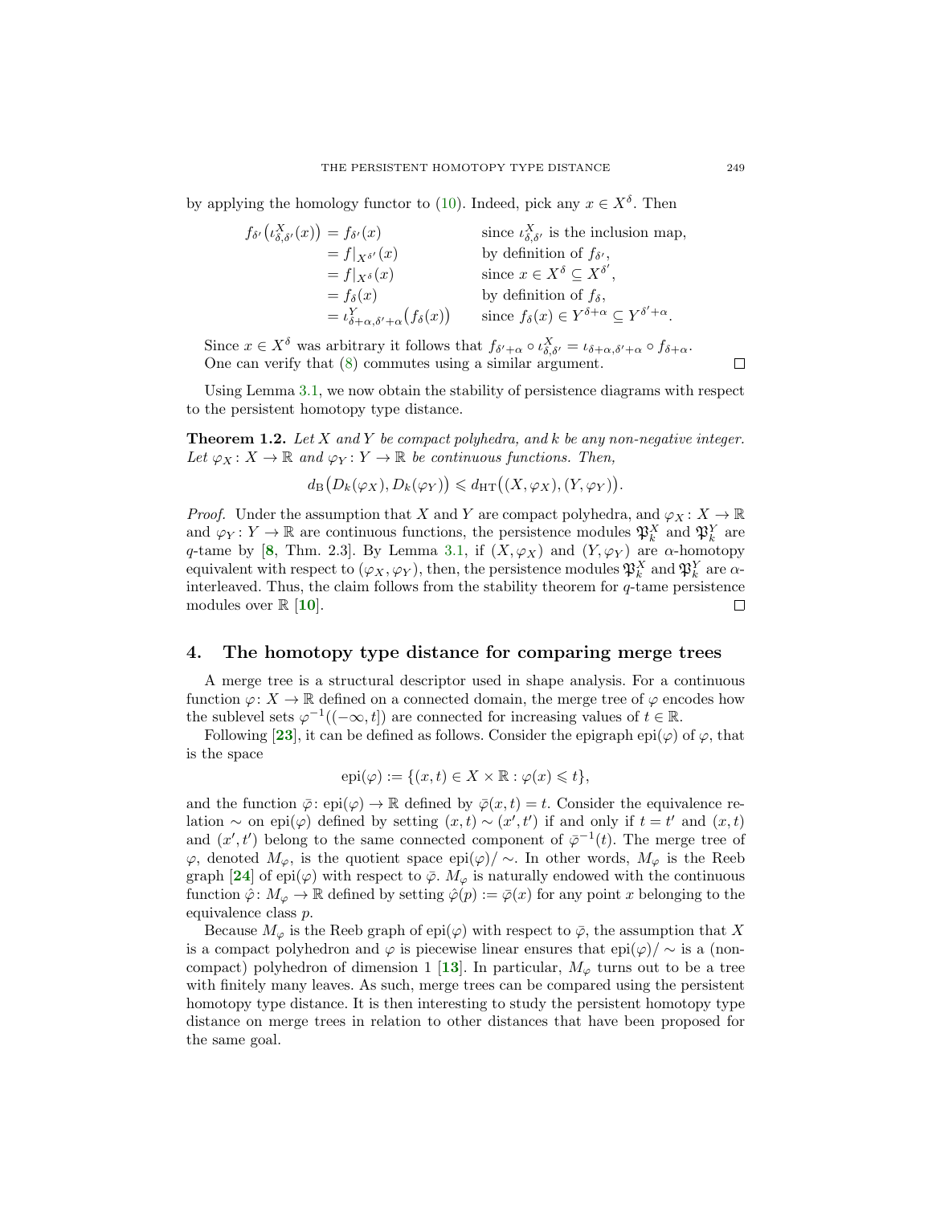by applying the homology functor to (10). Indeed, pick any $x \in X^\delta$. Then

$$
\begin{aligned}
f_{\delta'}\big(\iota^X_{\delta,\delta'}(x)\big) &= f_{\delta'}(x) && \text{since } \iota^X_{\delta,\delta'} \text{ is the inclusion map,}\\
&= f|_{X^{\delta'}}(x) && \text{by definition of } f_{\delta'},\\
&= f|_{X^{\delta}}(x) && \text{since } x \in X^\delta \subseteq X^{\delta'},\\
&= f_{\delta}(x) && \text{by definition of } f_{\delta},\\
&= \iota^Y_{\delta+\alpha,\delta'+\alpha}\big(f_\delta(x)\big) && \text{since } f_\delta(x) \in Y^{\delta+\alpha} \subseteq Y^{\delta'+\alpha}.
\end{aligned}
$$

Since $x \in X^\delta$ was arbitrary it follows that $f_{\delta'+\alpha} \circ \iota^X_{\delta,\delta'} = \iota_{\delta+\alpha,\delta'+\alpha} \circ f_{\delta+\alpha}$. One can verify that (8) commutes using a similar argument. ∎

Using Lemma 3.1, we now obtain the stability of persistence diagrams with respect to the persistent homotopy type distance.

**Theorem 1.2.** *Let $X$ and $Y$ be compact polyhedra, and $k$ be any non-negative integer. Let $\varphi_X\colon X \to \mathbb{R}$ and $\varphi_Y\colon Y \to \mathbb{R}$ be continuous functions. Then,*

$$d_{\mathrm{B}}\big(D_k(\varphi_X), D_k(\varphi_Y)\big) \leqslant d_{\mathrm{HT}}\big((X,\varphi_X),(Y,\varphi_Y)\big).$$

*Proof.* Under the assumption that $X$ and $Y$ are compact polyhedra, and $\varphi_X\colon X \to \mathbb{R}$ and $\varphi_Y\colon Y \to \mathbb{R}$ are continuous functions, the persistence modules $\mathfrak{P}^X_k$ and $\mathfrak{P}^Y_k$ are $q$-tame by [**8**, Thm. 2.3]. By Lemma 3.1, if $(X,\varphi_X)$ and $(Y,\varphi_Y)$ are $\alpha$-homotopy equivalent with respect to $(\varphi_X,\varphi_Y)$, then, the persistence modules $\mathfrak{P}^X_k$ and $\mathfrak{P}^Y_k$ are $\alpha$-interleaved. Thus, the claim follows from the stability theorem for $q$-tame persistence modules over $\mathbb{R}$ [**10**]. ∎

## 4. The homotopy type distance for comparing merge trees

A merge tree is a structural descriptor used in shape analysis. For a continuous function $\varphi\colon X \to \mathbb{R}$ defined on a connected domain, the merge tree of $\varphi$ encodes how the sublevel sets $\varphi^{-1}((-\infty,t])$ are connected for increasing values of $t \in \mathbb{R}$.

Following [**23**], it can be defined as follows. Consider the epigraph $\mathrm{epi}(\varphi)$ of $\varphi$, that is the space

$$\mathrm{epi}(\varphi) := \{(x,t) \in X \times \mathbb{R} : \varphi(x) \leqslant t\},$$

and the function $\bar\varphi\colon \mathrm{epi}(\varphi) \to \mathbb{R}$ defined by $\bar\varphi(x,t) = t$. Consider the equivalence relation $\sim$ on $\mathrm{epi}(\varphi)$ defined by setting $(x,t) \sim (x',t')$ if and only if $t = t'$ and $(x,t)$ and $(x',t')$ belong to the same connected component of $\bar\varphi^{-1}(t)$. The merge tree of $\varphi$, denoted $M_\varphi$, is the quotient space $\mathrm{epi}(\varphi)/\sim$. In other words, $M_\varphi$ is the Reeb graph [**24**] of $\mathrm{epi}(\varphi)$ with respect to $\bar\varphi$. $M_\varphi$ is naturally endowed with the continuous function $\hat\varphi\colon M_\varphi \to \mathbb{R}$ defined by setting $\hat\varphi(p) := \bar\varphi(x)$ for any point $x$ belonging to the equivalence class $p$.

Because $M_\varphi$ is the Reeb graph of $\mathrm{epi}(\varphi)$ with respect to $\bar\varphi$, the assumption that $X$ is a compact polyhedron and $\varphi$ is piecewise linear ensures that $\mathrm{epi}(\varphi)/\sim$ is a (non-compact) polyhedron of dimension 1 [**13**]. In particular, $M_\varphi$ turns out to be a tree with finitely many leaves. As such, merge trees can be compared using the persistent homotopy type distance. It is then interesting to study the persistent homotopy type distance on merge trees in relation to other distances that have been proposed for the same goal.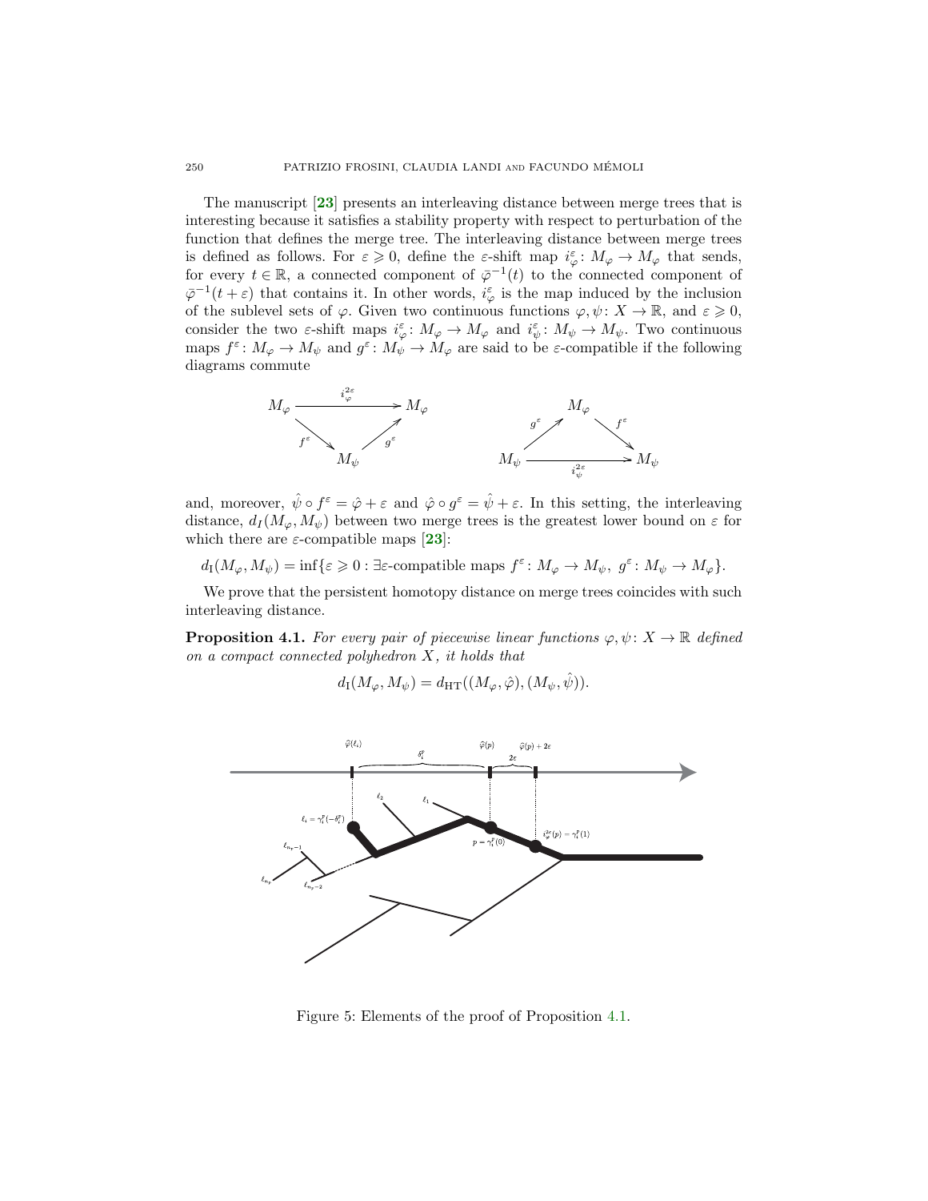The manuscript [**23**] presents an interleaving distance between merge trees that is interesting because it satisfies a stability property with respect to perturbation of the function that defines the merge tree. The interleaving distance between merge trees is defined as follows. For $\varepsilon \geqslant 0$, define the $\varepsilon$-shift map $i^{\varepsilon}_{\varphi}\colon M_\varphi \to M_\varphi$ that sends, for every $t \in \mathbb{R}$, a connected component of $\bar{\varphi}^{-1}(t)$ to the connected component of $\bar{\varphi}^{-1}(t+\varepsilon)$ that contains it. In other words, $i^{\varepsilon}_{\varphi}$ is the map induced by the inclusion of the sublevel sets of $\varphi$. Given two continuous functions $\varphi, \psi\colon X \to \mathbb{R}$, and $\varepsilon \geqslant 0$, consider the two $\varepsilon$-shift maps $i^{\varepsilon}_{\varphi}\colon M_\varphi \to M_\varphi$ and $i^{\varepsilon}_{\psi}\colon M_\psi \to M_\psi$. Two continuous maps $f^{\varepsilon}\colon M_\varphi \to M_\psi$ and $g^{\varepsilon}\colon M_\psi \to M_\varphi$ are said to be $\varepsilon$-compatible if the following diagrams commute

$$
\begin{array}{ccc}
M_\varphi & \xrightarrow{\;i^{2\varepsilon}_{\varphi}\;} & M_\varphi \\
 & {\scriptstyle f^{\varepsilon}}\searrow \quad \nearrow{\scriptstyle g^{\varepsilon}} & \\
 & M_\psi &
\end{array}
\qquad\qquad
\begin{array}{ccc}
 & M_\varphi & \\
 & {\scriptstyle g^{\varepsilon}}\nearrow \quad \searrow{\scriptstyle f^{\varepsilon}} & \\
M_\psi & \xrightarrow{\;i^{2\varepsilon}_{\psi}\;} & M_\psi
\end{array}
$$

and, moreover, $\hat{\psi} \circ f^{\varepsilon} = \hat{\varphi} + \varepsilon$ and $\hat{\varphi} \circ g^{\varepsilon} = \hat{\psi} + \varepsilon$. In this setting, the interleaving distance, $d_I(M_\varphi, M_\psi)$ between two merge trees is the greatest lower bound on $\varepsilon$ for which there are $\varepsilon$-compatible maps [**23**]:

$$d_{\mathrm{I}}(M_\varphi, M_\psi) = \inf\{\varepsilon \geqslant 0 : \exists \varepsilon\text{-compatible maps } f^{\varepsilon}\colon M_\varphi \to M_\psi,\ g^{\varepsilon}\colon M_\psi \to M_\varphi\}.$$

We prove that the persistent homotopy distance on merge trees coincides with such interleaving distance.

**Proposition 4.1.** *For every pair of piecewise linear functions $\varphi, \psi\colon X \to \mathbb{R}$ defined on a compact connected polyhedron $X$, it holds that*

$$d_{\mathrm{I}}(M_\varphi, M_\psi) = d_{\mathrm{HT}}((M_\varphi, \hat{\varphi}), (M_\psi, \hat{\psi})).$$

Figure 5: Elements of the proof of Proposition 4.1.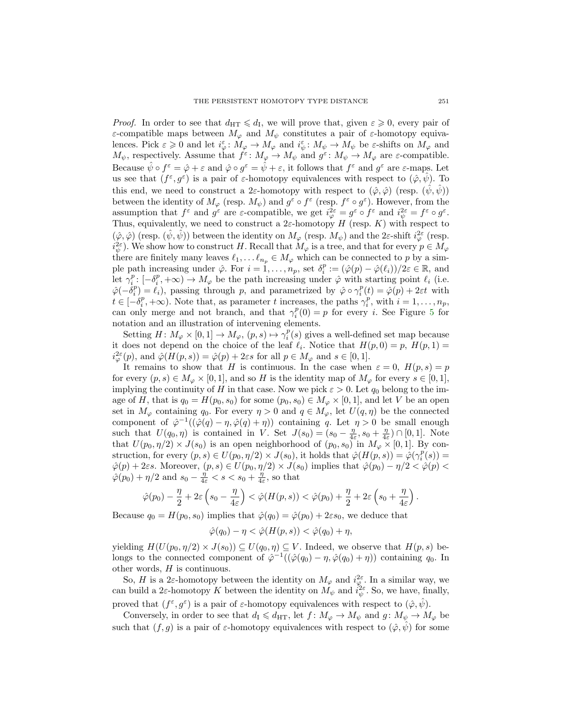*Proof.* In order to see that $d_{\mathrm{HT}} \leqslant d_{\mathrm{I}}$, we will prove that, given $\varepsilon \geqslant 0$, every pair of $\varepsilon$-compatible maps between $M_\varphi$ and $M_\psi$ constitutes a pair of $\varepsilon$-homotopy equivalences. Pick $\varepsilon \geqslant 0$ and let $i^\varepsilon_\varphi \colon M_\varphi \to M_\varphi$ and $i^\varepsilon_\psi \colon M_\psi \to M_\psi$ be $\varepsilon$-shifts on $M_\varphi$ and $M_\psi$, respectively. Assume that $f^\varepsilon \colon M_\varphi \to M_\psi$ and $g^\varepsilon \colon M_\psi \to M_\varphi$ are $\varepsilon$-compatible. Because $\hat\psi \circ f^\varepsilon = \hat\varphi + \varepsilon$ and $\hat\varphi \circ g^\varepsilon = \hat\psi + \varepsilon$, it follows that $f^\varepsilon$ and $g^\varepsilon$ are $\varepsilon$-maps. Let us see that $(f^\varepsilon, g^\varepsilon)$ is a pair of $\varepsilon$-homotopy equivalences with respect to $(\hat\varphi, \hat\psi)$. To this end, we need to construct a $2\varepsilon$-homotopy with respect to $(\hat\varphi, \hat\varphi)$ (resp. $(\hat\psi, \hat\psi)$) between the identity of $M_\varphi$ (resp. $M_\psi$) and $g^\varepsilon \circ f^\varepsilon$ (resp. $f^\varepsilon \circ g^\varepsilon$). However, from the assumption that $f^\varepsilon$ and $g^\varepsilon$ are $\varepsilon$-compatible, we get $i^{2\varepsilon}_\varphi = g^\varepsilon \circ f^\varepsilon$ and $i^{2\varepsilon}_\psi = f^\varepsilon \circ g^\varepsilon$. Thus, equivalently, we need to construct a $2\varepsilon$-homotopy $H$ (resp. $K$) with respect to $(\hat\varphi, \hat\varphi)$ (resp. $(\hat\psi, \hat\psi)$) between the identity on $M_\varphi$ (resp. $M_\psi$) and the $2\varepsilon$-shift $i^{2\varepsilon}_\varphi$ (resp. $i^{2\varepsilon}_\psi$). We show how to construct $H$. Recall that $M_\varphi$ is a tree, and that for every $p \in M_\varphi$ there are finitely many leaves $\ell_1, \ldots \ell_{n_p} \in M_\varphi$ which can be connected to $p$ by a simple path increasing under $\hat\varphi$. For $i = 1, \ldots, n_p$, set $\delta^p_i := (\hat\varphi(p) - \hat\varphi(\ell_i))/2\varepsilon \in \mathbb{R}$, and let $\gamma^p_i \colon [-\delta^p_i, +\infty) \to M_\varphi$ be the path increasing under $\hat\varphi$ with starting point $\ell_i$ (i.e. $\hat\varphi(-\delta^p_i) = \ell_i$), passing through $p$, and parametrized by $\hat\varphi \circ \gamma^p_i(t) = \hat\varphi(p) + 2\varepsilon t$ with $t \in [-\delta^p_i, +\infty)$. Note that, as parameter $t$ increases, the paths $\gamma^p_i$, with $i = 1, \ldots, n_p$, can only merge and not branch, and that $\gamma^p_i(0) = p$ for every $i$. See Figure 5 for notation and an illustration of intervening elements.

Setting $H \colon M_\varphi \times [0,1] \to M_\varphi$, $(p, s) \mapsto \gamma^p_i(s)$ gives a well-defined set map because it does not depend on the choice of the leaf $\ell_i$. Notice that $H(p, 0) = p$, $H(p, 1) = i^{2\varepsilon}_\varphi(p)$, and $\hat\varphi(H(p,s)) = \hat\varphi(p) + 2\varepsilon s$ for all $p \in M_\varphi$ and $s \in [0,1]$.

It remains to show that $H$ is continuous. In the case when $\varepsilon = 0$, $H(p,s) = p$ for every $(p,s) \in M_\varphi \times [0,1]$, and so $H$ is the identity map of $M_\varphi$ for every $s \in [0,1]$, implying the continuity of $H$ in that case. Now we pick $\varepsilon > 0$. Let $q_0$ belong to the image of $H$, that is $q_0 = H(p_0, s_0)$ for some $(p_0, s_0) \in M_\varphi \times [0,1]$, and let $V$ be an open set in $M_\varphi$ containing $q_0$. For every $\eta > 0$ and $q \in M_\varphi$, let $U(q, \eta)$ be the connected component of $\hat\varphi^{-1}((\hat\varphi(q) - \eta, \hat\varphi(q) + \eta))$ containing $q$. Let $\eta > 0$ be small enough such that $U(q_0, \eta)$ is contained in $V$. Set $J(s_0) = (s_0 - \frac{\eta}{4\varepsilon}, s_0 + \frac{\eta}{4\varepsilon}) \cap [0,1]$. Note that $U(p_0, \eta/2) \times J(s_0)$ is an open neighborhood of $(p_0, s_0)$ in $M_\varphi \times [0,1]$. By construction, for every $(p,s) \in U(p_0, \eta/2) \times J(s_0)$, it holds that $\hat\varphi(H(p,s)) = \hat\varphi(\gamma^p_i(s)) = \hat\varphi(p) + 2\varepsilon s$. Moreover, $(p,s) \in U(p_0, \eta/2) \times J(s_0)$ implies that $\hat\varphi(p_0) - \eta/2 < \hat\varphi(p) < \hat\varphi(p_0) + \eta/2$ and $s_0 - \frac{\eta}{4\varepsilon} < s < s_0 + \frac{\eta}{4\varepsilon}$, so that

$$\hat\varphi(p_0) - \frac{\eta}{2} + 2\varepsilon\left(s_0 - \frac{\eta}{4\varepsilon}\right) < \hat\varphi(H(p,s)) < \hat\varphi(p_0) + \frac{\eta}{2} + 2\varepsilon\left(s_0 + \frac{\eta}{4\varepsilon}\right).$$

Because $q_0 = H(p_0, s_0)$ implies that $\hat\varphi(q_0) = \hat\varphi(p_0) + 2\varepsilon s_0$, we deduce that

$$\hat\varphi(q_0) - \eta < \hat\varphi(H(p,s)) < \hat\varphi(q_0) + \eta,$$

yielding $H(U(p_0, \eta/2) \times J(s_0)) \subseteq U(q_0, \eta) \subseteq V$. Indeed, we observe that $H(p,s)$ belongs to the connected component of $\hat\varphi^{-1}((\hat\varphi(q_0) - \eta, \hat\varphi(q_0) + \eta))$ containing $q_0$. In other words, $H$ is continuous.

So, $H$ is a $2\varepsilon$-homotopy between the identity on $M_\varphi$ and $i^{2\varepsilon}_\varphi$. In a similar way, we can build a $2\varepsilon$-homotopy $K$ between the identity on $M_\psi$ and $i^{2\varepsilon}_\psi$. So, we have, finally, proved that $(f^\varepsilon, g^\varepsilon)$ is a pair of $\varepsilon$-homotopy equivalences with respect to $(\hat\varphi, \hat\psi)$.

Conversely, in order to see that $d_{\mathrm{I}} \leqslant d_{\mathrm{HT}}$, let $f \colon M_\varphi \to M_\psi$ and $g \colon M_\psi \to M_\varphi$ be such that $(f, g)$ is a pair of $\varepsilon$-homotopy equivalences with respect to $(\hat\varphi, \hat\psi)$ for some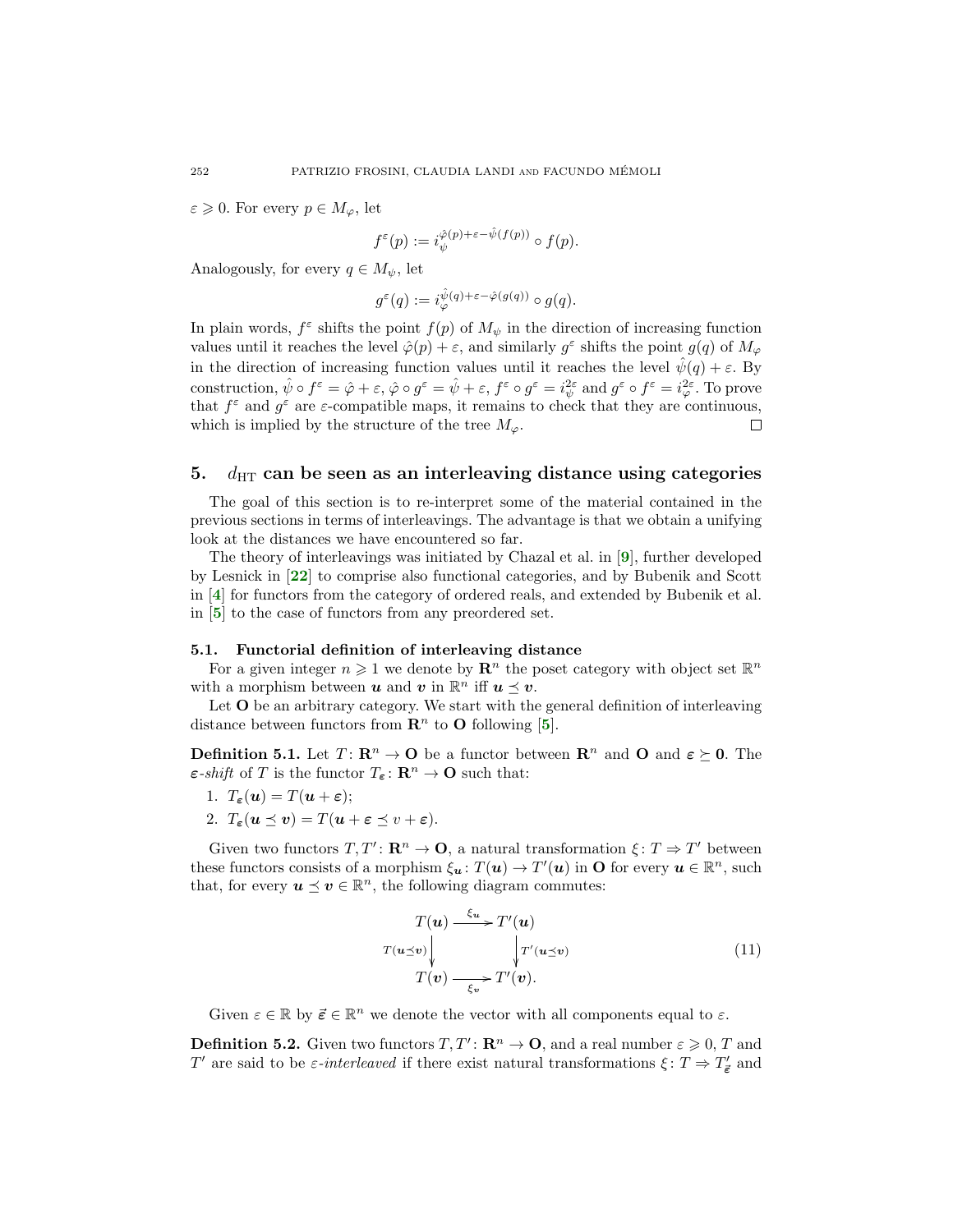$\varepsilon \geqslant 0$. For every $p \in M_\varphi$, let

$$f^\varepsilon(p) := i_\psi^{\hat{\varphi}(p)+\varepsilon-\hat{\psi}(f(p))} \circ f(p).$$

Analogously, for every $q \in M_\psi$, let

$$g^\varepsilon(q) := i_\varphi^{\hat{\psi}(q)+\varepsilon-\hat{\varphi}(g(q))} \circ g(q).$$

In plain words, $f^\varepsilon$ shifts the point $f(p)$ of $M_\psi$ in the direction of increasing function values until it reaches the level $\hat{\varphi}(p) + \varepsilon$, and similarly $g^\varepsilon$ shifts the point $g(q)$ of $M_\varphi$ in the direction of increasing function values until it reaches the level $\hat{\psi}(q) + \varepsilon$. By construction, $\hat{\psi} \circ f^\varepsilon = \hat{\varphi} + \varepsilon$, $\hat{\varphi} \circ g^\varepsilon = \hat{\psi} + \varepsilon$, $f^\varepsilon \circ g^\varepsilon = i_\psi^{2\varepsilon}$ and $g^\varepsilon \circ f^\varepsilon = i_\varphi^{2\varepsilon}$. To prove that $f^\varepsilon$ and $g^\varepsilon$ are $\varepsilon$-compatible maps, it remains to check that they are continuous, which is implied by the structure of the tree $M_\varphi$. □

## 5. $d_{\mathrm{HT}}$ can be seen as an interleaving distance using categories

The goal of this section is to re-interpret some of the material contained in the previous sections in terms of interleavings. The advantage is that we obtain a unifying look at the distances we have encountered so far.

The theory of interleavings was initiated by Chazal et al. in [9], further developed by Lesnick in [22] to comprise also functional categories, and by Bubenik and Scott in [4] for functors from the category of ordered reals, and extended by Bubenik et al. in [5] to the case of functors from any preordered set.

### 5.1. Functorial definition of interleaving distance

For a given integer $n \geqslant 1$ we denote by $\mathbf{R}^n$ the poset category with object set $\mathbb{R}^n$ with a morphism between $\boldsymbol{u}$ and $\boldsymbol{v}$ in $\mathbb{R}^n$ iff $\boldsymbol{u} \preceq \boldsymbol{v}$.

Let $\mathbf{O}$ be an arbitrary category. We start with the general definition of interleaving distance between functors from $\mathbf{R}^n$ to $\mathbf{O}$ following [5].

**Definition 5.1.** Let $T\colon \mathbf{R}^n \to \mathbf{O}$ be a functor between $\mathbf{R}^n$ and $\mathbf{O}$ and $\boldsymbol{\varepsilon} \succeq \mathbf{0}$. The *$\boldsymbol{\varepsilon}$-shift* of $T$ is the functor $T_{\boldsymbol{\varepsilon}}\colon \mathbf{R}^n \to \mathbf{O}$ such that:

1. $T_{\boldsymbol{\varepsilon}}(\boldsymbol{u}) = T(\boldsymbol{u} + \boldsymbol{\varepsilon})$;
2. $T_{\boldsymbol{\varepsilon}}(\boldsymbol{u} \preceq \boldsymbol{v}) = T(\boldsymbol{u} + \boldsymbol{\varepsilon} \preceq v + \boldsymbol{\varepsilon})$.

Given two functors $T, T'\colon \mathbf{R}^n \to \mathbf{O}$, a natural transformation $\xi\colon T \Rightarrow T'$ between these functors consists of a morphism $\xi_{\boldsymbol{u}}\colon T(\boldsymbol{u}) \to T'(\boldsymbol{u})$ in $\mathbf{O}$ for every $\boldsymbol{u} \in \mathbb{R}^n$, such that, for every $\boldsymbol{u} \preceq \boldsymbol{v} \in \mathbb{R}^n$, the following diagram commutes:

$$\begin{array}{ccc} T(\boldsymbol{u}) & \xrightarrow{\xi_{\boldsymbol{u}}} & T'(\boldsymbol{u}) \\ {\scriptstyle T(\boldsymbol{u}\preceq\boldsymbol{v})}\downarrow & & \downarrow{\scriptstyle T'(\boldsymbol{u}\preceq\boldsymbol{v})} \\ T(\boldsymbol{v}) & \xrightarrow[\xi_{\boldsymbol{v}}]{} & T'(\boldsymbol{v}). \end{array} \tag{11}$$

Given $\varepsilon \in \mathbb{R}$ by $\vec{\varepsilon} \in \mathbb{R}^n$ we denote the vector with all components equal to $\varepsilon$.

**Definition 5.2.** Given two functors $T, T'\colon \mathbf{R}^n \to \mathbf{O}$, and a real number $\varepsilon \geqslant 0$, $T$ and $T'$ are said to be *$\varepsilon$-interleaved* if there exist natural transformations $\xi\colon T \Rightarrow T'_{\vec{\varepsilon}}$ and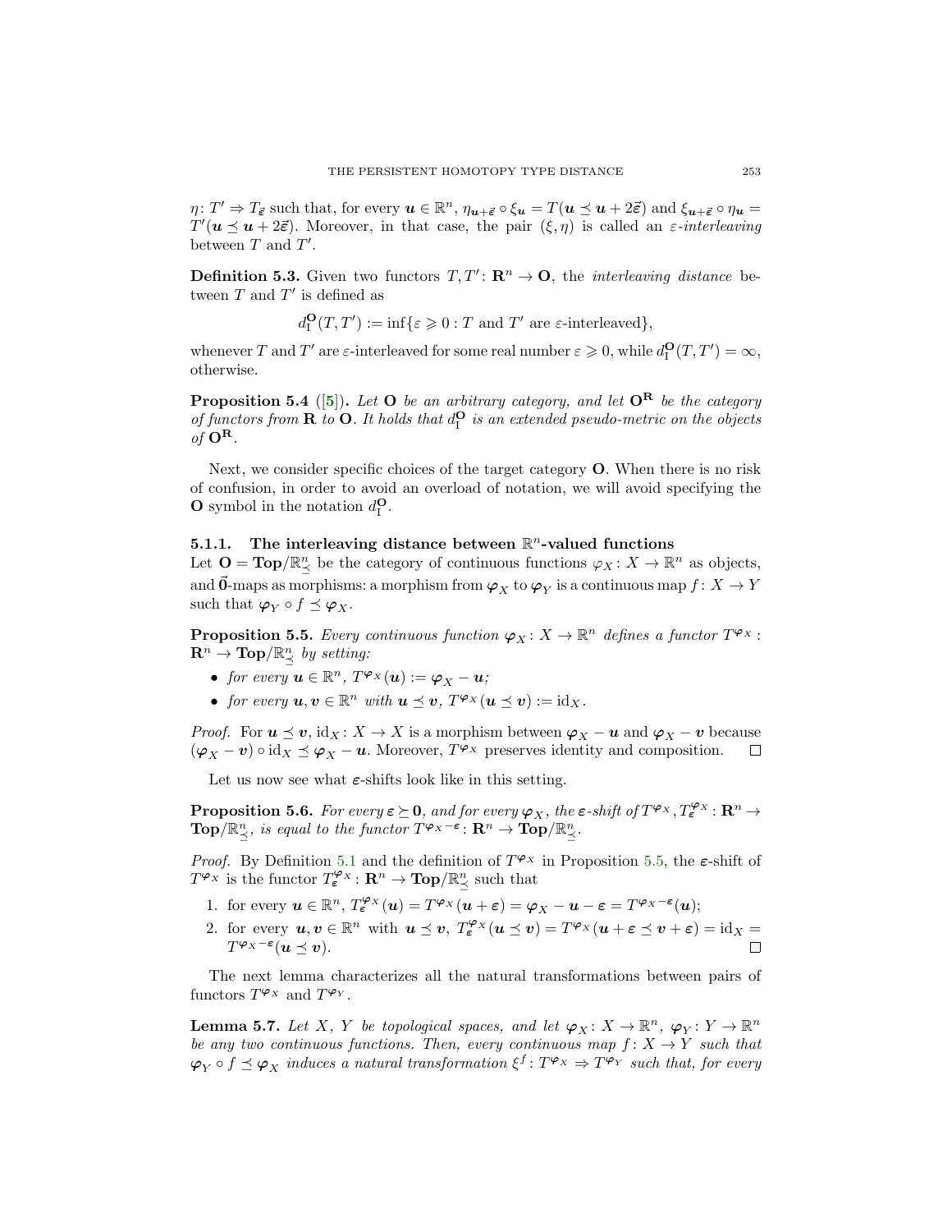$\eta\colon T' \Rightarrow T_{\vec{\varepsilon}}$ such that, for every $\boldsymbol{u} \in \mathbb{R}^n$, $\eta_{\boldsymbol{u}+\vec{\varepsilon}} \circ \xi_{\boldsymbol{u}} = T(\boldsymbol{u} \preceq \boldsymbol{u} + 2\vec{\varepsilon})$ and $\xi_{\boldsymbol{u}+\vec{\varepsilon}} \circ \eta_{\boldsymbol{u}} = T'(\boldsymbol{u} \preceq \boldsymbol{u} + 2\vec{\varepsilon})$. Moreover, in that case, the pair $(\xi, \eta)$ is called an *$\varepsilon$-interleaving* between $T$ and $T'$.

**Definition 5.3.** Given two functors $T, T' \colon \mathbf{R}^n \to \mathbf{O}$, the *interleaving distance* between $T$ and $T'$ is defined as

$$d_{\mathrm{I}}^{\mathbf{O}}(T, T') := \inf\{\varepsilon \geqslant 0 : T \text{ and } T' \text{ are } \varepsilon\text{-interleaved}\},$$

whenever $T$ and $T'$ are $\varepsilon$-interleaved for some real number $\varepsilon \geqslant 0$, while $d_{\mathrm{I}}^{\mathbf{O}}(T, T') = \infty$, otherwise.

**Proposition 5.4** ([5]). *Let $\mathbf{O}$ be an arbitrary category, and let $\mathbf{O}^{\mathbf{R}}$ be the category of functors from $\mathbf{R}$ to $\mathbf{O}$. It holds that $d_{\mathrm{I}}^{\mathbf{O}}$ is an extended pseudo-metric on the objects of $\mathbf{O}^{\mathbf{R}}$.*

Next, we consider specific choices of the target category $\mathbf{O}$. When there is no risk of confusion, in order to avoid an overload of notation, we will avoid specifying the $\mathbf{O}$ symbol in the notation $d_{\mathrm{I}}^{\mathbf{O}}$.

### 5.1.1. The interleaving distance between $\mathbb{R}^n$-valued functions

Let $\mathbf{O} = \mathbf{Top}/\mathbb{R}^n_{\preceq}$ be the category of continuous functions $\boldsymbol{\varphi}_X \colon X \to \mathbb{R}^n$ as objects, and $\vec{\mathbf{0}}$-maps as morphisms: a morphism from $\boldsymbol{\varphi}_X$ to $\boldsymbol{\varphi}_Y$ is a continuous map $f\colon X \to Y$ such that $\boldsymbol{\varphi}_Y \circ f \preceq \boldsymbol{\varphi}_X$.

**Proposition 5.5.** *Every continuous function $\boldsymbol{\varphi}_X \colon X \to \mathbb{R}^n$ defines a functor $T^{\boldsymbol{\varphi}_X} \colon \mathbf{R}^n \to \mathbf{Top}/\mathbb{R}^n_{\preceq}$ by setting:*

- *for every $\boldsymbol{u} \in \mathbb{R}^n$, $T^{\boldsymbol{\varphi}_X}(\boldsymbol{u}) := \boldsymbol{\varphi}_X - \boldsymbol{u}$;*
- *for every $\boldsymbol{u}, \boldsymbol{v} \in \mathbb{R}^n$ with $\boldsymbol{u} \preceq \boldsymbol{v}$, $T^{\boldsymbol{\varphi}_X}(\boldsymbol{u} \preceq \boldsymbol{v}) := \mathrm{id}_X$.*

*Proof.* For $\boldsymbol{u} \preceq \boldsymbol{v}$, $\mathrm{id}_X \colon X \to X$ is a morphism between $\boldsymbol{\varphi}_X - \boldsymbol{u}$ and $\boldsymbol{\varphi}_X - \boldsymbol{v}$ because $(\boldsymbol{\varphi}_X - \boldsymbol{v}) \circ \mathrm{id}_X \preceq \boldsymbol{\varphi}_X - \boldsymbol{u}$. Moreover, $T^{\boldsymbol{\varphi}_X}$ preserves identity and composition. $\square$

Let us now see what $\boldsymbol{\varepsilon}$-shifts look like in this setting.

**Proposition 5.6.** *For every $\boldsymbol{\varepsilon} \succeq \mathbf{0}$, and for every $\boldsymbol{\varphi}_X$, the $\boldsymbol{\varepsilon}$-shift of $T^{\boldsymbol{\varphi}_X}$, $T^{\boldsymbol{\varphi}_X}_{\boldsymbol{\varepsilon}} \colon \mathbf{R}^n \to \mathbf{Top}/\mathbb{R}^n_{\preceq}$, is equal to the functor $T^{\boldsymbol{\varphi}_X - \boldsymbol{\varepsilon}} \colon \mathbf{R}^n \to \mathbf{Top}/\mathbb{R}^n_{\preceq}$.*

*Proof.* By Definition 5.1 and the definition of $T^{\boldsymbol{\varphi}_X}$ in Proposition 5.5, the $\boldsymbol{\varepsilon}$-shift of $T^{\boldsymbol{\varphi}_X}$ is the functor $T^{\boldsymbol{\varphi}_X}_{\boldsymbol{\varepsilon}} \colon \mathbf{R}^n \to \mathbf{Top}/\mathbb{R}^n_{\preceq}$ such that

1. for every $\boldsymbol{u} \in \mathbb{R}^n$, $T^{\boldsymbol{\varphi}_X}_{\boldsymbol{\varepsilon}}(\boldsymbol{u}) = T^{\boldsymbol{\varphi}_X}(\boldsymbol{u} + \boldsymbol{\varepsilon}) = \boldsymbol{\varphi}_X - \boldsymbol{u} - \boldsymbol{\varepsilon} = T^{\boldsymbol{\varphi}_X - \boldsymbol{\varepsilon}}(\boldsymbol{u})$;
2. for every $\boldsymbol{u}, \boldsymbol{v} \in \mathbb{R}^n$ with $\boldsymbol{u} \preceq \boldsymbol{v}$, $T^{\boldsymbol{\varphi}_X}_{\boldsymbol{\varepsilon}}(\boldsymbol{u} \preceq \boldsymbol{v}) = T^{\boldsymbol{\varphi}_X}(\boldsymbol{u} + \boldsymbol{\varepsilon} \preceq \boldsymbol{v} + \boldsymbol{\varepsilon}) = \mathrm{id}_X = T^{\boldsymbol{\varphi}_X - \boldsymbol{\varepsilon}}(\boldsymbol{u} \preceq \boldsymbol{v})$. $\square$

The next lemma characterizes all the natural transformations between pairs of functors $T^{\boldsymbol{\varphi}_X}$ and $T^{\boldsymbol{\varphi}_Y}$.

**Lemma 5.7.** *Let $X$, $Y$ be topological spaces, and let $\boldsymbol{\varphi}_X \colon X \to \mathbb{R}^n$, $\boldsymbol{\varphi}_Y \colon Y \to \mathbb{R}^n$ be any two continuous functions. Then, every continuous map $f\colon X \to Y$ such that $\boldsymbol{\varphi}_Y \circ f \preceq \boldsymbol{\varphi}_X$ induces a natural transformation $\xi^f \colon T^{\boldsymbol{\varphi}_X} \Rightarrow T^{\boldsymbol{\varphi}_Y}$ such that, for every*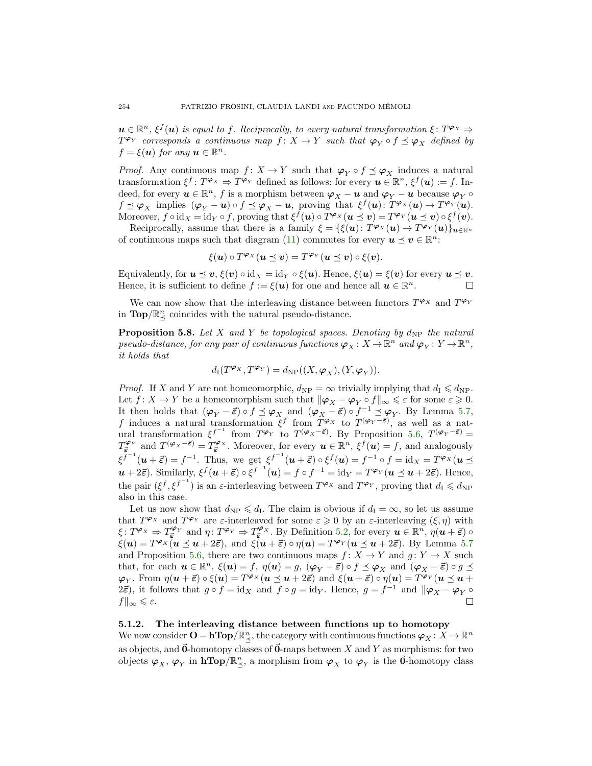*$\boldsymbol{u} \in \mathbb{R}^n$, $\xi^f(\boldsymbol{u})$ is equal to $f$. Reciprocally, to every natural transformation $\xi\colon T^{\boldsymbol{\varphi}_X} \Rightarrow T^{\boldsymbol{\varphi}_Y}$ corresponds a continuous map $f\colon X \to Y$ such that $\boldsymbol{\varphi}_Y \circ f \preceq \boldsymbol{\varphi}_X$ defined by $f = \xi(\boldsymbol{u})$ for any $\boldsymbol{u} \in \mathbb{R}^n$.*

*Proof.* Any continuous map $f\colon X \to Y$ such that $\boldsymbol{\varphi}_Y \circ f \preceq \boldsymbol{\varphi}_X$ induces a natural transformation $\xi^f\colon T^{\boldsymbol{\varphi}_X} \Rightarrow T^{\boldsymbol{\varphi}_Y}$ defined as follows: for every $\boldsymbol{u} \in \mathbb{R}^n$, $\xi^f(\boldsymbol{u}) := f$. Indeed, for every $\boldsymbol{u} \in \mathbb{R}^n$, $f$ is a morphism between $\boldsymbol{\varphi}_X - \boldsymbol{u}$ and $\boldsymbol{\varphi}_Y - \boldsymbol{u}$ because $\boldsymbol{\varphi}_Y \circ f \preceq \boldsymbol{\varphi}_X$ implies $(\boldsymbol{\varphi}_Y - \boldsymbol{u}) \circ f \preceq \boldsymbol{\varphi}_X - \boldsymbol{u}$, proving that $\xi^f(\boldsymbol{u})\colon T^{\boldsymbol{\varphi}_X}(\boldsymbol{u}) \to T^{\boldsymbol{\varphi}_Y}(\boldsymbol{u})$. Moreover, $f \circ \mathrm{id}_X = \mathrm{id}_Y \circ f$, proving that $\xi^f(\boldsymbol{u}) \circ T^{\boldsymbol{\varphi}_X}(\boldsymbol{u} \preceq \boldsymbol{v}) = T^{\boldsymbol{\varphi}_Y}(\boldsymbol{u} \preceq \boldsymbol{v}) \circ \xi^f(\boldsymbol{v})$.

Reciprocally, assume that there is a family $\xi = \{\xi(\boldsymbol{u})\colon T^{\boldsymbol{\varphi}_X}(\boldsymbol{u}) \to T^{\boldsymbol{\varphi}_Y}(\boldsymbol{u})\}_{\boldsymbol{u} \in \mathbb{R}^n}$ of continuous maps such that diagram (11) commutes for every $\boldsymbol{u} \preceq \boldsymbol{v} \in \mathbb{R}^n$:

$$\xi(\boldsymbol{u}) \circ T^{\boldsymbol{\varphi}_X}(\boldsymbol{u} \preceq \boldsymbol{v}) = T^{\boldsymbol{\varphi}_Y}(\boldsymbol{u} \preceq \boldsymbol{v}) \circ \xi(\boldsymbol{v}).$$

Equivalently, for $\boldsymbol{u} \preceq \boldsymbol{v}$, $\xi(\boldsymbol{v}) \circ \mathrm{id}_X = \mathrm{id}_Y \circ \xi(\boldsymbol{u})$. Hence, $\xi(\boldsymbol{u}) = \xi(\boldsymbol{v})$ for every $\boldsymbol{u} \preceq \boldsymbol{v}$. Hence, it is sufficient to define $f := \xi(\boldsymbol{u})$ for one and hence all $\boldsymbol{u} \in \mathbb{R}^n$. $\square$

We can now show that the interleaving distance between functors $T^{\boldsymbol{\varphi}_X}$ and $T^{\boldsymbol{\varphi}_Y}$ in $\mathbf{Top}/\mathbb{R}^n_{\preceq}$ coincides with the natural pseudo-distance.

**Proposition 5.8.** *Let $X$ and $Y$ be topological spaces. Denoting by $d_{\mathrm{NP}}$ the natural pseudo-distance, for any pair of continuous functions $\boldsymbol{\varphi}_X\colon X \to \mathbb{R}^n$ and $\boldsymbol{\varphi}_Y\colon Y \to \mathbb{R}^n$, it holds that*

$$d_{\mathrm{I}}(T^{\boldsymbol{\varphi}_X}, T^{\boldsymbol{\varphi}_Y}) = d_{\mathrm{NP}}((X, \boldsymbol{\varphi}_X), (Y, \boldsymbol{\varphi}_Y)).$$

*Proof.* If $X$ and $Y$ are not homeomorphic, $d_{\mathrm{NP}} = \infty$ trivially implying that $d_{\mathrm{I}} \leqslant d_{\mathrm{NP}}$. Let $f\colon X \to Y$ be a homeomorphism such that $\|\boldsymbol{\varphi}_X - \boldsymbol{\varphi}_Y \circ f\|_\infty \leqslant \varepsilon$ for some $\varepsilon \geqslant 0$. It then holds that $(\boldsymbol{\varphi}_Y - \vec{\varepsilon}) \circ f \preceq \boldsymbol{\varphi}_X$ and $(\boldsymbol{\varphi}_X - \vec{\varepsilon}) \circ f^{-1} \preceq \boldsymbol{\varphi}_Y$. By Lemma 5.7, $f$ induces a natural transformation $\xi^f$ from $T^{\boldsymbol{\varphi}_X}$ to $T^{(\boldsymbol{\varphi}_Y - \vec{\varepsilon})}$, as well as a natural transformation $\xi^{f^{-1}}$ from $T^{\boldsymbol{\varphi}_Y}$ to $T^{(\boldsymbol{\varphi}_X - \vec{\varepsilon})}$. By Proposition 5.6, $T^{(\boldsymbol{\varphi}_Y - \vec{\varepsilon})} = T^{\boldsymbol{\varphi}_Y}_{\vec{\varepsilon}}$ and $T^{(\boldsymbol{\varphi}_X - \vec{\varepsilon})} = T^{\boldsymbol{\varphi}_X}_{\vec{\varepsilon}}$. Moreover, for every $\boldsymbol{u} \in \mathbb{R}^n$, $\xi^f(\boldsymbol{u}) = f$, and analogously $\xi^{f^{-1}}(\boldsymbol{u} + \vec{\varepsilon}) = f^{-1}$. Thus, we get $\xi^{f^{-1}}(\boldsymbol{u} + \vec{\varepsilon}) \circ \xi^f(\boldsymbol{u}) = f^{-1} \circ f = \mathrm{id}_X = T^{\boldsymbol{\varphi}_X}(\boldsymbol{u} \preceq \boldsymbol{u} + 2\vec{\varepsilon})$. Similarly, $\xi^f(\boldsymbol{u} + \vec{\varepsilon}) \circ \xi^{f^{-1}}(\boldsymbol{u}) = f \circ f^{-1} = \mathrm{id}_Y = T^{\boldsymbol{\varphi}_Y}(\boldsymbol{u} \preceq \boldsymbol{u} + 2\vec{\varepsilon})$. Hence, the pair $(\xi^f, \xi^{f^{-1}})$ is an $\varepsilon$-interleaving between $T^{\boldsymbol{\varphi}_X}$ and $T^{\boldsymbol{\varphi}_Y}$, proving that $d_{\mathrm{I}} \leqslant d_{\mathrm{NP}}$ also in this case.

Let us now show that $d_{\mathrm{NP}} \leqslant d_{\mathrm{I}}$. The claim is obvious if $d_{\mathrm{I}} = \infty$, so let us assume that $T^{\boldsymbol{\varphi}_X}$ and $T^{\boldsymbol{\varphi}_Y}$ are $\varepsilon$-interleaved for some $\varepsilon \geqslant 0$ by an $\varepsilon$-interleaving $(\xi, \eta)$ with $\xi\colon T^{\boldsymbol{\varphi}_X} \Rightarrow T^{\boldsymbol{\varphi}_Y}_{\vec{\varepsilon}}$ and $\eta\colon T^{\boldsymbol{\varphi}_Y} \Rightarrow T^{\boldsymbol{\varphi}_X}_{\vec{\varepsilon}}$. By Definition 5.2, for every $\boldsymbol{u} \in \mathbb{R}^n$, $\eta(\boldsymbol{u} + \vec{\varepsilon}) \circ \xi(\boldsymbol{u}) = T^{\boldsymbol{\varphi}_X}(\boldsymbol{u} \preceq \boldsymbol{u} + 2\vec{\varepsilon})$, and $\xi(\boldsymbol{u} + \vec{\varepsilon}) \circ \eta(\boldsymbol{u}) = T^{\boldsymbol{\varphi}_Y}(\boldsymbol{u} \preceq \boldsymbol{u} + 2\vec{\varepsilon})$. By Lemma 5.7 and Proposition 5.6, there are two continuous maps $f\colon X \to Y$ and $g\colon Y \to X$ such that, for each $\boldsymbol{u} \in \mathbb{R}^n$, $\xi(\boldsymbol{u}) = f$, $\eta(\boldsymbol{u}) = g$, $(\boldsymbol{\varphi}_Y - \vec{\varepsilon}) \circ f \preceq \boldsymbol{\varphi}_X$ and $(\boldsymbol{\varphi}_X - \vec{\varepsilon}) \circ g \preceq \boldsymbol{\varphi}_Y$. From $\eta(\boldsymbol{u} + \vec{\varepsilon}) \circ \xi(\boldsymbol{u}) = T^{\boldsymbol{\varphi}_X}(\boldsymbol{u} \preceq \boldsymbol{u} + 2\vec{\varepsilon})$ and $\xi(\boldsymbol{u} + \vec{\varepsilon}) \circ \eta(\boldsymbol{u}) = T^{\boldsymbol{\varphi}_Y}(\boldsymbol{u} \preceq \boldsymbol{u} + 2\vec{\varepsilon})$, it follows that $g \circ f = \mathrm{id}_X$ and $f \circ g = \mathrm{id}_Y$. Hence, $g = f^{-1}$ and $\|\boldsymbol{\varphi}_X - \boldsymbol{\varphi}_Y \circ f\|_\infty \leqslant \varepsilon$. $\square$

#### 5.1.2. The interleaving distance between functions up to homotopy

We now consider $\mathbf{O} = \mathbf{hTop}/\mathbb{R}^n_{\preceq}$, the category with continuous functions $\boldsymbol{\varphi}_X\colon X \to \mathbb{R}^n$ as objects, and $\vec{\mathbf{0}}$-homotopy classes of $\vec{\mathbf{0}}$-maps between $X$ and $Y$ as morphisms: for two objects $\boldsymbol{\varphi}_X$, $\boldsymbol{\varphi}_Y$ in $\mathbf{hTop}/\mathbb{R}^n_{\preceq}$, a morphism from $\boldsymbol{\varphi}_X$ to $\boldsymbol{\varphi}_Y$ is the $\vec{\mathbf{0}}$-homotopy class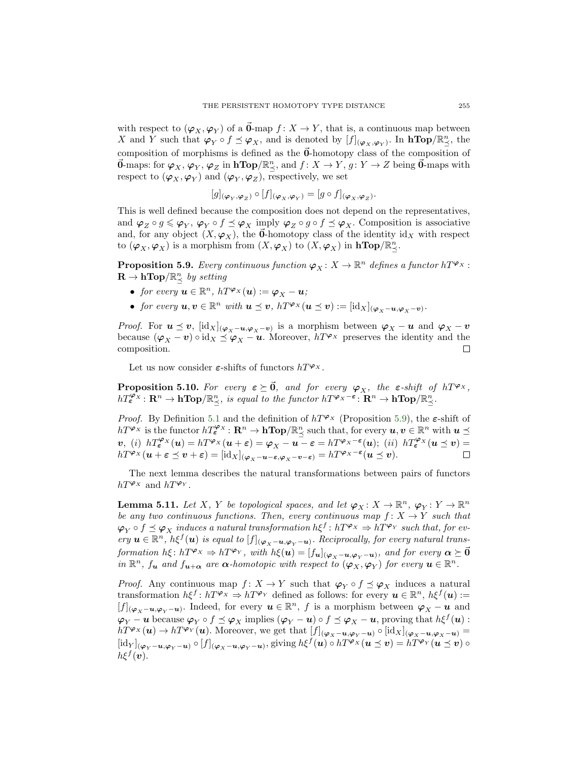with respect to $(\boldsymbol{\varphi}_X, \boldsymbol{\varphi}_Y)$ of a $\vec{\mathbf{0}}$-map $f\colon X \to Y$, that is, a continuous map between $X$ and $Y$ such that $\boldsymbol{\varphi}_Y \circ f \preceq \boldsymbol{\varphi}_X$, and is denoted by $[f]_{(\boldsymbol{\varphi}_X, \boldsymbol{\varphi}_Y)}$. In $\mathbf{hTop}/\mathbb{R}^n_{\preceq}$, the composition of morphisms is defined as the $\vec{\mathbf{0}}$-homotopy class of the composition of $\vec{\mathbf{0}}$-maps: for $\boldsymbol{\varphi}_X, \boldsymbol{\varphi}_Y, \boldsymbol{\varphi}_Z$ in $\mathbf{hTop}/\mathbb{R}^n_{\preceq}$, and $f\colon X \to Y$, $g\colon Y \to Z$ being $\vec{\mathbf{0}}$-maps with respect to $(\boldsymbol{\varphi}_X, \boldsymbol{\varphi}_Y)$ and $(\boldsymbol{\varphi}_Y, \boldsymbol{\varphi}_Z)$, respectively, we set

$$[g]_{(\boldsymbol{\varphi}_Y, \boldsymbol{\varphi}_Z)} \circ [f]_{(\boldsymbol{\varphi}_X, \boldsymbol{\varphi}_Y)} = [g \circ f]_{(\boldsymbol{\varphi}_X, \boldsymbol{\varphi}_Z)}.$$

This is well defined because the composition does not depend on the representatives, and $\boldsymbol{\varphi}_Z \circ g \leqslant \boldsymbol{\varphi}_Y$, $\boldsymbol{\varphi}_Y \circ f \preceq \boldsymbol{\varphi}_X$ imply $\boldsymbol{\varphi}_Z \circ g \circ f \preceq \boldsymbol{\varphi}_X$. Composition is associative and, for any object $(X, \boldsymbol{\varphi}_X)$, the $\vec{\mathbf{0}}$-homotopy class of the identity $\mathrm{id}_X$ with respect to $(\boldsymbol{\varphi}_X, \boldsymbol{\varphi}_X)$ is a morphism from $(X, \boldsymbol{\varphi}_X)$ to $(X, \boldsymbol{\varphi}_X)$ in $\mathbf{hTop}/\mathbb{R}^n_{\preceq}$.

**Proposition 5.9.** *Every continuous function $\boldsymbol{\varphi}_X\colon X \to \mathbb{R}^n$ defines a functor $hT^{\boldsymbol{\varphi}_X}\colon \mathbf{R} \to \mathbf{hTop}/\mathbb{R}^n_{\preceq}$ by setting*

- *for every $\boldsymbol{u} \in \mathbb{R}^n$, $hT^{\boldsymbol{\varphi}_X}(\boldsymbol{u}) := \boldsymbol{\varphi}_X - \boldsymbol{u}$;*
- *for every $\boldsymbol{u}, \boldsymbol{v} \in \mathbb{R}^n$ with $\boldsymbol{u} \preceq \boldsymbol{v}$, $hT^{\boldsymbol{\varphi}_X}(\boldsymbol{u} \preceq \boldsymbol{v}) := [\mathrm{id}_X]_{(\boldsymbol{\varphi}_X - \boldsymbol{u}, \boldsymbol{\varphi}_X - \boldsymbol{v})}$.*

*Proof.* For $\boldsymbol{u} \preceq \boldsymbol{v}$, $[\mathrm{id}_X]_{(\boldsymbol{\varphi}_X - \boldsymbol{u}, \boldsymbol{\varphi}_X - \boldsymbol{v})}$ is a morphism between $\boldsymbol{\varphi}_X - \boldsymbol{u}$ and $\boldsymbol{\varphi}_X - \boldsymbol{v}$ because $(\boldsymbol{\varphi}_X - \boldsymbol{v}) \circ \mathrm{id}_X \preceq \boldsymbol{\varphi}_X - \boldsymbol{u}$. Moreover, $hT^{\boldsymbol{\varphi}_X}$ preserves the identity and the composition. $\square$

Let us now consider $\boldsymbol{\varepsilon}$-shifts of functors $hT^{\boldsymbol{\varphi}_X}$.

**Proposition 5.10.** *For every $\boldsymbol{\varepsilon} \succeq \vec{\mathbf{0}}$, and for every $\boldsymbol{\varphi}_X$, the $\boldsymbol{\varepsilon}$-shift of $hT^{\boldsymbol{\varphi}_X}$, $hT^{\boldsymbol{\varphi}_X}_{\boldsymbol{\varepsilon}}\colon \mathbf{R}^n \to \mathbf{hTop}/\mathbb{R}^n_{\preceq}$, is equal to the functor $hT^{\boldsymbol{\varphi}_X - \boldsymbol{\varepsilon}}\colon \mathbf{R}^n \to \mathbf{hTop}/\mathbb{R}^n_{\preceq}$.*

*Proof.* By Definition 5.1 and the definition of $hT^{\boldsymbol{\varphi}_X}$ (Proposition 5.9), the $\boldsymbol{\varepsilon}$-shift of $hT^{\boldsymbol{\varphi}_X}$ is the functor $hT^{\boldsymbol{\varphi}_X}_{\boldsymbol{\varepsilon}}\colon \mathbf{R}^n \to \mathbf{hTop}/\mathbb{R}^n_{\preceq}$ such that, for every $\boldsymbol{u}, \boldsymbol{v} \in \mathbb{R}^n$ with $\boldsymbol{u} \preceq \boldsymbol{v}$, (i) $hT^{\boldsymbol{\varphi}_X}_{\boldsymbol{\varepsilon}}(\boldsymbol{u}) = hT^{\boldsymbol{\varphi}_X}(\boldsymbol{u} + \boldsymbol{\varepsilon}) = \boldsymbol{\varphi}_X - \boldsymbol{u} - \boldsymbol{\varepsilon} = hT^{\boldsymbol{\varphi}_X - \boldsymbol{\varepsilon}}(\boldsymbol{u})$; (ii) $hT^{\boldsymbol{\varphi}_X}_{\boldsymbol{\varepsilon}}(\boldsymbol{u} \preceq \boldsymbol{v}) = hT^{\boldsymbol{\varphi}_X}(\boldsymbol{u} + \boldsymbol{\varepsilon} \preceq \boldsymbol{v} + \boldsymbol{\varepsilon}) = [\mathrm{id}_X]_{(\boldsymbol{\varphi}_X - \boldsymbol{u} - \boldsymbol{\varepsilon}, \boldsymbol{\varphi}_X - \boldsymbol{v} - \boldsymbol{\varepsilon})} = hT^{\boldsymbol{\varphi}_X - \boldsymbol{\varepsilon}}(\boldsymbol{u} \preceq \boldsymbol{v})$. $\square$

The next lemma describes the natural transformations between pairs of functors $hT^{\boldsymbol{\varphi}_X}$ and $hT^{\boldsymbol{\varphi}_Y}$.

**Lemma 5.11.** *Let $X$, $Y$ be topological spaces, and let $\boldsymbol{\varphi}_X\colon X \to \mathbb{R}^n$, $\boldsymbol{\varphi}_Y\colon Y \to \mathbb{R}^n$ be any two continuous functions. Then, every continuous map $f\colon X \to Y$ such that $\boldsymbol{\varphi}_Y \circ f \preceq \boldsymbol{\varphi}_X$ induces a natural transformation $h\xi^f\colon hT^{\boldsymbol{\varphi}_X} \Rightarrow hT^{\boldsymbol{\varphi}_Y}$ such that, for every $\boldsymbol{u} \in \mathbb{R}^n$, $h\xi^f(\boldsymbol{u})$ is equal to $[f]_{(\boldsymbol{\varphi}_X - \boldsymbol{u}, \boldsymbol{\varphi}_Y - \boldsymbol{u})}$. Reciprocally, for every natural transformation $h\xi\colon hT^{\boldsymbol{\varphi}_X} \Rightarrow hT^{\boldsymbol{\varphi}_Y}$, with $h\xi(\boldsymbol{u}) = [f_{\boldsymbol{u}}]_{(\boldsymbol{\varphi}_X - \boldsymbol{u}, \boldsymbol{\varphi}_Y - \boldsymbol{u})}$, and for every $\boldsymbol{\alpha} \succeq \vec{\mathbf{0}}$ in $\mathbb{R}^n$, $f_{\boldsymbol{u}}$ and $f_{\boldsymbol{u}+\boldsymbol{\alpha}}$ are $\boldsymbol{\alpha}$-homotopic with respect to $(\boldsymbol{\varphi}_X, \boldsymbol{\varphi}_Y)$ for every $\boldsymbol{u} \in \mathbb{R}^n$.*

*Proof.* Any continuous map $f\colon X \to Y$ such that $\boldsymbol{\varphi}_Y \circ f \preceq \boldsymbol{\varphi}_X$ induces a natural transformation $h\xi^f\colon hT^{\boldsymbol{\varphi}_X} \Rightarrow hT^{\boldsymbol{\varphi}_Y}$ defined as follows: for every $\boldsymbol{u} \in \mathbb{R}^n$, $h\xi^f(\boldsymbol{u}) := [f]_{(\boldsymbol{\varphi}_X - \boldsymbol{u}, \boldsymbol{\varphi}_Y - \boldsymbol{u})}$. Indeed, for every $\boldsymbol{u} \in \mathbb{R}^n$, $f$ is a morphism between $\boldsymbol{\varphi}_X - \boldsymbol{u}$ and $\boldsymbol{\varphi}_Y - \boldsymbol{u}$ because $\boldsymbol{\varphi}_Y \circ f \preceq \boldsymbol{\varphi}_X$ implies $(\boldsymbol{\varphi}_Y - \boldsymbol{u}) \circ f \preceq \boldsymbol{\varphi}_X - \boldsymbol{u}$, proving that $h\xi^f(\boldsymbol{u})\colon hT^{\boldsymbol{\varphi}_X}(\boldsymbol{u}) \to hT^{\boldsymbol{\varphi}_Y}(\boldsymbol{u})$. Moreover, we get that $[f]_{(\boldsymbol{\varphi}_X - \boldsymbol{u}, \boldsymbol{\varphi}_Y - \boldsymbol{u})} \circ [\mathrm{id}_X]_{(\boldsymbol{\varphi}_X - \boldsymbol{u}, \boldsymbol{\varphi}_X - \boldsymbol{u})} = [\mathrm{id}_Y]_{(\boldsymbol{\varphi}_Y - \boldsymbol{u}, \boldsymbol{\varphi}_Y - \boldsymbol{u})} \circ [f]_{(\boldsymbol{\varphi}_X - \boldsymbol{u}, \boldsymbol{\varphi}_Y - \boldsymbol{u})}$, giving $h\xi^f(\boldsymbol{u}) \circ hT^{\boldsymbol{\varphi}_X}(\boldsymbol{u} \preceq \boldsymbol{v}) = hT^{\boldsymbol{\varphi}_Y}(\boldsymbol{u} \preceq \boldsymbol{v}) \circ h\xi^f(\boldsymbol{v})$.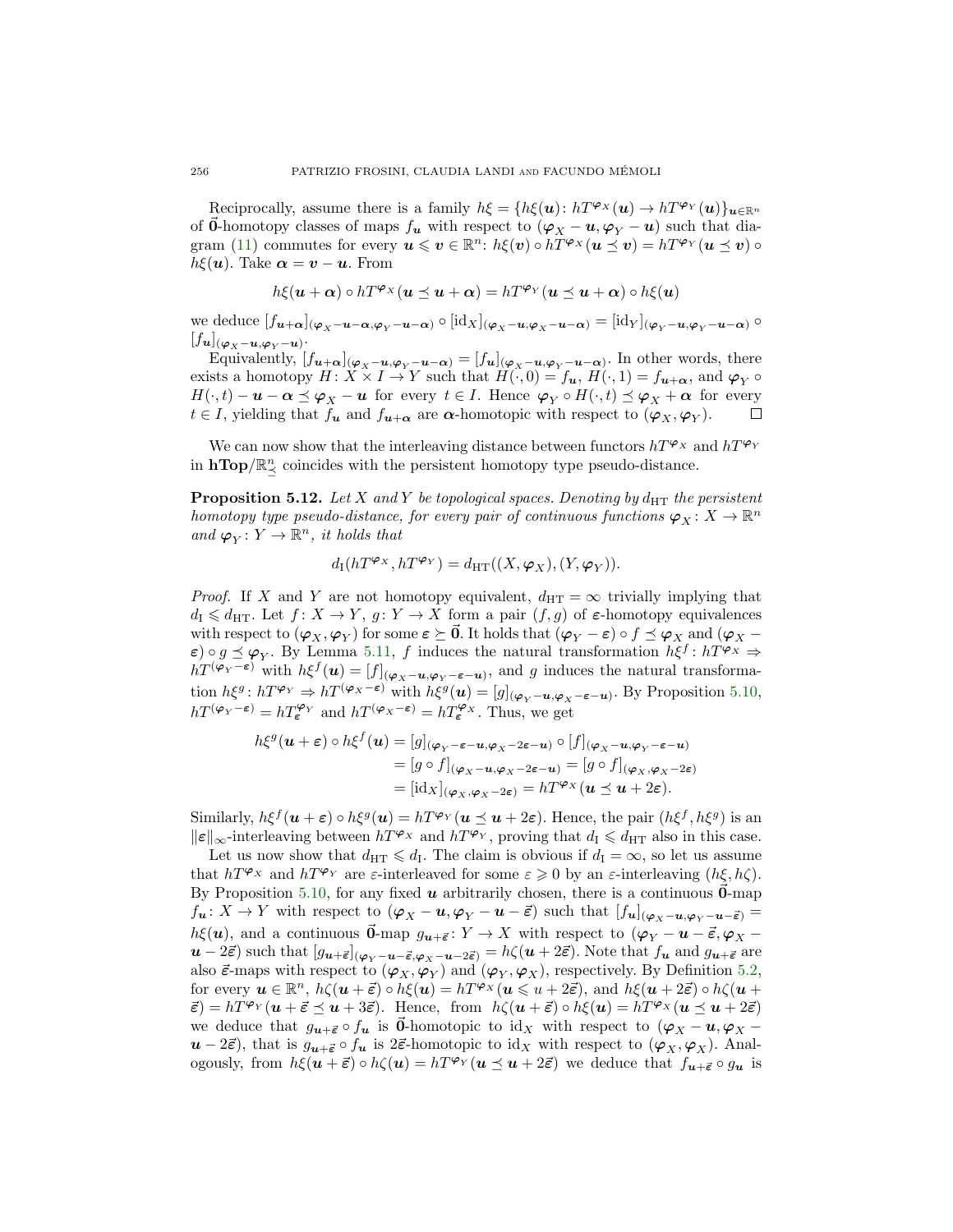Reciprocally, assume there is a family $h\xi = \{h\xi(\boldsymbol{u})\colon hT^{\boldsymbol{\varphi}_X}(\boldsymbol{u}) \to hT^{\boldsymbol{\varphi}_Y}(\boldsymbol{u})\}_{\boldsymbol{u}\in\mathbb{R}^n}$ of $\vec{\mathbf{0}}$-homotopy classes of maps $f_{\boldsymbol{u}}$ with respect to $(\boldsymbol{\varphi}_X - \boldsymbol{u}, \boldsymbol{\varphi}_Y - \boldsymbol{u})$ such that diagram (11) commutes for every $\boldsymbol{u} \leqslant \boldsymbol{v} \in \mathbb{R}^n$: $h\xi(\boldsymbol{v}) \circ hT^{\boldsymbol{\varphi}_X}(\boldsymbol{u} \preceq \boldsymbol{v}) = hT^{\boldsymbol{\varphi}_Y}(\boldsymbol{u} \preceq \boldsymbol{v}) \circ h\xi(\boldsymbol{u})$. Take $\boldsymbol{\alpha} = \boldsymbol{v} - \boldsymbol{u}$. From

$$h\xi(\boldsymbol{u}+\boldsymbol{\alpha}) \circ hT^{\boldsymbol{\varphi}_X}(\boldsymbol{u} \preceq \boldsymbol{u}+\boldsymbol{\alpha}) = hT^{\boldsymbol{\varphi}_Y}(\boldsymbol{u} \preceq \boldsymbol{u}+\boldsymbol{\alpha}) \circ h\xi(\boldsymbol{u})$$

we deduce $[f_{\boldsymbol{u}+\boldsymbol{\alpha}}]_{(\boldsymbol{\varphi}_X-\boldsymbol{u}-\boldsymbol{\alpha},\boldsymbol{\varphi}_Y-\boldsymbol{u}-\boldsymbol{\alpha})} \circ [\mathrm{id}_X]_{(\boldsymbol{\varphi}_X-\boldsymbol{u},\boldsymbol{\varphi}_X-\boldsymbol{u}-\boldsymbol{\alpha})} = [\mathrm{id}_Y]_{(\boldsymbol{\varphi}_Y-\boldsymbol{u},\boldsymbol{\varphi}_Y-\boldsymbol{u}-\boldsymbol{\alpha})} \circ [f_{\boldsymbol{u}}]_{(\boldsymbol{\varphi}_X-\boldsymbol{u},\boldsymbol{\varphi}_Y-\boldsymbol{u})}$.

Equivalently, $[f_{\boldsymbol{u}+\boldsymbol{\alpha}}]_{(\boldsymbol{\varphi}_X-\boldsymbol{u},\boldsymbol{\varphi}_Y-\boldsymbol{u}-\boldsymbol{\alpha})} = [f_{\boldsymbol{u}}]_{(\boldsymbol{\varphi}_X-\boldsymbol{u},\boldsymbol{\varphi}_Y-\boldsymbol{u}-\boldsymbol{\alpha})}$. In other words, there exists a homotopy $H\colon X \times I \to Y$ such that $H(\cdot,0) = f_{\boldsymbol{u}}$, $H(\cdot,1) = f_{\boldsymbol{u}+\boldsymbol{\alpha}}$, and $\boldsymbol{\varphi}_Y \circ H(\cdot,t) - \boldsymbol{u} - \boldsymbol{\alpha} \preceq \boldsymbol{\varphi}_X - \boldsymbol{u}$ for every $t \in I$. Hence $\boldsymbol{\varphi}_Y \circ H(\cdot,t) \preceq \boldsymbol{\varphi}_X + \boldsymbol{\alpha}$ for every $t \in I$, yielding that $f_{\boldsymbol{u}}$ and $f_{\boldsymbol{u}+\boldsymbol{\alpha}}$ are $\boldsymbol{\alpha}$-homotopic with respect to $(\boldsymbol{\varphi}_X, \boldsymbol{\varphi}_Y)$. $\square$

We can now show that the interleaving distance between functors $hT^{\boldsymbol{\varphi}_X}$ and $hT^{\boldsymbol{\varphi}_Y}$ in $\mathbf{hTop}/\mathbb{R}^n_{\preceq}$ coincides with the persistent homotopy type pseudo-distance.

**Proposition 5.12.** *Let $X$ and $Y$ be topological spaces. Denoting by $d_{\mathrm{HT}}$ the persistent homotopy type pseudo-distance, for every pair of continuous functions $\boldsymbol{\varphi}_X\colon X \to \mathbb{R}^n$ and $\boldsymbol{\varphi}_Y\colon Y \to \mathbb{R}^n$, it holds that*

$$d_{\mathrm{I}}(hT^{\boldsymbol{\varphi}_X}, hT^{\boldsymbol{\varphi}_Y}) = d_{\mathrm{HT}}((X,\boldsymbol{\varphi}_X),(Y,\boldsymbol{\varphi}_Y)).$$

*Proof.* If $X$ and $Y$ are not homotopy equivalent, $d_{\mathrm{HT}} = \infty$ trivially implying that $d_{\mathrm{I}} \leqslant d_{\mathrm{HT}}$. Let $f\colon X \to Y$, $g\colon Y \to X$ form a pair $(f,g)$ of $\boldsymbol{\varepsilon}$-homotopy equivalences with respect to $(\boldsymbol{\varphi}_X, \boldsymbol{\varphi}_Y)$ for some $\boldsymbol{\varepsilon} \succeq \vec{\mathbf{0}}$. It holds that $(\boldsymbol{\varphi}_Y - \boldsymbol{\varepsilon}) \circ f \preceq \boldsymbol{\varphi}_X$ and $(\boldsymbol{\varphi}_X - \boldsymbol{\varepsilon}) \circ g \preceq \boldsymbol{\varphi}_Y$. By Lemma 5.11, $f$ induces the natural transformation $h\xi^f\colon hT^{\boldsymbol{\varphi}_X} \Rightarrow hT^{(\boldsymbol{\varphi}_Y-\boldsymbol{\varepsilon})}$ with $h\xi^f(\boldsymbol{u}) = [f]_{(\boldsymbol{\varphi}_X-\boldsymbol{u},\boldsymbol{\varphi}_Y-\boldsymbol{\varepsilon}-\boldsymbol{u})}$, and $g$ induces the natural transformation $h\xi^g\colon hT^{\boldsymbol{\varphi}_Y} \Rightarrow hT^{(\boldsymbol{\varphi}_X-\boldsymbol{\varepsilon})}$ with $h\xi^g(\boldsymbol{u}) = [g]_{(\boldsymbol{\varphi}_Y-\boldsymbol{u},\boldsymbol{\varphi}_X-\boldsymbol{\varepsilon}-\boldsymbol{u})}$. By Proposition 5.10, $hT^{(\boldsymbol{\varphi}_Y-\boldsymbol{\varepsilon})} = hT^{\boldsymbol{\varphi}_Y}_{\boldsymbol{\varepsilon}}$ and $hT^{(\boldsymbol{\varphi}_X-\boldsymbol{\varepsilon})} = hT^{\boldsymbol{\varphi}_X}_{\boldsymbol{\varepsilon}}$. Thus, we get

$$\begin{aligned}
h\xi^g(\boldsymbol{u}+\boldsymbol{\varepsilon}) \circ h\xi^f(\boldsymbol{u}) &= [g]_{(\boldsymbol{\varphi}_Y-\boldsymbol{\varepsilon}-\boldsymbol{u},\boldsymbol{\varphi}_X-2\boldsymbol{\varepsilon}-\boldsymbol{u})} \circ [f]_{(\boldsymbol{\varphi}_X-\boldsymbol{u},\boldsymbol{\varphi}_Y-\boldsymbol{\varepsilon}-\boldsymbol{u})}\\
&= [g\circ f]_{(\boldsymbol{\varphi}_X-\boldsymbol{u},\boldsymbol{\varphi}_X-2\boldsymbol{\varepsilon}-\boldsymbol{u})} = [g\circ f]_{(\boldsymbol{\varphi}_X,\boldsymbol{\varphi}_X-2\boldsymbol{\varepsilon})}\\
&= [\mathrm{id}_X]_{(\boldsymbol{\varphi}_X,\boldsymbol{\varphi}_X-2\boldsymbol{\varepsilon})} = hT^{\boldsymbol{\varphi}_X}(\boldsymbol{u} \preceq \boldsymbol{u}+2\boldsymbol{\varepsilon}).
\end{aligned}$$

Similarly, $h\xi^f(\boldsymbol{u}+\boldsymbol{\varepsilon}) \circ h\xi^g(\boldsymbol{u}) = hT^{\boldsymbol{\varphi}_Y}(\boldsymbol{u} \preceq \boldsymbol{u}+2\boldsymbol{\varepsilon})$. Hence, the pair $(h\xi^f, h\xi^g)$ is an $\|\boldsymbol{\varepsilon}\|_\infty$-interleaving between $hT^{\boldsymbol{\varphi}_X}$ and $hT^{\boldsymbol{\varphi}_Y}$, proving that $d_{\mathrm{I}} \leqslant d_{\mathrm{HT}}$ also in this case.

Let us now show that $d_{\mathrm{HT}} \leqslant d_{\mathrm{I}}$. The claim is obvious if $d_{\mathrm{I}} = \infty$, so let us assume that $hT^{\boldsymbol{\varphi}_X}$ and $hT^{\boldsymbol{\varphi}_Y}$ are $\varepsilon$-interleaved for some $\varepsilon \geqslant 0$ by an $\varepsilon$-interleaving $(h\xi, h\zeta)$. By Proposition 5.10, for any fixed $\boldsymbol{u}$ arbitrarily chosen, there is a continuous $\vec{\mathbf{0}}$-map $f_{\boldsymbol{u}}\colon X \to Y$ with respect to $(\boldsymbol{\varphi}_X - \boldsymbol{u}, \boldsymbol{\varphi}_Y - \boldsymbol{u} - \vec{\varepsilon})$ such that $[f_{\boldsymbol{u}}]_{(\boldsymbol{\varphi}_X-\boldsymbol{u},\boldsymbol{\varphi}_Y-\boldsymbol{u}-\vec{\varepsilon})} = h\xi(\boldsymbol{u})$, and a continuous $\vec{\mathbf{0}}$-map $g_{\boldsymbol{u}+\vec{\varepsilon}}\colon Y \to X$ with respect to $(\boldsymbol{\varphi}_Y - \boldsymbol{u} - \vec{\varepsilon}, \boldsymbol{\varphi}_X - \boldsymbol{u} - 2\vec{\varepsilon})$ such that $[g_{\boldsymbol{u}+\vec{\varepsilon}}]_{(\boldsymbol{\varphi}_Y-\boldsymbol{u}-\vec{\varepsilon},\boldsymbol{\varphi}_X-\boldsymbol{u}-2\vec{\varepsilon})} = h\zeta(\boldsymbol{u}+2\vec{\varepsilon})$. Note that $f_{\boldsymbol{u}}$ and $g_{\boldsymbol{u}+\vec{\varepsilon}}$ are also $\vec{\varepsilon}$-maps with respect to $(\boldsymbol{\varphi}_X, \boldsymbol{\varphi}_Y)$ and $(\boldsymbol{\varphi}_Y, \boldsymbol{\varphi}_X)$, respectively. By Definition 5.2, for every $\boldsymbol{u} \in \mathbb{R}^n$, $h\zeta(\boldsymbol{u}+\vec{\varepsilon}) \circ h\xi(\boldsymbol{u}) = hT^{\boldsymbol{\varphi}_X}(\boldsymbol{u} \leqslant u + 2\vec{\varepsilon})$, and $h\xi(\boldsymbol{u}+2\vec{\varepsilon}) \circ h\zeta(\boldsymbol{u}+\vec{\varepsilon}) = hT^{\boldsymbol{\varphi}_Y}(\boldsymbol{u}+\vec{\varepsilon} \preceq \boldsymbol{u}+3\vec{\varepsilon})$. Hence, from $h\zeta(\boldsymbol{u}+\vec{\varepsilon}) \circ h\xi(\boldsymbol{u}) = hT^{\boldsymbol{\varphi}_X}(\boldsymbol{u} \preceq \boldsymbol{u}+2\vec{\varepsilon})$ we deduce that $g_{\boldsymbol{u}+\vec{\varepsilon}} \circ f_{\boldsymbol{u}}$ is $\vec{\mathbf{0}}$-homotopic to $\mathrm{id}_X$ with respect to $(\boldsymbol{\varphi}_X - \boldsymbol{u}, \boldsymbol{\varphi}_X - \boldsymbol{u} - 2\vec{\varepsilon})$, that is $g_{\boldsymbol{u}+\vec{\varepsilon}} \circ f_{\boldsymbol{u}}$ is $2\vec{\varepsilon}$-homotopic to $\mathrm{id}_X$ with respect to $(\boldsymbol{\varphi}_X, \boldsymbol{\varphi}_X)$. Analogously, from $h\xi(\boldsymbol{u}+\vec{\varepsilon}) \circ h\zeta(\boldsymbol{u}) = hT^{\boldsymbol{\varphi}_Y}(\boldsymbol{u} \preceq \boldsymbol{u}+2\vec{\varepsilon})$ we deduce that $f_{\boldsymbol{u}+\vec{\varepsilon}} \circ g_{\boldsymbol{u}}$ is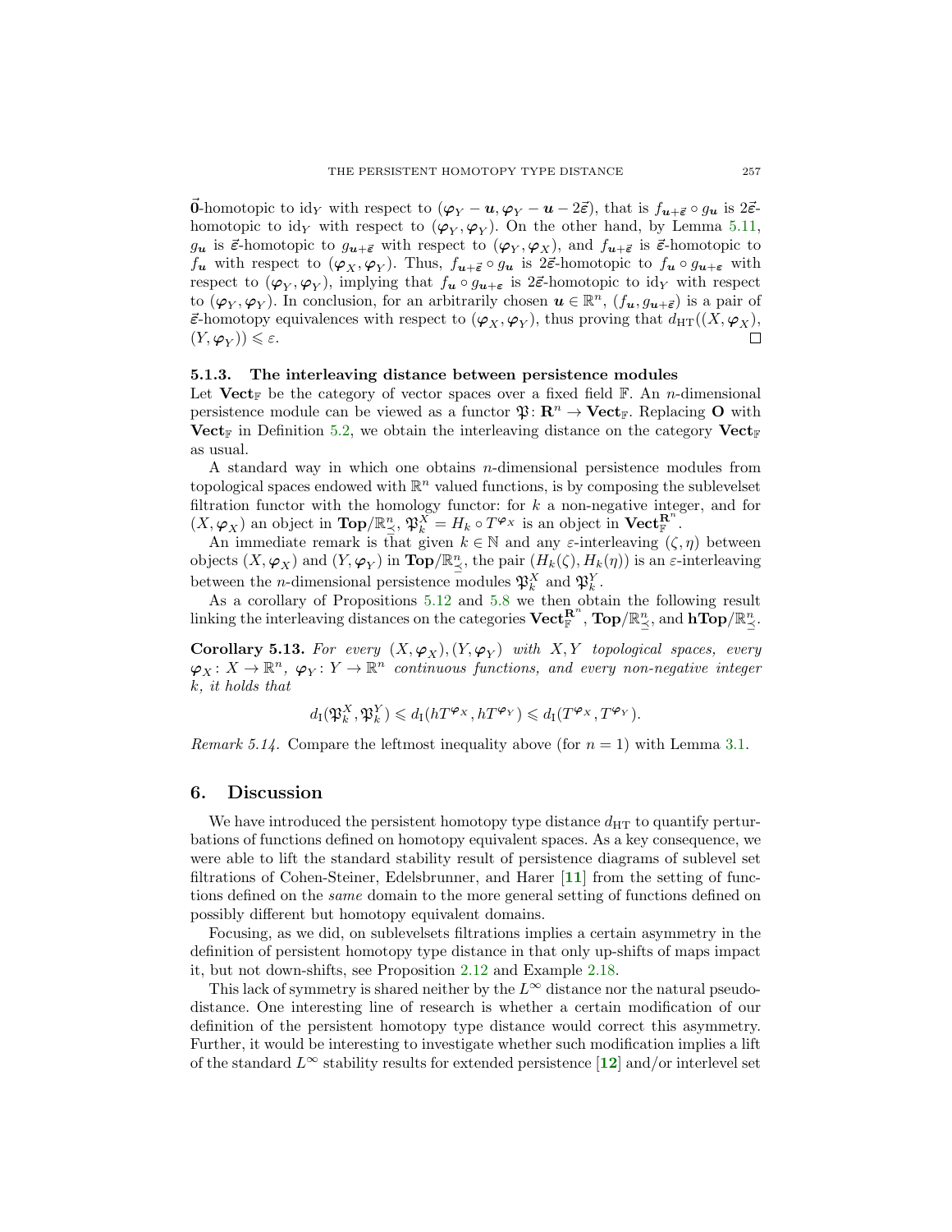$\vec{\mathbf{0}}$-homotopic to $\mathrm{id}_Y$ with respect to $(\boldsymbol{\varphi}_Y - \boldsymbol{u}, \boldsymbol{\varphi}_Y - \boldsymbol{u} - 2\vec{\varepsilon})$, that is $f_{\boldsymbol{u}+\vec{\varepsilon}} \circ g_{\boldsymbol{u}}$ is $2\vec{\varepsilon}$-homotopic to $\mathrm{id}_Y$ with respect to $(\boldsymbol{\varphi}_Y, \boldsymbol{\varphi}_Y)$. On the other hand, by Lemma 5.11, $g_{\boldsymbol{u}}$ is $\vec{\varepsilon}$-homotopic to $g_{\boldsymbol{u}+\vec{\varepsilon}}$ with respect to $(\boldsymbol{\varphi}_Y, \boldsymbol{\varphi}_X)$, and $f_{\boldsymbol{u}+\vec{\varepsilon}}$ is $\vec{\varepsilon}$-homotopic to $f_{\boldsymbol{u}}$ with respect to $(\boldsymbol{\varphi}_X, \boldsymbol{\varphi}_Y)$. Thus, $f_{\boldsymbol{u}+\vec{\varepsilon}} \circ g_{\boldsymbol{u}}$ is $2\vec{\varepsilon}$-homotopic to $f_{\boldsymbol{u}} \circ g_{\boldsymbol{u}+\boldsymbol{\varepsilon}}$ with respect to $(\boldsymbol{\varphi}_Y, \boldsymbol{\varphi}_Y)$, implying that $f_{\boldsymbol{u}} \circ g_{\boldsymbol{u}+\boldsymbol{\varepsilon}}$ is $2\vec{\varepsilon}$-homotopic to $\mathrm{id}_Y$ with respect to $(\boldsymbol{\varphi}_Y, \boldsymbol{\varphi}_Y)$. In conclusion, for an arbitrarily chosen $\boldsymbol{u} \in \mathbb{R}^n$, $(f_{\boldsymbol{u}}, g_{\boldsymbol{u}+\vec{\varepsilon}})$ is a pair of $\vec{\varepsilon}$-homotopy equivalences with respect to $(\boldsymbol{\varphi}_X, \boldsymbol{\varphi}_Y)$, thus proving that $d_{\mathrm{HT}}((X, \boldsymbol{\varphi}_X), (Y, \boldsymbol{\varphi}_Y)) \leqslant \varepsilon$. ∎

### 5.1.3. The interleaving distance between persistence modules

Let $\mathbf{Vect}_{\mathbb{F}}$ be the category of vector spaces over a fixed field $\mathbb{F}$. An $n$-dimensional persistence module can be viewed as a functor $\mathfrak{P}\colon \mathbf{R}^n \to \mathbf{Vect}_{\mathbb{F}}$. Replacing $\mathbf{O}$ with $\mathbf{Vect}_{\mathbb{F}}$ in Definition 5.2, we obtain the interleaving distance on the category $\mathbf{Vect}_{\mathbb{F}}$ as usual.

A standard way in which one obtains $n$-dimensional persistence modules from topological spaces endowed with $\mathbb{R}^n$ valued functions, is by composing the sublevelset filtration functor with the homology functor: for $k$ a non-negative integer, and for $(X, \boldsymbol{\varphi}_X)$ an object in $\mathbf{Top}/\mathbb{R}^n_{\preceq}$, $\mathfrak{P}_k^X = H_k \circ T^{\boldsymbol{\varphi}_X}$ is an object in $\mathbf{Vect}_{\mathbb{F}}^{\mathbf{R}^n}$.

An immediate remark is that given $k \in \mathbb{N}$ and any $\varepsilon$-interleaving $(\zeta, \eta)$ between objects $(X, \boldsymbol{\varphi}_X)$ and $(Y, \boldsymbol{\varphi}_Y)$ in $\mathbf{Top}/\mathbb{R}^n_{\preceq}$, the pair $(H_k(\zeta), H_k(\eta))$ is an $\varepsilon$-interleaving between the $n$-dimensional persistence modules $\mathfrak{P}_k^X$ and $\mathfrak{P}_k^Y$.

As a corollary of Propositions 5.12 and 5.8 we then obtain the following result linking the interleaving distances on the categories $\mathbf{Vect}_{\mathbb{F}}^{\mathbf{R}^n}$, $\mathbf{Top}/\mathbb{R}^n_{\preceq}$, and $\mathbf{hTop}/\mathbb{R}^n_{\preceq}$.

**Corollary 5.13.** *For every $(X, \boldsymbol{\varphi}_X), (Y, \boldsymbol{\varphi}_Y)$ with $X, Y$ topological spaces, every $\boldsymbol{\varphi}_X\colon X \to \mathbb{R}^n$, $\boldsymbol{\varphi}_Y\colon Y \to \mathbb{R}^n$ continuous functions, and every non-negative integer $k$, it holds that*

$$d_{\mathrm{I}}(\mathfrak{P}_k^X, \mathfrak{P}_k^Y) \leqslant d_{\mathrm{I}}(hT^{\boldsymbol{\varphi}_X}, hT^{\boldsymbol{\varphi}_Y}) \leqslant d_{\mathrm{I}}(T^{\boldsymbol{\varphi}_X}, T^{\boldsymbol{\varphi}_Y}).$$

*Remark 5.14.* Compare the leftmost inequality above (for $n = 1$) with Lemma 3.1.

## 6. Discussion

We have introduced the persistent homotopy type distance $d_{\mathrm{HT}}$ to quantify perturbations of functions defined on homotopy equivalent spaces. As a key consequence, we were able to lift the standard stability result of persistence diagrams of sublevel set filtrations of Cohen-Steiner, Edelsbrunner, and Harer [**11**] from the setting of functions defined on the *same* domain to the more general setting of functions defined on possibly different but homotopy equivalent domains.

Focusing, as we did, on sublevelsets filtrations implies a certain asymmetry in the definition of persistent homotopy type distance in that only up-shifts of maps impact it, but not down-shifts, see Proposition 2.12 and Example 2.18.

This lack of symmetry is shared neither by the $L^\infty$ distance nor the natural pseudo-distance. One interesting line of research is whether a certain modification of our definition of the persistent homotopy type distance would correct this asymmetry. Further, it would be interesting to investigate whether such modification implies a lift of the standard $L^\infty$ stability results for extended persistence [**12**] and/or interlevel set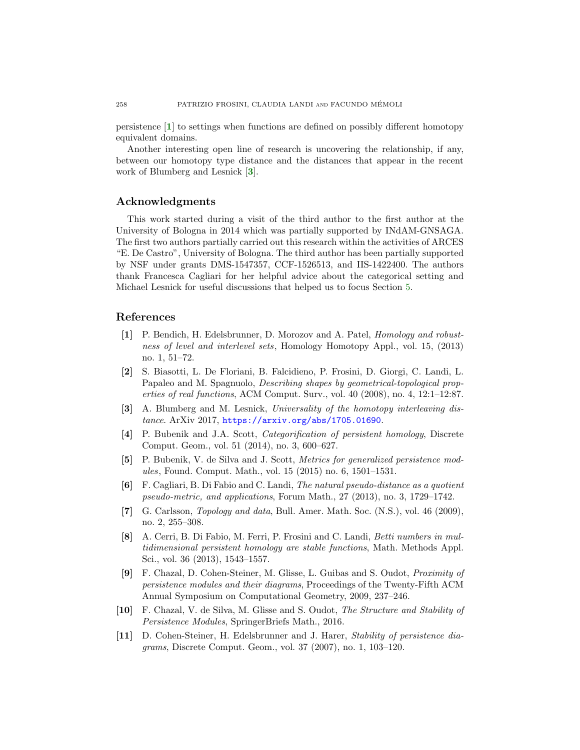persistence [**1**] to settings when functions are defined on possibly different homotopy equivalent domains.

Another interesting open line of research is uncovering the relationship, if any, between our homotopy type distance and the distances that appear in the recent work of Blumberg and Lesnick [**3**].

## Acknowledgments

This work started during a visit of the third author to the first author at the University of Bologna in 2014 which was partially supported by INdAM-GNSAGA. The first two authors partially carried out this research within the activities of ARCES "E. De Castro", University of Bologna. The third author has been partially supported by NSF under grants DMS-1547357, CCF-1526513, and IIS-1422400. The authors thank Francesca Cagliari for her helpful advice about the categorical setting and Michael Lesnick for useful discussions that helped us to focus Section 5.

## References

- [**1**] P. Bendich, H. Edelsbrunner, D. Morozov and A. Patel, *Homology and robustness of level and interlevel sets*, Homology Homotopy Appl., vol. 15, (2013) no. 1, 51–72.
- [**2**] S. Biasotti, L. De Floriani, B. Falcidieno, P. Frosini, D. Giorgi, C. Landi, L. Papaleo and M. Spagnuolo, *Describing shapes by geometrical-topological properties of real functions*, ACM Comput. Surv., vol. 40 (2008), no. 4, 12:1–12:87.
- [**3**] A. Blumberg and M. Lesnick, *Universality of the homotopy interleaving distance*. ArXiv 2017, https://arxiv.org/abs/1705.01690.
- [**4**] P. Bubenik and J.A. Scott, *Categorification of persistent homology*, Discrete Comput. Geom., vol. 51 (2014), no. 3, 600–627.
- [**5**] P. Bubenik, V. de Silva and J. Scott, *Metrics for generalized persistence modules*, Found. Comput. Math., vol. 15 (2015) no. 6, 1501–1531.
- [**6**] F. Cagliari, B. Di Fabio and C. Landi, *The natural pseudo-distance as a quotient pseudo-metric, and applications*, Forum Math., 27 (2013), no. 3, 1729–1742.
- [**7**] G. Carlsson, *Topology and data*, Bull. Amer. Math. Soc. (N.S.), vol. 46 (2009), no. 2, 255–308.
- [**8**] A. Cerri, B. Di Fabio, M. Ferri, P. Frosini and C. Landi, *Betti numbers in multidimensional persistent homology are stable functions*, Math. Methods Appl. Sci., vol. 36 (2013), 1543–1557.
- [**9**] F. Chazal, D. Cohen-Steiner, M. Glisse, L. Guibas and S. Oudot, *Proximity of persistence modules and their diagrams*, Proceedings of the Twenty-Fifth ACM Annual Symposium on Computational Geometry, 2009, 237–246.
- [**10**] F. Chazal, V. de Silva, M. Glisse and S. Oudot, *The Structure and Stability of Persistence Modules*, SpringerBriefs Math., 2016.
- [**11**] D. Cohen-Steiner, H. Edelsbrunner and J. Harer, *Stability of persistence diagrams*, Discrete Comput. Geom., vol. 37 (2007), no. 1, 103–120.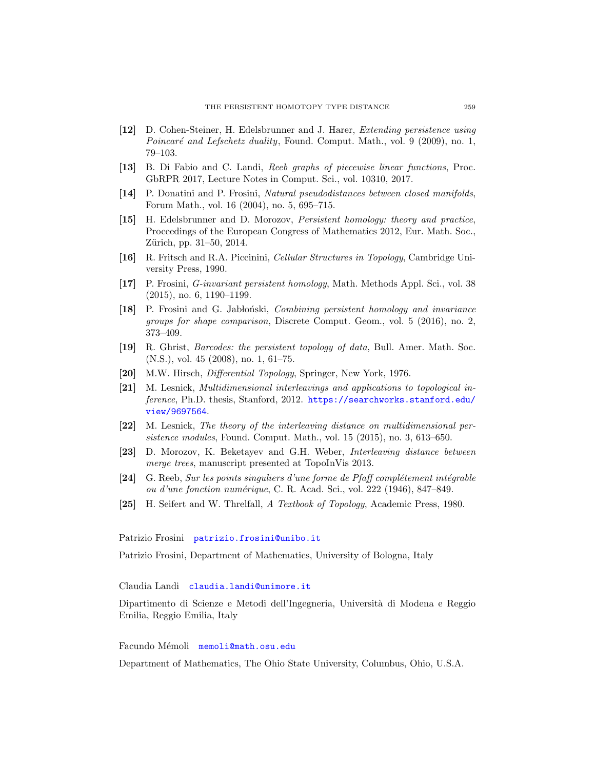**[12]** D. Cohen-Steiner, H. Edelsbrunner and J. Harer, *Extending persistence using Poincaré and Lefschetz duality*, Found. Comput. Math., vol. 9 (2009), no. 1, 79–103.

**[13]** B. Di Fabio and C. Landi, *Reeb graphs of piecewise linear functions*, Proc. GbRPR 2017, Lecture Notes in Comput. Sci., vol. 10310, 2017.

**[14]** P. Donatini and P. Frosini, *Natural pseudodistances between closed manifolds*, Forum Math., vol. 16 (2004), no. 5, 695–715.

**[15]** H. Edelsbrunner and D. Morozov, *Persistent homology: theory and practice*, Proceedings of the European Congress of Mathematics 2012, Eur. Math. Soc., Zürich, pp. 31–50, 2014.

**[16]** R. Fritsch and R.A. Piccinini, *Cellular Structures in Topology*, Cambridge University Press, 1990.

**[17]** P. Frosini, *G-invariant persistent homology*, Math. Methods Appl. Sci., vol. 38 (2015), no. 6, 1190–1199.

**[18]** P. Frosini and G. Jabłoński, *Combining persistent homology and invariance groups for shape comparison*, Discrete Comput. Geom., vol. 5 (2016), no. 2, 373–409.

**[19]** R. Ghrist, *Barcodes: the persistent topology of data*, Bull. Amer. Math. Soc. (N.S.), vol. 45 (2008), no. 1, 61–75.

**[20]** M.W. Hirsch, *Differential Topology*, Springer, New York, 1976.

**[21]** M. Lesnick, *Multidimensional interleavings and applications to topological inference*, Ph.D. thesis, Stanford, 2012. https://searchworks.stanford.edu/view/9697564.

**[22]** M. Lesnick, *The theory of the interleaving distance on multidimensional persistence modules*, Found. Comput. Math., vol. 15 (2015), no. 3, 613–650.

**[23]** D. Morozov, K. Beketayev and G.H. Weber, *Interleaving distance between merge trees*, manuscript presented at TopoInVis 2013.

**[24]** G. Reeb, *Sur les points singuliers d'une forme de Pfaff complétement intégrable ou d'une fonction numérique*, C. R. Acad. Sci., vol. 222 (1946), 847–849.

**[25]** H. Seifert and W. Threlfall, *A Textbook of Topology*, Academic Press, 1980.

Patrizio Frosini patrizio.frosini@unibo.it

Patrizio Frosini, Department of Mathematics, University of Bologna, Italy

Claudia Landi claudia.landi@unimore.it

Dipartimento di Scienze e Metodi dell'Ingegneria, Università di Modena e Reggio Emilia, Reggio Emilia, Italy

Facundo Mémoli memoli@math.osu.edu

Department of Mathematics, The Ohio State University, Columbus, Ohio, U.S.A.